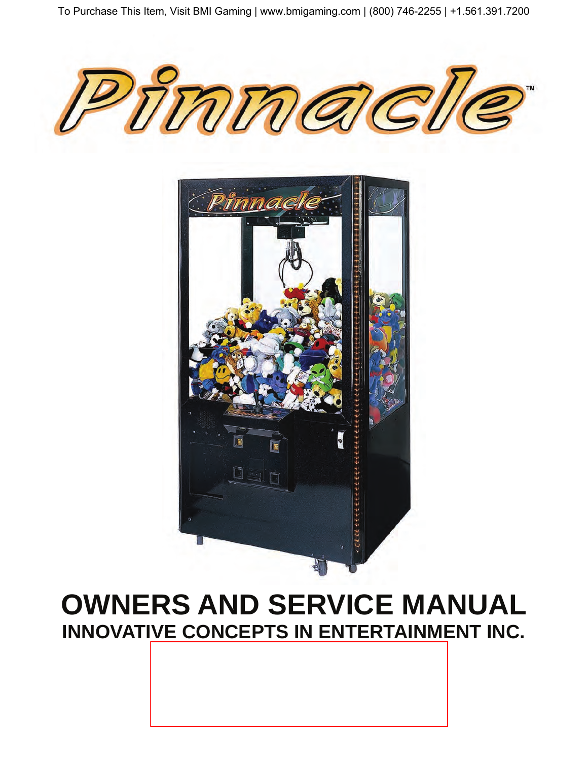To Purchase This Item, Visit BMI Gaming | www.bmigaming.com | (800) 746-2255 | +1.561.391.7200

# Pinnacle™

# OWNERS AND SERVICE MANUAL

## INNOVATIVE CONCEPTS IN ENTERTAINMENT INC.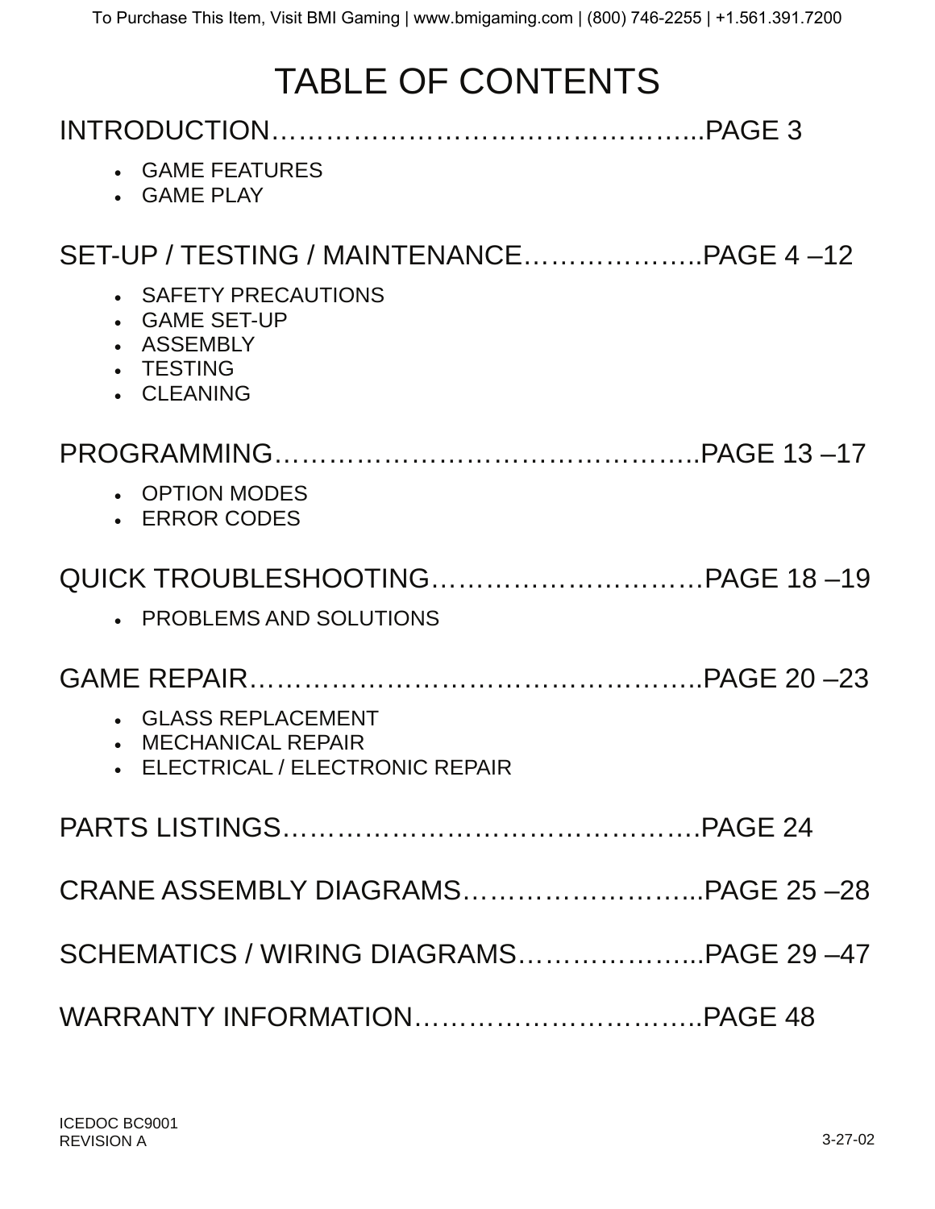# TABLE OF CONTENTS

INTRODUCTION……………………………………………...PAGE 3

- GAME FEATURES
- GAME PLAY

SET-UP / TESTING / MAINTENANCE………………..PAGE 4 –12

- SAFETY PRECAUTIONS
- GAME SET-UP
- ASSEMBLY
- TESTING
- CLEANING

PROGRAMMING……………………………………..PAGE 13 –17

- OPTION MODES
- ERROR CODES

QUICK TROUBLESHOOTING…………………………PAGE 18 –19

- PROBLEMS AND SOLUTIONS

GAME REPAIR………………………………………..PAGE 20 –23

- GLASS REPLACEMENT
- MECHANICAL REPAIR
- ELECTRICAL / ELECTRONIC REPAIR

PARTS LISTINGS…………………………………….PAGE 24

CRANE ASSEMBLY DIAGRAMS……………………...PAGE 25 –28

SCHEMATICS / WIRING DIAGRAMS………………...PAGE 29 –47

WARRANTY INFORMATION………………………….PAGE 48

ICEDOC BC9001
REVISION A

3-27-02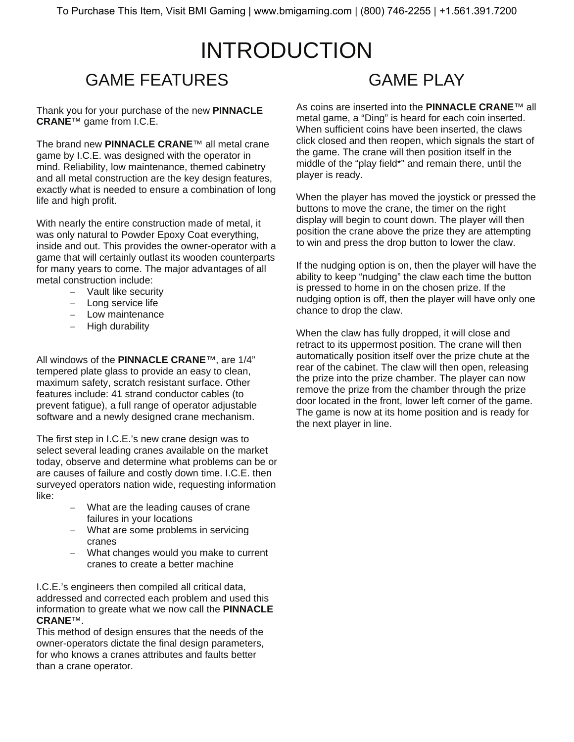# INTRODUCTION

## GAME FEATURES

Thank you for your purchase of the new **PINNACLE CRANE**™ game from I.C.E.

The brand new **PINNACLE CRANE**™ all metal crane game by I.C.E. was designed with the operator in mind. Reliability, low maintenance, themed cabinetry and all metal construction are the key design features, exactly what is needed to ensure a combination of long life and high profit.

With nearly the entire construction made of metal, it was only natural to Powder Epoxy Coat everything, inside and out. This provides the owner-operator with a game that will certainly outlast its wooden counterparts for many years to come. The major advantages of all metal construction include:

- Vault like security
- Long service life
- Low maintenance
- High durability

All windows of the **PINNACLE CRANE**™, are 1/4" tempered plate glass to provide an easy to clean, maximum safety, scratch resistant surface. Other features include: 41 strand conductor cables (to prevent fatigue), a full range of operator adjustable software and a newly designed crane mechanism.

The first step in I.C.E.'s new crane design was to select several leading cranes available on the market today, observe and determine what problems can be or are causes of failure and costly down time. I.C.E. then surveyed operators nation wide, requesting information like:

- What are the leading causes of crane failures in your locations
- What are some problems in servicing cranes
- What changes would you make to current cranes to create a better machine

I.C.E.'s engineers then compiled all critical data, addressed and corrected each problem and used this information to greate what we now call the **PINNACLE CRANE**™.
This method of design ensures that the needs of the owner-operators dictate the final design parameters, for who knows a cranes attributes and faults better than a crane operator.

## GAME PLAY

As coins are inserted into the **PINNACLE CRANE**™ all metal game, a "Ding" is heard for each coin inserted. When sufficient coins have been inserted, the claws click closed and then reopen, which signals the start of the game. The crane will then position itself in the middle of the "play field*" and remain there, until the player is ready.

When the player has moved the joystick or pressed the buttons to move the crane, the timer on the right display will begin to count down. The player will then position the crane above the prize they are attempting to win and press the drop button to lower the claw.

If the nudging option is on, then the player will have the ability to keep "nudging" the claw each time the button is pressed to home in on the chosen prize. If the nudging option is off, then the player will have only one chance to drop the claw.

When the claw has fully dropped, it will close and retract to its uppermost position. The crane will then automatically position itself over the prize chute at the rear of the cabinet. The claw will then open, releasing the prize into the prize chamber. The player can now remove the prize from the chamber through the prize door located in the front, lower left corner of the game. The game is now at its home position and is ready for the next player in line.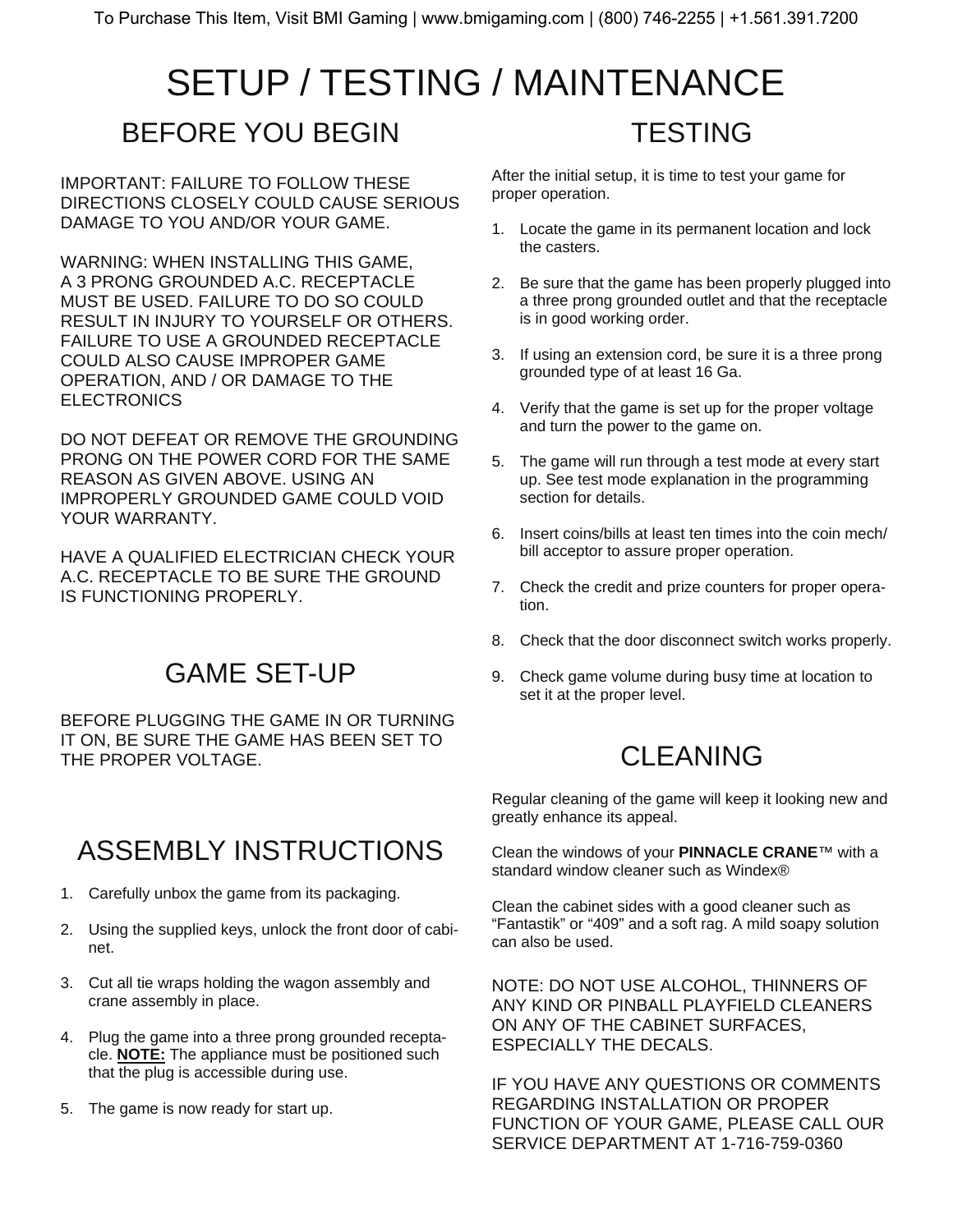# SETUP / TESTING / MAINTENANCE

## BEFORE YOU BEGIN

IMPORTANT: FAILURE TO FOLLOW THESE DIRECTIONS CLOSELY COULD CAUSE SERIOUS DAMAGE TO YOU AND/OR YOUR GAME.

WARNING: WHEN INSTALLING THIS GAME, A 3 PRONG GROUNDED A.C. RECEPTACLE MUST BE USED. FAILURE TO DO SO COULD RESULT IN INJURY TO YOURSELF OR OTHERS. FAILURE TO USE A GROUNDED RECEPTACLE COULD ALSO CAUSE IMPROPER GAME OPERATION, AND / OR DAMAGE TO THE ELECTRONICS

DO NOT DEFEAT OR REMOVE THE GROUNDING PRONG ON THE POWER CORD FOR THE SAME REASON AS GIVEN ABOVE. USING AN IMPROPERLY GROUNDED GAME COULD VOID YOUR WARRANTY.

HAVE A QUALIFIED ELECTRICIAN CHECK YOUR A.C. RECEPTACLE TO BE SURE THE GROUND IS FUNCTIONING PROPERLY.

## GAME SET-UP

BEFORE PLUGGING THE GAME IN OR TURNING IT ON, BE SURE THE GAME HAS BEEN SET TO THE PROPER VOLTAGE.

## ASSEMBLY INSTRUCTIONS

1. Carefully unbox the game from its packaging.
2. Using the supplied keys, unlock the front door of cabinet.
3. Cut all tie wraps holding the wagon assembly and crane assembly in place.
4. Plug the game into a three prong grounded receptacle. **NOTE:** The appliance must be positioned such that the plug is accessible during use.
5. The game is now ready for start up.

## TESTING

After the initial setup, it is time to test your game for proper operation.

1. Locate the game in its permanent location and lock the casters.
2. Be sure that the game has been properly plugged into a three prong grounded outlet and that the receptacle is in good working order.
3. If using an extension cord, be sure it is a three prong grounded type of at least 16 Ga.
4. Verify that the game is set up for the proper voltage and turn the power to the game on.
5. The game will run through a test mode at every start up. See test mode explanation in the programming section for details.
6. Insert coins/bills at least ten times into the coin mech/ bill acceptor to assure proper operation.
7. Check the credit and prize counters for proper operation.
8. Check that the door disconnect switch works properly.
9. Check game volume during busy time at location to set it at the proper level.

## CLEANING

Regular cleaning of the game will keep it looking new and greatly enhance its appeal.

Clean the windows of your **PINNACLE CRANE**™ with a standard window cleaner such as Windex®

Clean the cabinet sides with a good cleaner such as "Fantastik" or "409" and a soft rag. A mild soapy solution can also be used.

NOTE: DO NOT USE ALCOHOL, THINNERS OF ANY KIND OR PINBALL PLAYFIELD CLEANERS ON ANY OF THE CABINET SURFACES, ESPECIALLY THE DECALS.

IF YOU HAVE ANY QUESTIONS OR COMMENTS REGARDING INSTALLATION OR PROPER FUNCTION OF YOUR GAME, PLEASE CALL OUR SERVICE DEPARTMENT AT 1-716-759-0360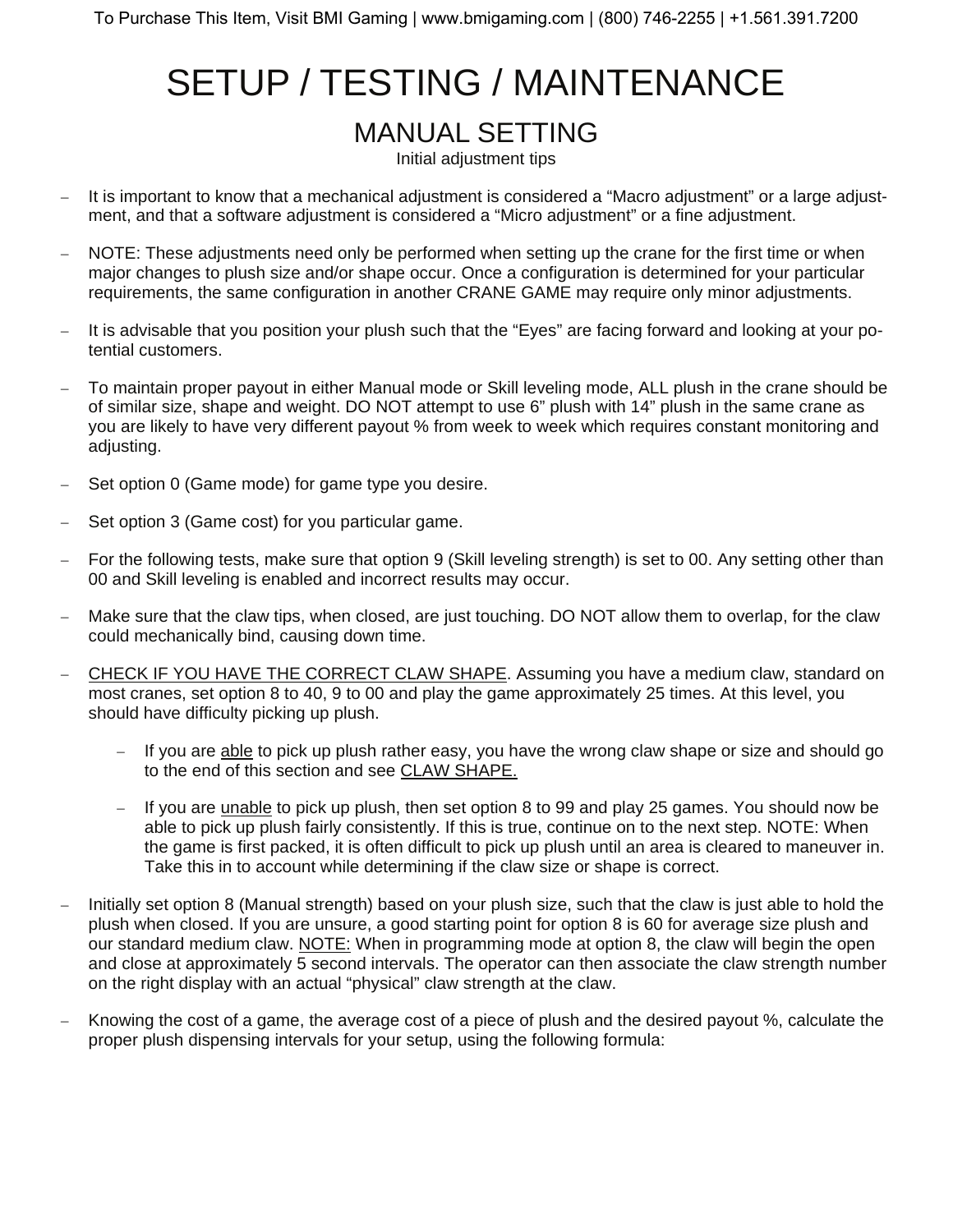# SETUP / TESTING / MAINTENANCE

## MANUAL SETTING

Initial adjustment tips

- It is important to know that a mechanical adjustment is considered a “Macro adjustment” or a large adjustment, and that a software adjustment is considered a “Micro adjustment” or a fine adjustment.
- NOTE: These adjustments need only be performed when setting up the crane for the first time or when major changes to plush size and/or shape occur. Once a configuration is determined for your particular requirements, the same configuration in another CRANE GAME may require only minor adjustments.
- It is advisable that you position your plush such that the “Eyes” are facing forward and looking at your potential customers.
- To maintain proper payout in either Manual mode or Skill leveling mode, ALL plush in the crane should be of similar size, shape and weight. DO NOT attempt to use 6” plush with 14” plush in the same crane as you are likely to have very different payout % from week to week which requires constant monitoring and adjusting.
- Set option 0 (Game mode) for game type you desire.
- Set option 3 (Game cost) for you particular game.
- For the following tests, make sure that option 9 (Skill leveling strength) is set to 00. Any setting other than 00 and Skill leveling is enabled and incorrect results may occur.
- Make sure that the claw tips, when closed, are just touching. DO NOT allow them to overlap, for the claw could mechanically bind, causing down time.
- <u>CHECK IF YOU HAVE THE CORRECT CLAW SHAPE</u>. Assuming you have a medium claw, standard on most cranes, set option 8 to 40, 9 to 00 and play the game approximately 25 times. At this level, you should have difficulty picking up plush.
  - If you are <u>able</u> to pick up plush rather easy, you have the wrong claw shape or size and should go to the end of this section and see <u>CLAW SHAPE.</u>
  - If you are <u>unable</u> to pick up plush, then set option 8 to 99 and play 25 games. You should now be able to pick up plush fairly consistently. If this is true, continue on to the next step. NOTE: When the game is first packed, it is often difficult to pick up plush until an area is cleared to maneuver in. Take this in to account while determining if the claw size or shape is correct.
- Initially set option 8 (Manual strength) based on your plush size, such that the claw is just able to hold the plush when closed. If you are unsure, a good starting point for option 8 is 60 for average size plush and our standard medium claw. <u>NOTE:</u> When in programming mode at option 8, the claw will begin the open and close at approximately 5 second intervals. The operator can then associate the claw strength number on the right display with an actual “physical” claw strength at the claw.
- Knowing the cost of a game, the average cost of a piece of plush and the desired payout %, calculate the proper plush dispensing intervals for your setup, using the following formula: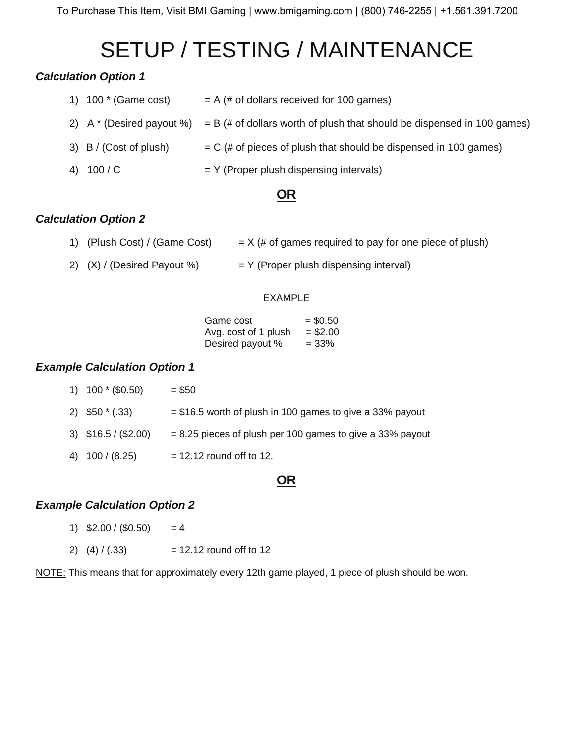# SETUP / TESTING / MAINTENANCE

***Calculation Option 1***

1) 100 * (Game cost) = A (# of dollars received for 100 games)
2) A * (Desired payout %) = B (# of dollars worth of plush that should be dispensed in 100 games)
3) B / (Cost of plush) = C (# of pieces of plush that should be dispensed in 100 games)
4) 100 / C = Y (Proper plush dispensing intervals)

**OR**

***Calculation Option 2***

1) (Plush Cost) / (Game Cost) = X (# of games required to pay for one piece of plush)
2) (X) / (Desired Payout %) = Y (Proper plush dispensing interval)

EXAMPLE

Game cost = $0.50
Avg. cost of 1 plush = $2.00
Desired payout % = 33%

***Example Calculation Option 1***

1) 100 * ($0.50) = $50
2) $50 * (.33) = $16.5 worth of plush in 100 games to give a 33% payout
3) $16.5 / ($2.00) = 8.25 pieces of plush per 100 games to give a 33% payout
4) 100 / (8.25) = 12.12 round off to 12.

**OR**

***Example Calculation Option 2***

1) $2.00 / ($0.50) = 4
2) (4) / (.33) = 12.12 round off to 12

NOTE: This means that for approximately every 12th game played, 1 piece of plush should be won.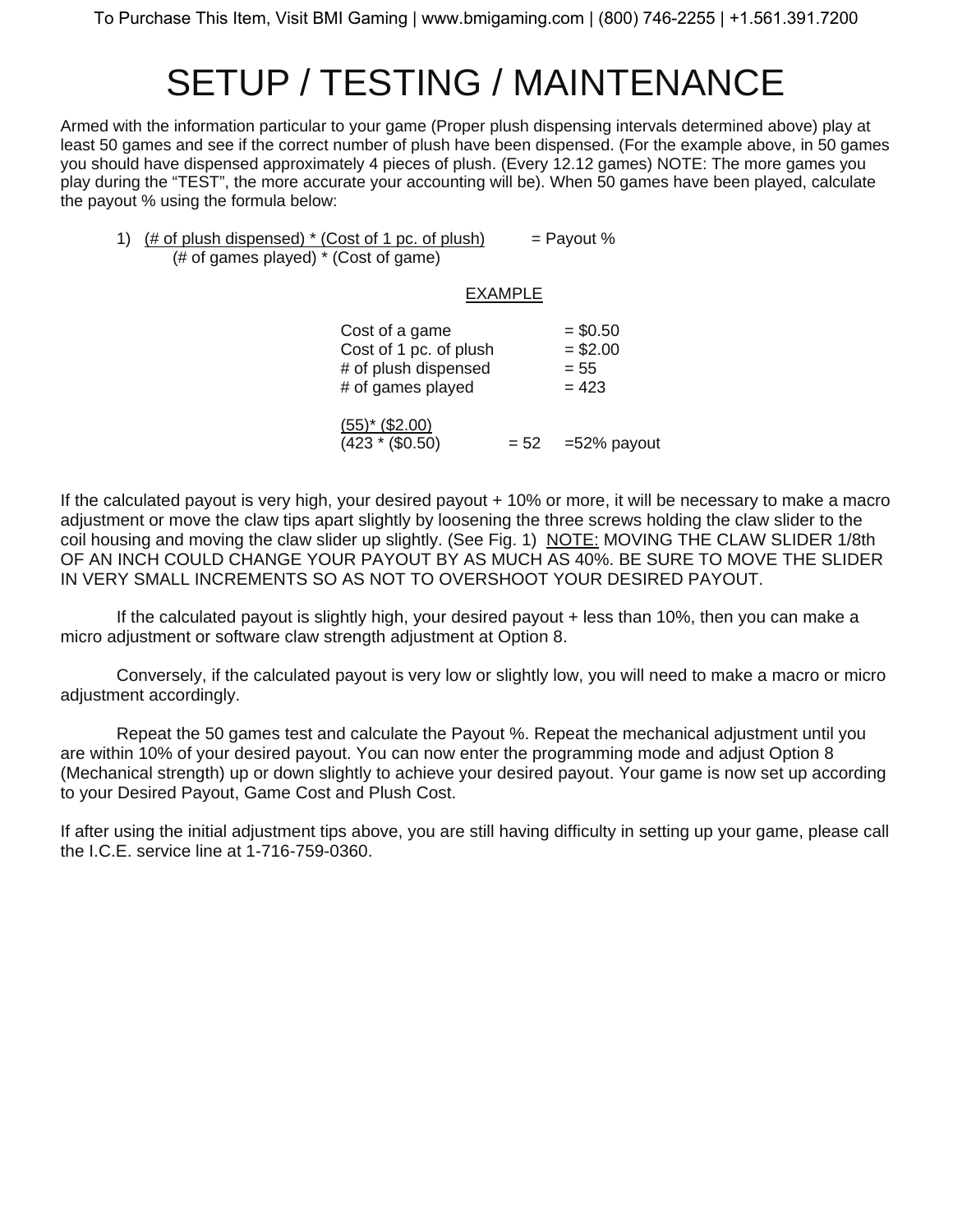# SETUP / TESTING / MAINTENANCE

Armed with the information particular to your game (Proper plush dispensing intervals determined above) play at least 50 games and see if the correct number of plush have been dispensed. (For the example above, in 50 games you should have dispensed approximately 4 pieces of plush. (Every 12.12 games) NOTE: The more games you play during the "TEST", the more accurate your accounting will be). When 50 games have been played, calculate the payout % using the formula below:

1) $\dfrac{\text{(\# of plush dispensed) * (Cost of 1 pc. of plush)}}{\text{(\# of games played) * (Cost of game)}}$ = Payout %

<u>EXAMPLE</u>

| | |
|---|---|
| Cost of a game | = $0.50 |
| Cost of 1 pc. of plush | = $2.00 |
| # of plush dispensed | = 55 |
| # of games played | = 423 |

$\dfrac{(55)\text{* } (\$2.00)}{(423\text{ * } (\$0.50)}$ = 52 =52% payout

If the calculated payout is very high, your desired payout + 10% or more, it will be necessary to make a macro adjustment or move the claw tips apart slightly by loosening the three screws holding the claw slider to the coil housing and moving the claw slider up slightly. (See Fig. 1) <u>NOTE:</u> MOVING THE CLAW SLIDER 1/8th OF AN INCH COULD CHANGE YOUR PAYOUT BY AS MUCH AS 40%. BE SURE TO MOVE THE SLIDER IN VERY SMALL INCREMENTS SO AS NOT TO OVERSHOOT YOUR DESIRED PAYOUT.

If the calculated payout is slightly high, your desired payout + less than 10%, then you can make a micro adjustment or software claw strength adjustment at Option 8.

Conversely, if the calculated payout is very low or slightly low, you will need to make a macro or micro adjustment accordingly.

Repeat the 50 games test and calculate the Payout %. Repeat the mechanical adjustment until you are within 10% of your desired payout. You can now enter the programming mode and adjust Option 8 (Mechanical strength) up or down slightly to achieve your desired payout. Your game is now set up according to your Desired Payout, Game Cost and Plush Cost.

If after using the initial adjustment tips above, you are still having difficulty in setting up your game, please call the I.C.E. service line at 1-716-759-0360.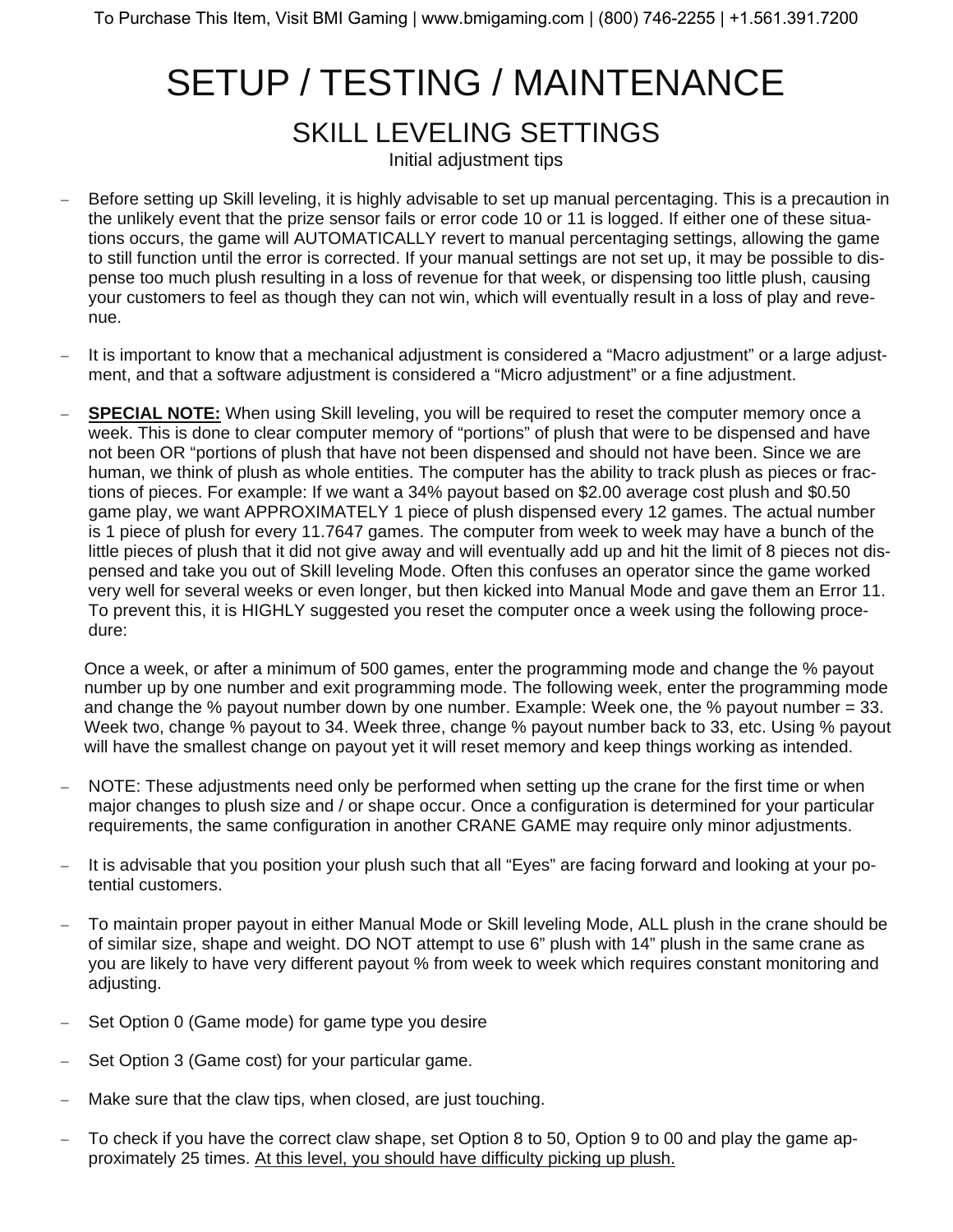# SETUP / TESTING / MAINTENANCE

## SKILL LEVELING SETTINGS

Initial adjustment tips

- Before setting up Skill leveling, it is highly advisable to set up manual percentaging. This is a precaution in the unlikely event that the prize sensor fails or error code 10 or 11 is logged. If either one of these situations occurs, the game will AUTOMATICALLY revert to manual percentaging settings, allowing the game to still function until the error is corrected. If your manual settings are not set up, it may be possible to dispense too much plush resulting in a loss of revenue for that week, or dispensing too little plush, causing your customers to feel as though they can not win, which will eventually result in a loss of play and revenue.

- It is important to know that a mechanical adjustment is considered a “Macro adjustment” or a large adjustment, and that a software adjustment is considered a “Micro adjustment” or a fine adjustment.

- **SPECIAL NOTE:** When using Skill leveling, you will be required to reset the computer memory once a week. This is done to clear computer memory of “portions” of plush that were to be dispensed and have not been OR “portions of plush that have not been dispensed and should not have been. Since we are human, we think of plush as whole entities. The computer has the ability to track plush as pieces or fractions of pieces. For example: If we want a 34% payout based on $2.00 average cost plush and $0.50 game play, we want APPROXIMATELY 1 piece of plush dispensed every 12 games. The actual number is 1 piece of plush for every 11.7647 games. The computer from week to week may have a bunch of the little pieces of plush that it did not give away and will eventually add up and hit the limit of 8 pieces not dispensed and take you out of Skill leveling Mode. Often this confuses an operator since the game worked very well for several weeks or even longer, but then kicked into Manual Mode and gave them an Error 11. To prevent this, it is HIGHLY suggested you reset the computer once a week using the following procedure:

  Once a week, or after a minimum of 500 games, enter the programming mode and change the % payout number up by one number and exit programming mode. The following week, enter the programming mode and change the % payout number down by one number. Example: Week one, the % payout number = 33. Week two, change % payout to 34. Week three, change % payout number back to 33, etc. Using % payout will have the smallest change on payout yet it will reset memory and keep things working as intended.

- NOTE: These adjustments need only be performed when setting up the crane for the first time or when major changes to plush size and / or shape occur. Once a configuration is determined for your particular requirements, the same configuration in another CRANE GAME may require only minor adjustments.

- It is advisable that you position your plush such that all “Eyes” are facing forward and looking at your potential customers.

- To maintain proper payout in either Manual Mode or Skill leveling Mode, ALL plush in the crane should be of similar size, shape and weight. DO NOT attempt to use 6” plush with 14” plush in the same crane as you are likely to have very different payout % from week to week which requires constant monitoring and adjusting.

- Set Option 0 (Game mode) for game type you desire

- Set Option 3 (Game cost) for your particular game.

- Make sure that the claw tips, when closed, are just touching.

- To check if you have the correct claw shape, set Option 8 to 50, Option 9 to 00 and play the game approximately 25 times. <u>At this level, you should have difficulty picking up plush.</u>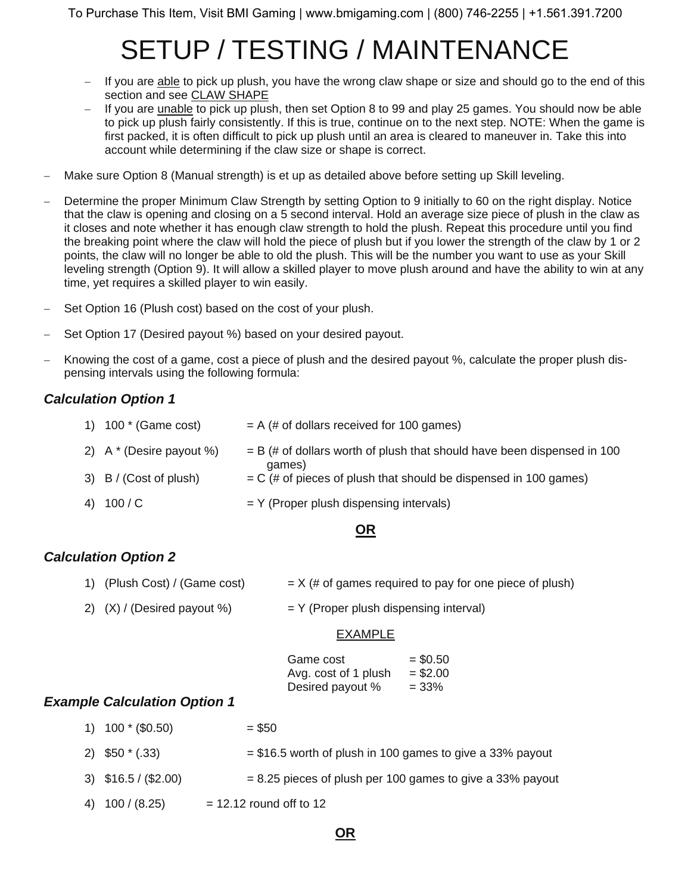# SETUP / TESTING / MAINTENANCE

  - If you are <u>able</u> to pick up plush, you have the wrong claw shape or size and should go to the end of this section and see <u>CLAW SHAPE</u>
  - If you are <u>unable</u> to pick up plush, then set Option 8 to 99 and play 25 games. You should now be able to pick up plush fairly consistently. If this is true, continue on to the next step. NOTE: When the game is first packed, it is often difficult to pick up plush until an area is cleared to maneuver in. Take this into account while determining if the claw size or shape is correct.

- Make sure Option 8 (Manual strength) is et up as detailed above before setting up Skill leveling.

- Determine the proper Minimum Claw Strength by setting Option to 9 initially to 60 on the right display. Notice that the claw is opening and closing on a 5 second interval. Hold an average size piece of plush in the claw as it closes and note whether it has enough claw strength to hold the plush. Repeat this procedure until you find the breaking point where the claw will hold the piece of plush but if you lower the strength of the claw by 1 or 2 points, the claw will no longer be able to old the plush. This will be the number you want to use as your Skill leveling strength (Option 9). It will allow a skilled player to move plush around and have the ability to win at any time, yet requires a skilled player to win easily.

- Set Option 16 (Plush cost) based on the cost of your plush.

- Set Option 17 (Desired payout %) based on your desired payout.

- Knowing the cost of a game, cost a piece of plush and the desired payout %, calculate the proper plush dispensing intervals using the following formula:

### *Calculation Option 1*

1) 100 * (Game cost) = A (# of dollars received for 100 games)
2) A * (Desire payout %) = B (# of dollars worth of plush that should have been dispensed in 100 games)
3) B / (Cost of plush) = C (# of pieces of plush that should be dispensed in 100 games)
4) 100 / C = Y (Proper plush dispensing intervals)

**<u>OR</u>**

### *Calculation Option 2*

1) (Plush Cost) / (Game cost) = X (# of games required to pay for one piece of plush)
2) (X) / (Desired payout %) = Y (Proper plush dispensing interval)

<u>EXAMPLE</u>

| | |
|---|---|
| Game cost | = $0.50 |
| Avg. cost of 1 plush | = $2.00 |
| Desired payout % | = 33% |

### *Example Calculation Option 1*

1) 100 * ($0.50) = $50
2) $50 * (.33) = $16.5 worth of plush in 100 games to give a 33% payout
3) $16.5 / ($2.00) = 8.25 pieces of plush per 100 games to give a 33% payout
4) 100 / (8.25) = 12.12 round off to 12

**<u>OR</u>**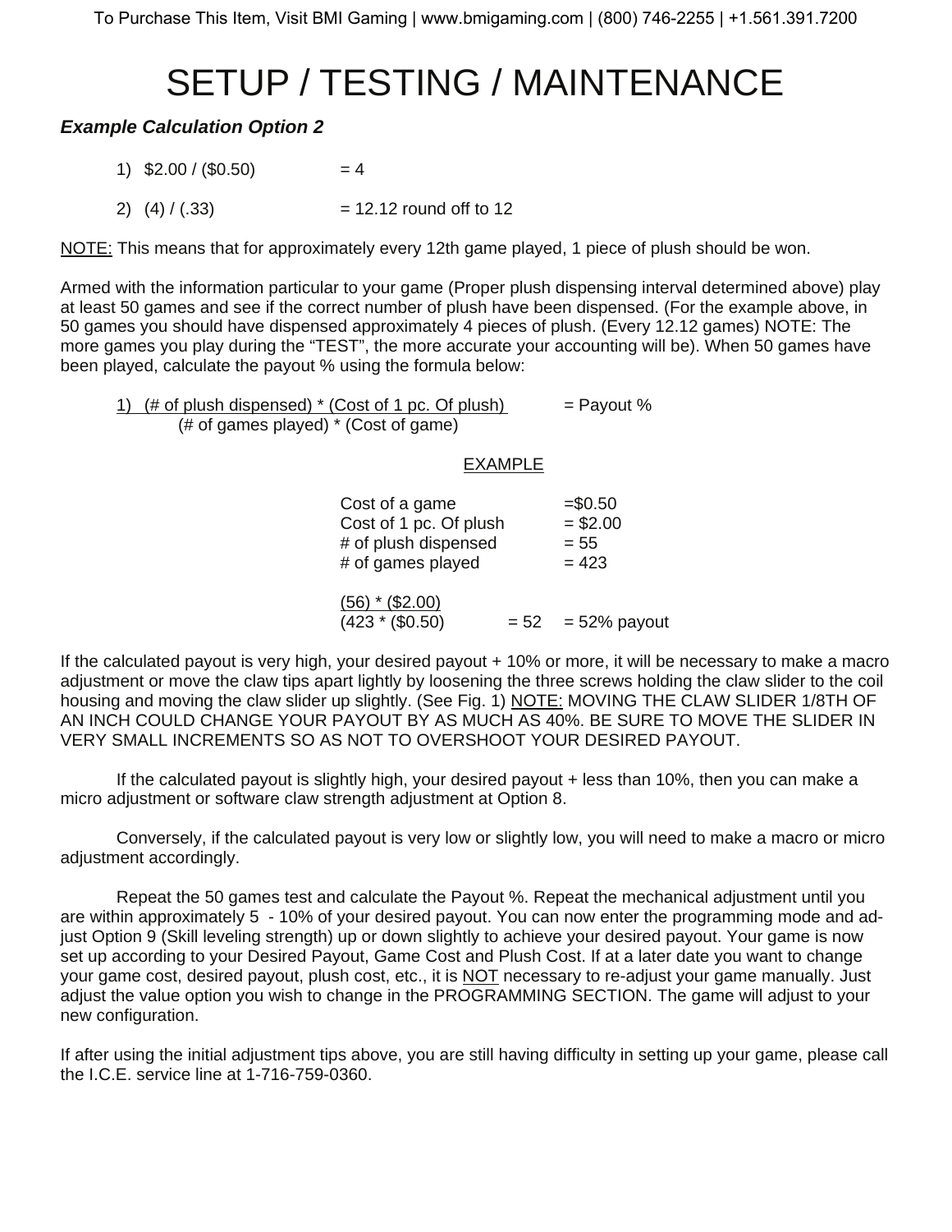# SETUP / TESTING / MAINTENANCE

***Example Calculation Option 2***

1) $2.00 / ($0.50) = 4

2) (4) / (.33) = 12.12 round off to 12

<u>NOTE:</u> This means that for approximately every 12th game played, 1 piece of plush should be won.

Armed with the information particular to your game (Proper plush dispensing interval determined above) play at least 50 games and see if the correct number of plush have been dispensed. (For the example above, in 50 games you should have dispensed approximately 4 pieces of plush. (Every 12.12 games) NOTE: The more games you play during the "TEST", the more accurate your accounting will be). When 50 games have been played, calculate the payout % using the formula below:

1) $\frac{\text{(\# of plush dispensed) * (Cost of 1 pc. Of plush)}}{\text{(\# of games played) * (Cost of game)}}$ = Payout %

<u>EXAMPLE</u>

| | |
|---|---|
| Cost of a game | =$0.50 |
| Cost of 1 pc. Of plush | = $2.00 |
| # of plush dispensed | = 55 |
| # of games played | = 423 |

$\frac{(56) * (\$2.00)}{(423 * (\$0.50)}$ = 52 = 52% payout

If the calculated payout is very high, your desired payout + 10% or more, it will be necessary to make a macro adjustment or move the claw tips apart lightly by loosening the three screws holding the claw slider to the coil housing and moving the claw slider up slightly. (See Fig. 1) <u>NOTE:</u> MOVING THE CLAW SLIDER 1/8TH OF AN INCH COULD CHANGE YOUR PAYOUT BY AS MUCH AS 40%. BE SURE TO MOVE THE SLIDER IN VERY SMALL INCREMENTS SO AS NOT TO OVERSHOOT YOUR DESIRED PAYOUT.

If the calculated payout is slightly high, your desired payout + less than 10%, then you can make a micro adjustment or software claw strength adjustment at Option 8.

Conversely, if the calculated payout is very low or slightly low, you will need to make a macro or micro adjustment accordingly.

Repeat the 50 games test and calculate the Payout %. Repeat the mechanical adjustment until you are within approximately 5 - 10% of your desired payout. You can now enter the programming mode and adjust Option 9 (Skill leveling strength) up or down slightly to achieve your desired payout. Your game is now set up according to your Desired Payout, Game Cost and Plush Cost. If at a later date you want to change your game cost, desired payout, plush cost, etc., it is <u>NOT</u> necessary to re-adjust your game manually. Just adjust the value option you wish to change in the PROGRAMMING SECTION. The game will adjust to your new configuration.

If after using the initial adjustment tips above, you are still having difficulty in setting up your game, please call the I.C.E. service line at 1-716-759-0360.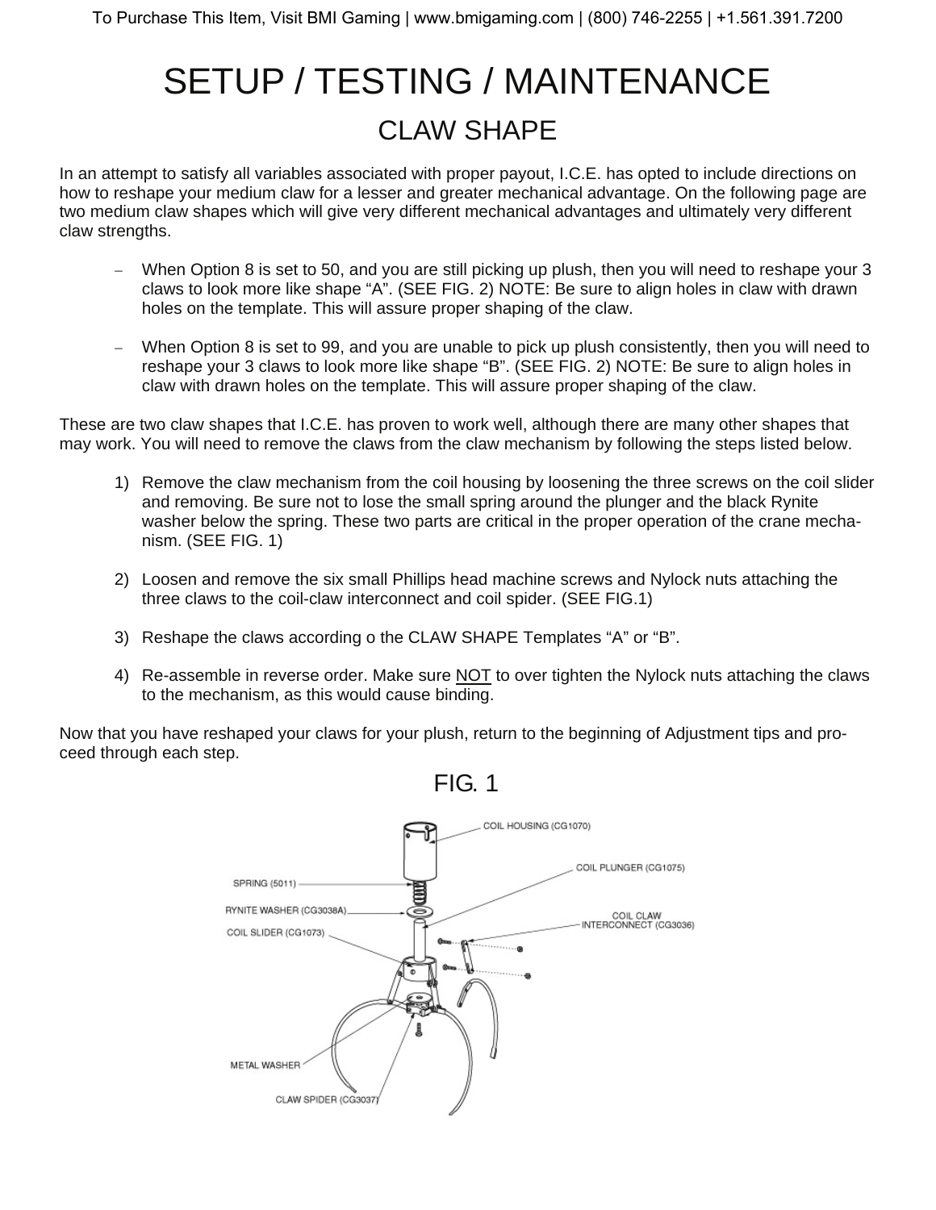# SETUP / TESTING / MAINTENANCE

## CLAW SHAPE

In an attempt to satisfy all variables associated with proper payout, I.C.E. has opted to include directions on how to reshape your medium claw for a lesser and greater mechanical advantage. On the following page are two medium claw shapes which will give very different mechanical advantages and ultimately very different claw strengths.

- When Option 8 is set to 50, and you are still picking up plush, then you will need to reshape your 3 claws to look more like shape "A". (SEE FIG. 2) NOTE: Be sure to align holes in claw with drawn holes on the template. This will assure proper shaping of the claw.

- When Option 8 is set to 99, and you are unable to pick up plush consistently, then you will need to reshape your 3 claws to look more like shape "B". (SEE FIG. 2) NOTE: Be sure to align holes in claw with drawn holes on the template. This will assure proper shaping of the claw.

These are two claw shapes that I.C.E. has proven to work well, although there are many other shapes that may work. You will need to remove the claws from the claw mechanism by following the steps listed below.

1) Remove the claw mechanism from the coil housing by loosening the three screws on the coil slider and removing. Be sure not to lose the small spring around the plunger and the black Rynite washer below the spring. These two parts are critical in the proper operation of the crane mechanism. (SEE FIG. 1)

2) Loosen and remove the six small Phillips head machine screws and Nylock nuts attaching the three claws to the coil-claw interconnect and coil spider. (SEE FIG.1)

3) Reshape the claws according o the CLAW SHAPE Templates "A" or "B".

4) Re-assemble in reverse order. Make sure NOT to over tighten the Nylock nuts attaching the claws to the mechanism, as this would cause binding.

Now that you have reshaped your claws for your plush, return to the beginning of Adjustment tips and proceed through each step.

FIG. 1

COIL HOUSING (CG1070)
COIL PLUNGER (CG1075)
SPRING (5011)
RYNITE WASHER (CG3038A)
COIL SLIDER (CG1073)
COIL CLAW INTERCONNECT (CG3036)
METAL WASHER
CLAW SPIDER (CG3037)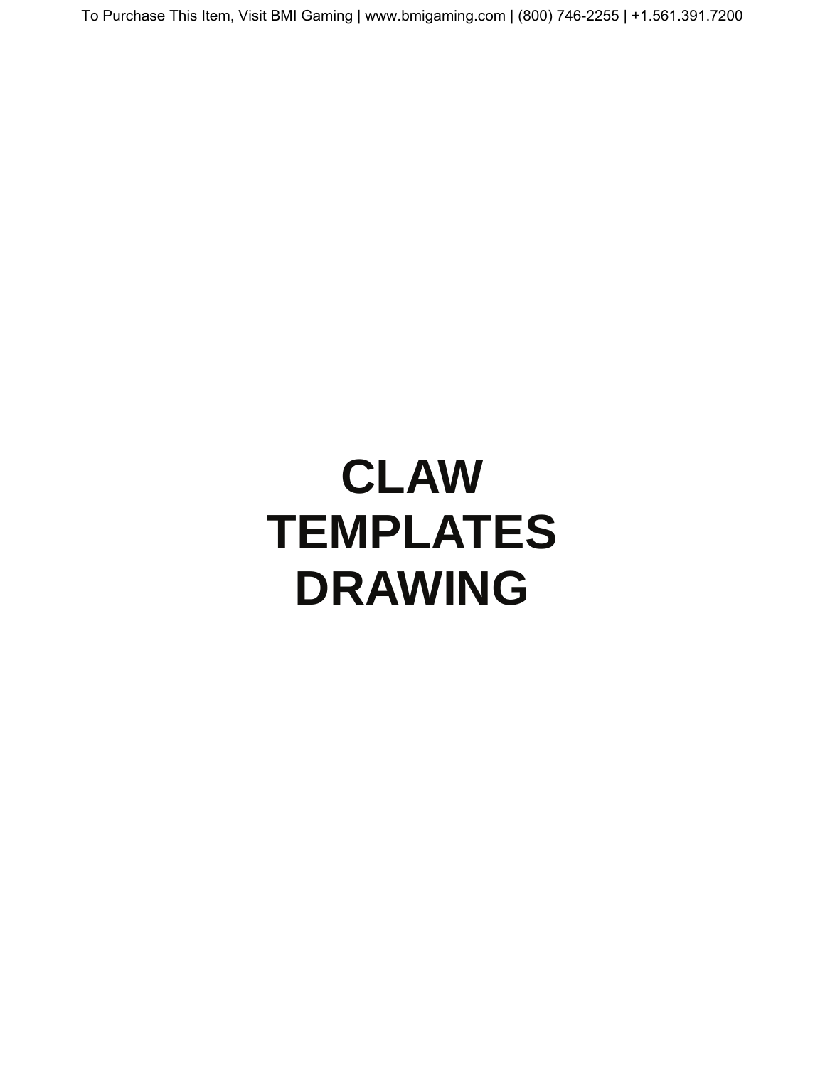# CLAW TEMPLATES DRAWING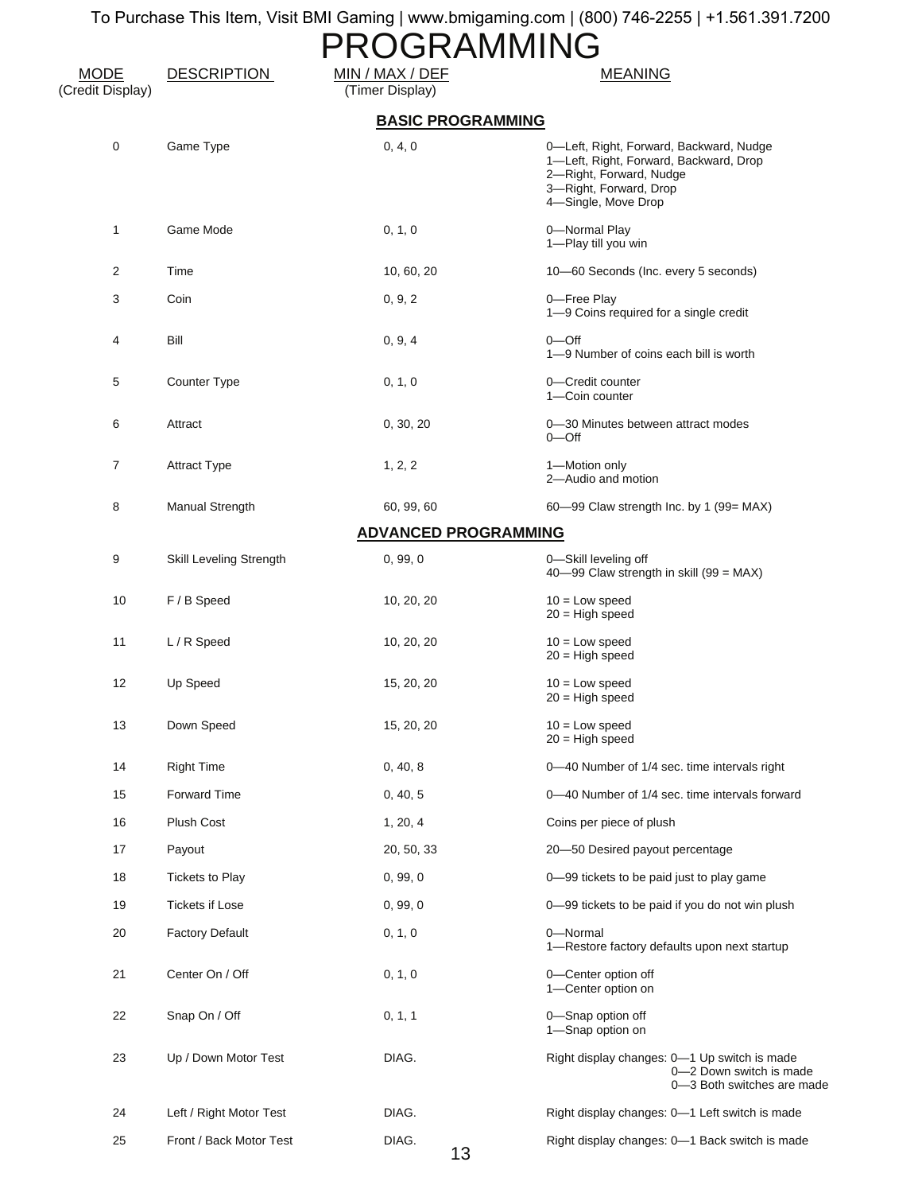# PROGRAMMING

| MODE (Credit Display) | DESCRIPTION | MIN / MAX / DEF (Timer Display) | MEANING |
|---|---|---|---|
| | | **BASIC PROGRAMMING** | |
| 0 | Game Type | 0, 4, 0 | 0—Left, Right, Forward, Backward, Nudge<br>1—Left, Right, Forward, Backward, Drop<br>2—Right, Forward, Nudge<br>3—Right, Forward, Drop<br>4—Single, Move Drop |
| 1 | Game Mode | 0, 1, 0 | 0—Normal Play<br>1—Play till you win |
| 2 | Time | 10, 60, 20 | 10—60 Seconds (Inc. every 5 seconds) |
| 3 | Coin | 0, 9, 2 | 0—Free Play<br>1—9 Coins required for a single credit |
| 4 | Bill | 0, 9, 4 | 0—Off<br>1—9 Number of coins each bill is worth |
| 5 | Counter Type | 0, 1, 0 | 0—Credit counter<br>1—Coin counter |
| 6 | Attract | 0, 30, 20 | 0—30 Minutes between attract modes<br>0—Off |
| 7 | Attract Type | 1, 2, 2 | 1—Motion only<br>2—Audio and motion |
| 8 | Manual Strength | 60, 99, 60 | 60—99 Claw strength Inc. by 1 (99= MAX) |
| | | **ADVANCED PROGRAMMING** | |
| 9 | Skill Leveling Strength | 0, 99, 0 | 0—Skill leveling off<br>40—99 Claw strength in skill (99 = MAX) |
| 10 | F / B Speed | 10, 20, 20 | 10 = Low speed<br>20 = High speed |
| 11 | L / R Speed | 10, 20, 20 | 10 = Low speed<br>20 = High speed |
| 12 | Up Speed | 15, 20, 20 | 10 = Low speed<br>20 = High speed |
| 13 | Down Speed | 15, 20, 20 | 10 = Low speed<br>20 = High speed |
| 14 | Right Time | 0, 40, 8 | 0—40 Number of 1/4 sec. time intervals right |
| 15 | Forward Time | 0, 40, 5 | 0—40 Number of 1/4 sec. time intervals forward |
| 16 | Plush Cost | 1, 20, 4 | Coins per piece of plush |
| 17 | Payout | 20, 50, 33 | 20—50 Desired payout percentage |
| 18 | Tickets to Play | 0, 99, 0 | 0—99 tickets to be paid just to play game |
| 19 | Tickets if Lose | 0, 99, 0 | 0—99 tickets to be paid if you do not win plush |
| 20 | Factory Default | 0, 1, 0 | 0—Normal<br>1—Restore factory defaults upon next startup |
| 21 | Center On / Off | 0, 1, 0 | 0—Center option off<br>1—Center option on |
| 22 | Snap On / Off | 0, 1, 1 | 0—Snap option off<br>1—Snap option on |
| 23 | Up / Down Motor Test | DIAG. | Right display changes: 0—1 Up switch is made<br>0—2 Down switch is made<br>0—3 Both switches are made |
| 24 | Left / Right Motor Test | DIAG. | Right display changes: 0—1 Left switch is made |
| 25 | Front / Back Motor Test | DIAG. | Right display changes: 0—1 Back switch is made |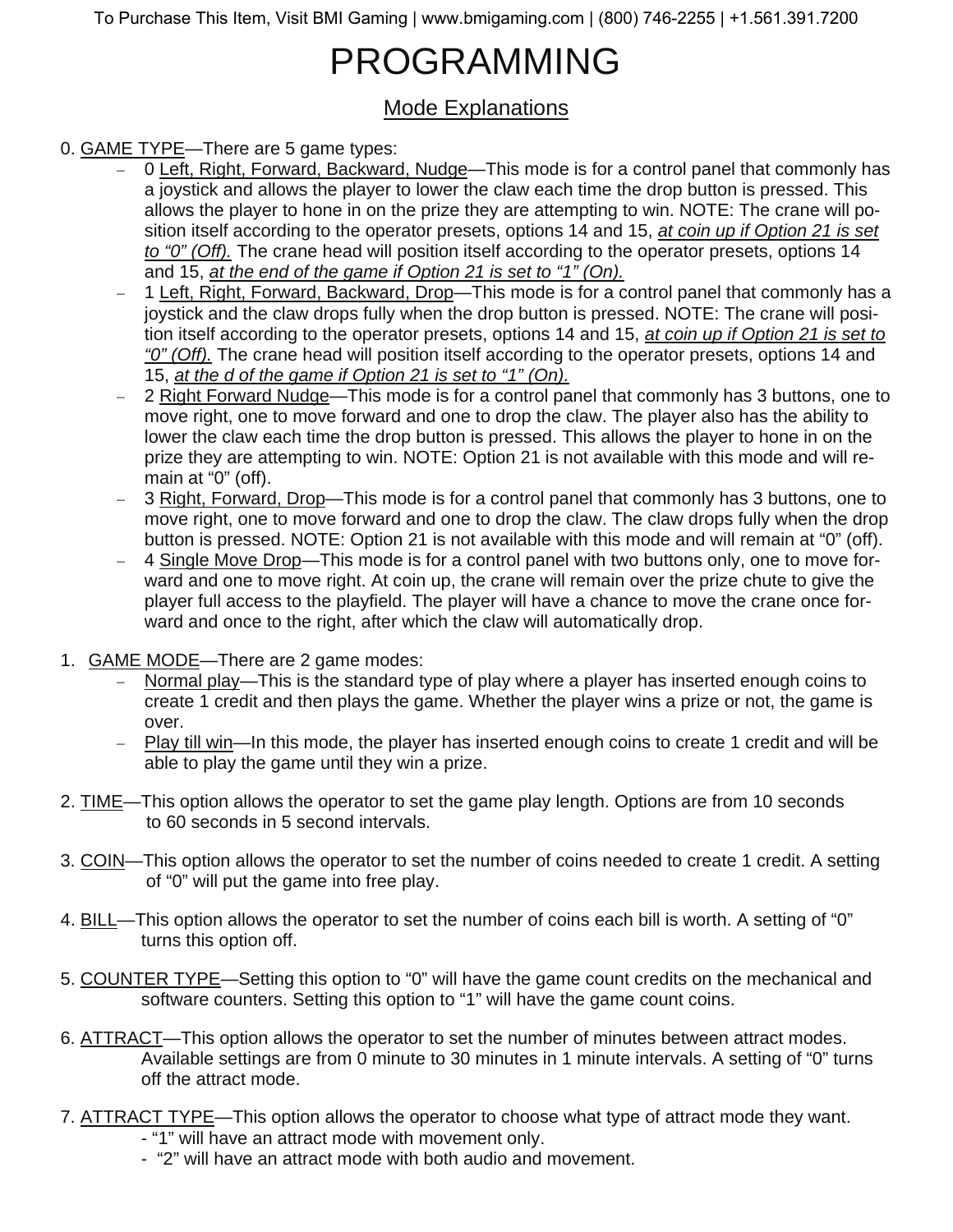# PROGRAMMING

## Mode Explanations

0. GAME TYPE—There are 5 game types:
   - 0 Left, Right, Forward, Backward, Nudge—This mode is for a control panel that commonly has a joystick and allows the player to lower the claw each time the drop button is pressed. This allows the player to hone in on the prize they are attempting to win. NOTE: The crane will position itself according to the operator presets, options 14 and 15, *at coin up if Option 21 is set to "0" (Off).* The crane head will position itself according to the operator presets, options 14 and 15, *at the end of the game if Option 21 is set to "1" (On).*
   - 1 Left, Right, Forward, Backward, Drop—This mode is for a control panel that commonly has a joystick and the claw drops fully when the drop button is pressed. NOTE: The crane will position itself according to the operator presets, options 14 and 15, *at coin up if Option 21 is set to "0" (Off).* The crane head will position itself according to the operator presets, options 14 and 15, *at the d of the game if Option 21 is set to "1" (On).*
   - 2 Right Forward Nudge—This mode is for a control panel that commonly has 3 buttons, one to move right, one to move forward and one to drop the claw. The player also has the ability to lower the claw each time the drop button is pressed. This allows the player to hone in on the prize they are attempting to win. NOTE: Option 21 is not available with this mode and will remain at "0" (off).
   - 3 Right, Forward, Drop—This mode is for a control panel that commonly has 3 buttons, one to move right, one to move forward and one to drop the claw. The claw drops fully when the drop button is pressed. NOTE: Option 21 is not available with this mode and will remain at "0" (off).
   - 4 Single Move Drop—This mode is for a control panel with two buttons only, one to move forward and one to move right. At coin up, the crane will remain over the prize chute to give the player full access to the playfield. The player will have a chance to move the crane once forward and once to the right, after which the claw will automatically drop.

1. GAME MODE—There are 2 game modes:
   - Normal play—This is the standard type of play where a player has inserted enough coins to create 1 credit and then plays the game. Whether the player wins a prize or not, the game is over.
   - Play till win—In this mode, the player has inserted enough coins to create 1 credit and will be able to play the game until they win a prize.

2. TIME—This option allows the operator to set the game play length. Options are from 10 seconds to 60 seconds in 5 second intervals.

3. COIN—This option allows the operator to set the number of coins needed to create 1 credit. A setting of "0" will put the game into free play.

4. BILL—This option allows the operator to set the number of coins each bill is worth. A setting of "0" turns this option off.

5. COUNTER TYPE—Setting this option to "0" will have the game count credits on the mechanical and software counters. Setting this option to "1" will have the game count coins.

6. ATTRACT—This option allows the operator to set the number of minutes between attract modes. Available settings are from 0 minute to 30 minutes in 1 minute intervals. A setting of "0" turns off the attract mode.

7. ATTRACT TYPE—This option allows the operator to choose what type of attract mode they want.
   - "1" will have an attract mode with movement only.
   - "2" will have an attract mode with both audio and movement.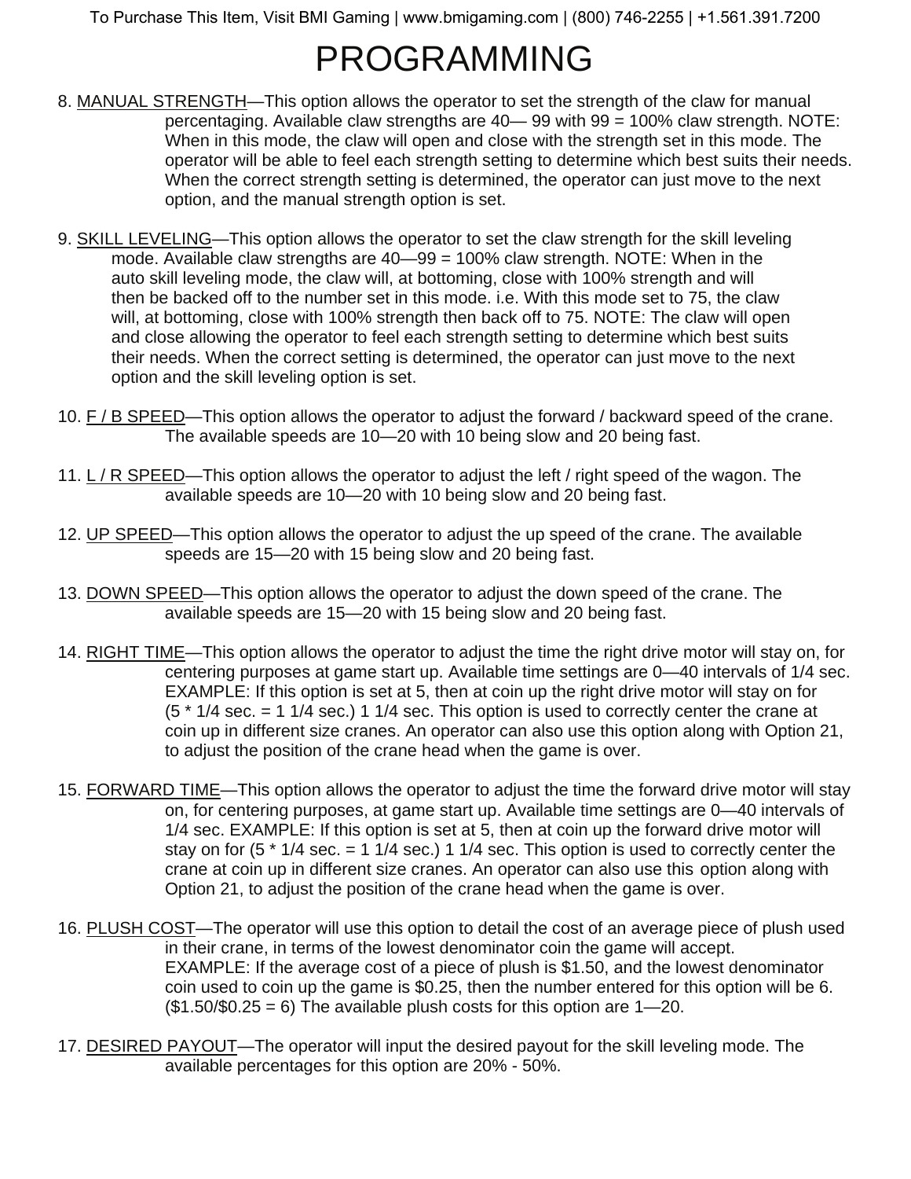# PROGRAMMING

8. MANUAL STRENGTH—This option allows the operator to set the strength of the claw for manual percentaging. Available claw strengths are 40— 99 with 99 = 100% claw strength. NOTE: When in this mode, the claw will open and close with the strength set in this mode. The operator will be able to feel each strength setting to determine which best suits their needs. When the correct strength setting is determined, the operator can just move to the next option, and the manual strength option is set.

9. SKILL LEVELING—This option allows the operator to set the claw strength for the skill leveling mode. Available claw strengths are 40—99 = 100% claw strength. NOTE: When in the auto skill leveling mode, the claw will, at bottoming, close with 100% strength and will then be backed off to the number set in this mode. i.e. With this mode set to 75, the claw will, at bottoming, close with 100% strength then back off to 75. NOTE: The claw will open and close allowing the operator to feel each strength setting to determine which best suits their needs. When the correct setting is determined, the operator can just move to the next option and the skill leveling option is set.

10. F / B SPEED—This option allows the operator to adjust the forward / backward speed of the crane. The available speeds are 10—20 with 10 being slow and 20 being fast.

11. L / R SPEED—This option allows the operator to adjust the left / right speed of the wagon. The available speeds are 10—20 with 10 being slow and 20 being fast.

12. UP SPEED—This option allows the operator to adjust the up speed of the crane. The available speeds are 15—20 with 15 being slow and 20 being fast.

13. DOWN SPEED—This option allows the operator to adjust the down speed of the crane. The available speeds are 15—20 with 15 being slow and 20 being fast.

14. RIGHT TIME—This option allows the operator to adjust the time the right drive motor will stay on, for centering purposes at game start up. Available time settings are 0—40 intervals of 1/4 sec. EXAMPLE: If this option is set at 5, then at coin up the right drive motor will stay on for (5 * 1/4 sec. = 1 1/4 sec.) 1 1/4 sec. This option is used to correctly center the crane at coin up in different size cranes. An operator can also use this option along with Option 21, to adjust the position of the crane head when the game is over.

15. FORWARD TIME—This option allows the operator to adjust the time the forward drive motor will stay on, for centering purposes, at game start up. Available time settings are 0—40 intervals of 1/4 sec. EXAMPLE: If this option is set at 5, then at coin up the forward drive motor will stay on for (5 * 1/4 sec. = 1 1/4 sec.) 1 1/4 sec. This option is used to correctly center the crane at coin up in different size cranes. An operator can also use this option along with Option 21, to adjust the position of the crane head when the game is over.

16. PLUSH COST—The operator will use this option to detail the cost of an average piece of plush used in their crane, in terms of the lowest denominator coin the game will accept. EXAMPLE: If the average cost of a piece of plush is $1.50, and the lowest denominator coin used to coin up the game is $0.25, then the number entered for this option will be 6. ($1.50/$0.25 = 6) The available plush costs for this option are 1—20.

17. DESIRED PAYOUT—The operator will input the desired payout for the skill leveling mode. The available percentages for this option are 20% - 50%.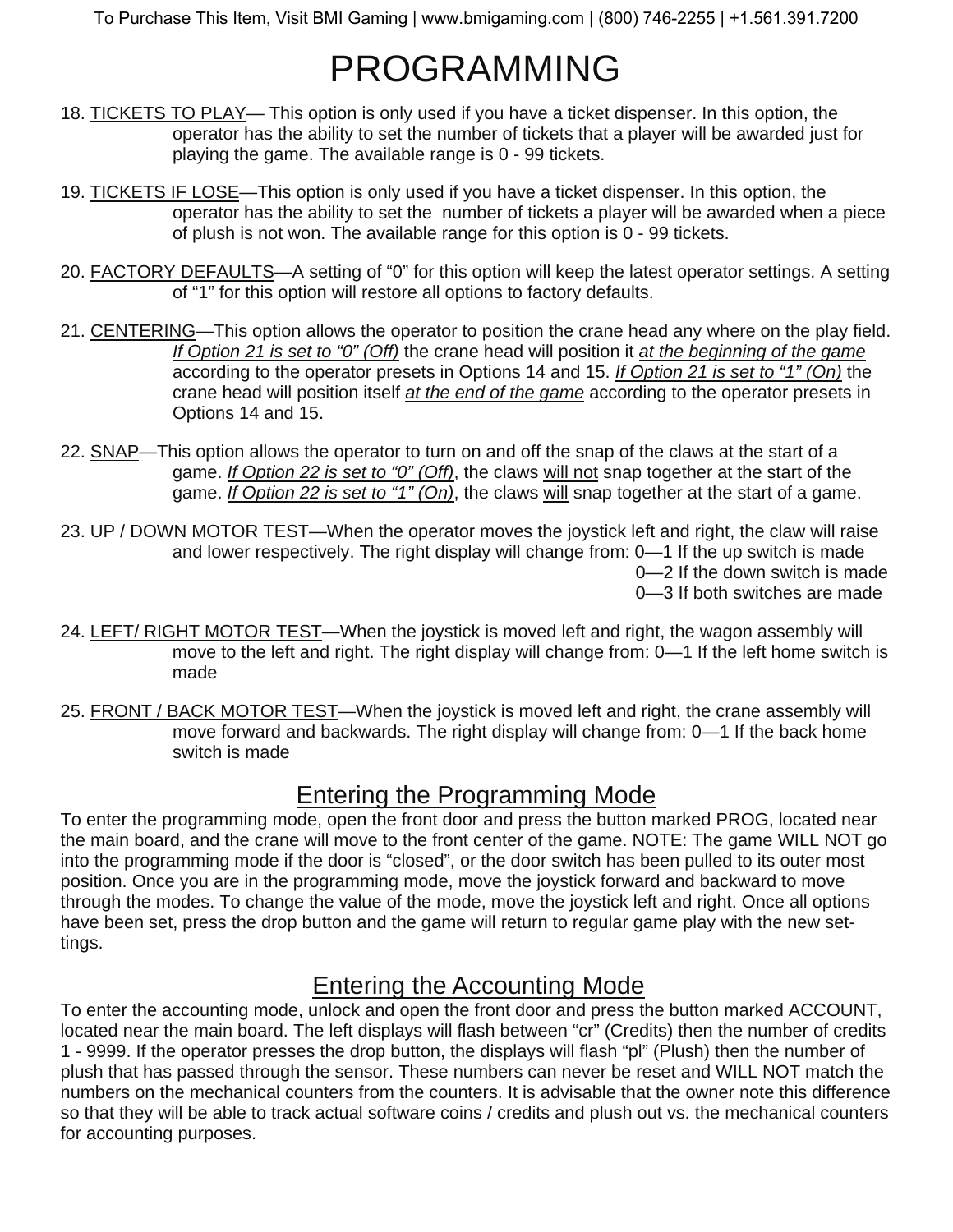# PROGRAMMING

18. <u>TICKETS TO PLAY</u>— This option is only used if you have a ticket dispenser. In this option, the operator has the ability to set the number of tickets that a player will be awarded just for playing the game. The available range is 0 - 99 tickets.

19. <u>TICKETS IF LOSE</u>—This option is only used if you have a ticket dispenser. In this option, the operator has the ability to set the number of tickets a player will be awarded when a piece of plush is not won. The available range for this option is 0 - 99 tickets.

20. <u>FACTORY DEFAULTS</u>—A setting of “0” for this option will keep the latest operator settings. A setting of “1” for this option will restore all options to factory defaults.

21. <u>CENTERING</u>—This option allows the operator to position the crane head any where on the play field. <u>*If Option 21 is set to “0” (Off)*</u> the crane head will position it <u>*at the beginning of the game*</u> according to the operator presets in Options 14 and 15. <u>*If Option 21 is set to “1” (On)*</u> the crane head will position itself <u>*at the end of the game*</u> according to the operator presets in Options 14 and 15.

22. <u>SNAP</u>—This option allows the operator to turn on and off the snap of the claws at the start of a game. <u>*If Option 22 is set to “0” (Off)*</u>, the claws <u>will not</u> snap together at the start of the game. <u>*If Option 22 is set to “1” (On)*</u>, the claws <u>will</u> snap together at the start of a game.

23. <u>UP / DOWN MOTOR TEST</u>—When the operator moves the joystick left and right, the claw will raise and lower respectively. The right display will change from: 0—1 If the up switch is made
    0—2 If the down switch is made
    0—3 If both switches are made

24. <u>LEFT/ RIGHT MOTOR TEST</u>—When the joystick is moved left and right, the wagon assembly will move to the left and right. The right display will change from: 0—1 If the left home switch is made

25. <u>FRONT / BACK MOTOR TEST</u>—When the joystick is moved left and right, the crane assembly will move forward and backwards. The right display will change from: 0—1 If the back home switch is made

## Entering the Programming Mode

To enter the programming mode, open the front door and press the button marked PROG, located near the main board, and the crane will move to the front center of the game. NOTE: The game WILL NOT go into the programming mode if the door is “closed”, or the door switch has been pulled to its outer most position. Once you are in the programming mode, move the joystick forward and backward to move through the modes. To change the value of the mode, move the joystick left and right. Once all options have been set, press the drop button and the game will return to regular game play with the new settings.

## Entering the Accounting Mode

To enter the accounting mode, unlock and open the front door and press the button marked ACCOUNT, located near the main board. The left displays will flash between “cr” (Credits) then the number of credits 1 - 9999. If the operator presses the drop button, the displays will flash “pl” (Plush) then the number of plush that has passed through the sensor. These numbers can never be reset and WILL NOT match the numbers on the mechanical counters from the counters. It is advisable that the owner note this difference so that they will be able to track actual software coins / credits and plush out vs. the mechanical counters for accounting purposes.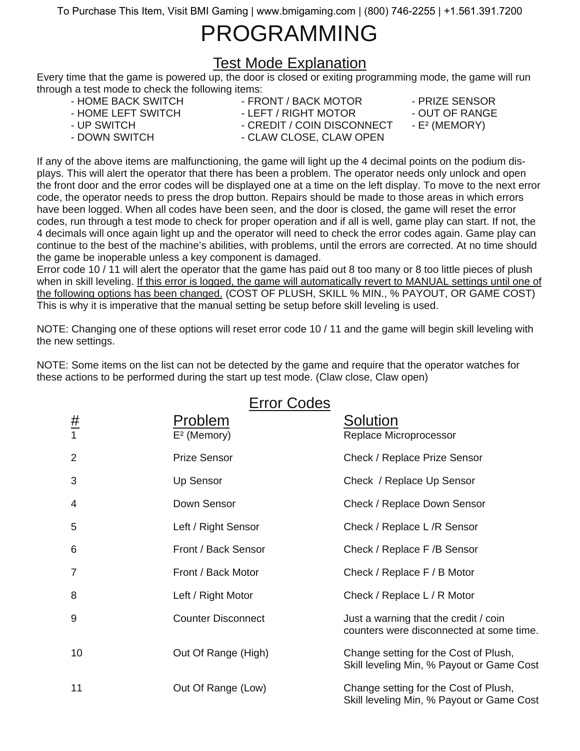# PROGRAMMING

## Test Mode Explanation

Every time that the game is powered up, the door is closed or exiting programming mode, the game will run through a test mode to check the following items:

- HOME BACK SWITCH
- HOME LEFT SWITCH
- UP SWITCH
- DOWN SWITCH
- FRONT / BACK MOTOR
- LEFT / RIGHT MOTOR
- CREDIT / COIN DISCONNECT
- CLAW CLOSE, CLAW OPEN
- PRIZE SENSOR
- OUT OF RANGE
- E² (MEMORY)

If any of the above items are malfunctioning, the game will light up the 4 decimal points on the podium displays. This will alert the operator that there has been a problem. The operator needs only unlock and open the front door and the error codes will be displayed one at a time on the left display. To move to the next error code, the operator needs to press the drop button. Repairs should be made to those areas in which errors have been logged. When all codes have been seen, and the door is closed, the game will reset the error codes, run through a test mode to check for proper operation and if all is well, game play can start. If not, the 4 decimals will once again light up and the operator will need to check the error codes again. Game play can continue to the best of the machine's abilities, with problems, until the errors are corrected. At no time should the game be inoperable unless a key component is damaged.

Error code 10 / 11 will alert the operator that the game has paid out 8 too many or 8 too little pieces of plush when in skill leveling. <u>If this error is logged, the game will automatically revert to MANUAL settings until one of the following options has been changed.</u> (COST OF PLUSH, SKILL % MIN., % PAYOUT, OR GAME COST) This is why it is imperative that the manual setting be setup before skill leveling is used.

NOTE: Changing one of these options will reset error code 10 / 11 and the game will begin skill leveling with the new settings.

NOTE: Some items on the list can not be detected by the game and require that the operator watches for these actions to be performed during the start up test mode. (Claw close, Claw open)

## Error Codes

| # | Problem | Solution |
|---|---|---|
| 1 | E² (Memory) | Replace Microprocessor |
| 2 | Prize Sensor | Check / Replace Prize Sensor |
| 3 | Up Sensor | Check / Replace Up Sensor |
| 4 | Down Sensor | Check / Replace Down Sensor |
| 5 | Left / Right Sensor | Check / Replace L /R Sensor |
| 6 | Front / Back Sensor | Check / Replace F /B Sensor |
| 7 | Front / Back Motor | Check / Replace F / B Motor |
| 8 | Left / Right Motor | Check / Replace L / R Motor |
| 9 | Counter Disconnect | Just a warning that the credit / coin counters were disconnected at some time. |
| 10 | Out Of Range (High) | Change setting for the Cost of Plush, Skill leveling Min, % Payout or Game Cost |
| 11 | Out Of Range (Low) | Change setting for the Cost of Plush, Skill leveling Min, % Payout or Game Cost |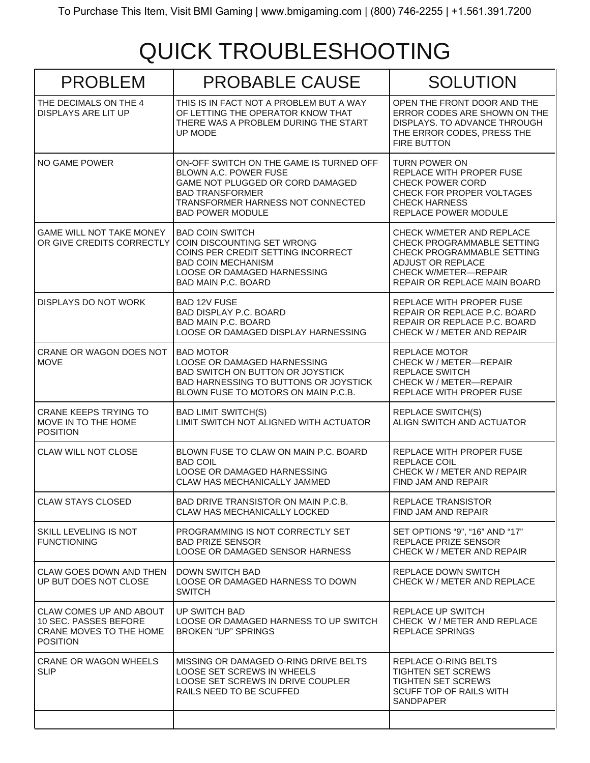# QUICK TROUBLESHOOTING

| PROBLEM | PROBABLE CAUSE | SOLUTION |
|---|---|---|
| THE DECIMALS ON THE 4 DISPLAYS ARE LIT UP | THIS IS IN FACT NOT A PROBLEM BUT A WAY OF LETTING THE OPERATOR KNOW THAT THERE WAS A PROBLEM DURING THE START UP MODE | OPEN THE FRONT DOOR AND THE ERROR CODES ARE SHOWN ON THE DISPLAYS. TO ADVANCE THROUGH THE ERROR CODES, PRESS THE FIRE BUTTON |
| NO GAME POWER | ON-OFF SWITCH ON THE GAME IS TURNED OFF<br>BLOWN A.C. POWER FUSE<br>GAME NOT PLUGGED OR CORD DAMAGED<br>BAD TRANSFORMER<br>TRANSFORMER HARNESS NOT CONNECTED<br>BAD POWER MODULE | TURN POWER ON<br>REPLACE WITH PROPER FUSE<br>CHECK POWER CORD<br>CHECK FOR PROPER VOLTAGES<br>CHECK HARNESS<br>REPLACE POWER MODULE |
| GAME WILL NOT TAKE MONEY OR GIVE CREDITS CORRECTLY | BAD COIN SWITCH<br>COIN DISCOUNTING SET WRONG<br>COINS PER CREDIT SETTING INCORRECT<br>BAD COIN MECHANISM<br>LOOSE OR DAMAGED HARNESSING<br>BAD MAIN P.C. BOARD | CHECK W/METER AND REPLACE<br>CHECK PROGRAMMABLE SETTING<br>CHECK PROGRAMMABLE SETTING<br>ADJUST OR REPLACE<br>CHECK W/METER—REPAIR<br>REPAIR OR REPLACE MAIN BOARD |
| DISPLAYS DO NOT WORK | BAD 12V FUSE<br>BAD DISPLAY P.C. BOARD<br>BAD MAIN P.C. BOARD<br>LOOSE OR DAMAGED DISPLAY HARNESSING | REPLACE WITH PROPER FUSE<br>REPAIR OR REPLACE P.C. BOARD<br>REPAIR OR REPLACE P.C. BOARD<br>CHECK W / METER AND REPAIR |
| CRANE OR WAGON DOES NOT MOVE | BAD MOTOR<br>LOOSE OR DAMAGED HARNESSING<br>BAD SWITCH ON BUTTON OR JOYSTICK<br>BAD HARNESSING TO BUTTONS OR JOYSTICK<br>BLOWN FUSE TO MOTORS ON MAIN P.C.B. | REPLACE MOTOR<br>CHECK W / METER—REPAIR<br>REPLACE SWITCH<br>CHECK W / METER—REPAIR<br>REPLACE WITH PROPER FUSE |
| CRANE KEEPS TRYING TO MOVE IN TO THE HOME POSITION | BAD LIMIT SWITCH(S)<br>LIMIT SWITCH NOT ALIGNED WITH ACTUATOR | REPLACE SWITCH(S)<br>ALIGN SWITCH AND ACTUATOR |
| CLAW WILL NOT CLOSE | BLOWN FUSE TO CLAW ON MAIN P.C. BOARD<br>BAD COIL<br>LOOSE OR DAMAGED HARNESSING<br>CLAW HAS MECHANICALLY JAMMED | REPLACE WITH PROPER FUSE<br>REPLACE COIL<br>CHECK W / METER AND REPAIR<br>FIND JAM AND REPAIR |
| CLAW STAYS CLOSED | BAD DRIVE TRANSISTOR ON MAIN P.C.B.<br>CLAW HAS MECHANICALLY LOCKED | REPLACE TRANSISTOR<br>FIND JAM AND REPAIR |
| SKILL LEVELING IS NOT FUNCTIONING | PROGRAMMING IS NOT CORRECTLY SET<br>BAD PRIZE SENSOR<br>LOOSE OR DAMAGED SENSOR HARNESS | SET OPTIONS “9”, “16” AND “17”<br>REPLACE PRIZE SENSOR<br>CHECK W / METER AND REPAIR |
| CLAW GOES DOWN AND THEN UP BUT DOES NOT CLOSE | DOWN SWITCH BAD<br>LOOSE OR DAMAGED HARNESS TO DOWN SWITCH | REPLACE DOWN SWITCH<br>CHECK W / METER AND REPLACE |
| CLAW COMES UP AND ABOUT 10 SEC. PASSES BEFORE CRANE MOVES TO THE HOME POSITION | UP SWITCH BAD<br>LOOSE OR DAMAGED HARNESS TO UP SWITCH<br>BROKEN “UP” SPRINGS | REPLACE UP SWITCH<br>CHECK W / METER AND REPLACE<br>REPLACE SPRINGS |
| CRANE OR WAGON WHEELS SLIP | MISSING OR DAMAGED O-RING DRIVE BELTS<br>LOOSE SET SCREWS IN WHEELS<br>LOOSE SET SCREWS IN DRIVE COUPLER<br>RAILS NEED TO BE SCUFFED | REPLACE O-RING BELTS<br>TIGHTEN SET SCREWS<br>TIGHTEN SET SCREWS<br>SCUFF TOP OF RAILS WITH SANDPAPER |
| | | |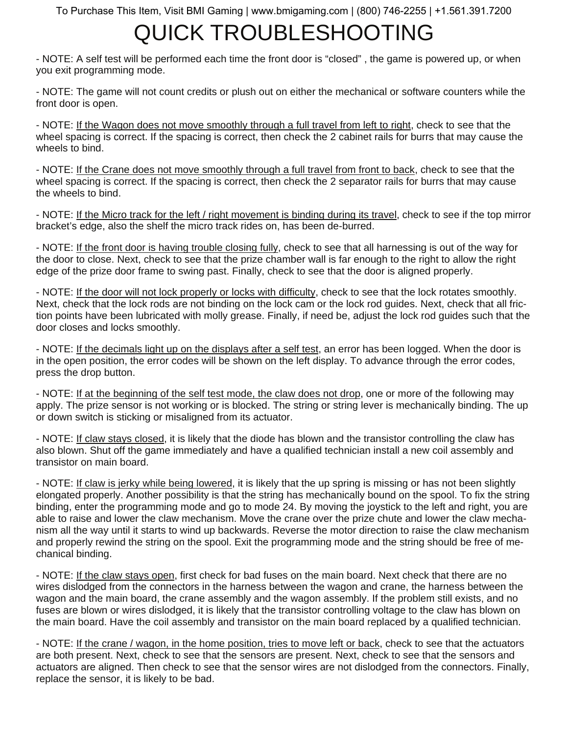# QUICK TROUBLESHOOTING

- NOTE: A self test will be performed each time the front door is "closed" , the game is powered up, or when you exit programming mode.

- NOTE: The game will not count credits or plush out on either the mechanical or software counters while the front door is open.

- NOTE: <u>If the Wagon does not move smoothly through a full travel from left to right</u>, check to see that the wheel spacing is correct. If the spacing is correct, then check the 2 cabinet rails for burrs that may cause the wheels to bind.

- NOTE: <u>If the Crane does not move smoothly through a full travel from front to back</u>, check to see that the wheel spacing is correct. If the spacing is correct, then check the 2 separator rails for burrs that may cause the wheels to bind.

- NOTE: <u>If the Micro track for the left / right movement is binding during its travel</u>, check to see if the top mirror bracket's edge, also the shelf the micro track rides on, has been de-burred.

- NOTE: <u>If the front door is having trouble closing fully</u>, check to see that all harnessing is out of the way for the door to close. Next, check to see that the prize chamber wall is far enough to the right to allow the right edge of the prize door frame to swing past. Finally, check to see that the door is aligned properly.

- NOTE: <u>If the door will not lock properly or locks with difficulty</u>, check to see that the lock rotates smoothly. Next, check that the lock rods are not binding on the lock cam or the lock rod guides. Next, check that all friction points have been lubricated with molly grease. Finally, if need be, adjust the lock rod guides such that the door closes and locks smoothly.

- NOTE: <u>If the decimals light up on the displays after a self test</u>, an error has been logged. When the door is in the open position, the error codes will be shown on the left display. To advance through the error codes, press the drop button.

- NOTE: <u>If at the beginning of the self test mode, the claw does not drop</u>, one or more of the following may apply. The prize sensor is not working or is blocked. The string or string lever is mechanically binding. The up or down switch is sticking or misaligned from its actuator.

- NOTE: <u>If claw stays closed</u>, it is likely that the diode has blown and the transistor controlling the claw has also blown. Shut off the game immediately and have a qualified technician install a new coil assembly and transistor on main board.

- NOTE: <u>If claw is jerky while being lowered</u>, it is likely that the up spring is missing or has not been slightly elongated properly. Another possibility is that the string has mechanically bound on the spool. To fix the string binding, enter the programming mode and go to mode 24. By moving the joystick to the left and right, you are able to raise and lower the claw mechanism. Move the crane over the prize chute and lower the claw mechanism all the way until it starts to wind up backwards. Reverse the motor direction to raise the claw mechanism and properly rewind the string on the spool. Exit the programming mode and the string should be free of mechanical binding.

- NOTE: <u>If the claw stays open</u>, first check for bad fuses on the main board. Next check that there are no wires dislodged from the connectors in the harness between the wagon and crane, the harness between the wagon and the main board, the crane assembly and the wagon assembly. If the problem still exists, and no fuses are blown or wires dislodged, it is likely that the transistor controlling voltage to the claw has blown on the main board. Have the coil assembly and transistor on the main board replaced by a qualified technician.

- NOTE: <u>If the crane / wagon, in the home position, tries to move left or back</u>, check to see that the actuators are both present. Next, check to see that the sensors are present. Next, check to see that the sensors and actuators are aligned. Then check to see that the sensor wires are not dislodged from the connectors. Finally, replace the sensor, it is likely to be bad.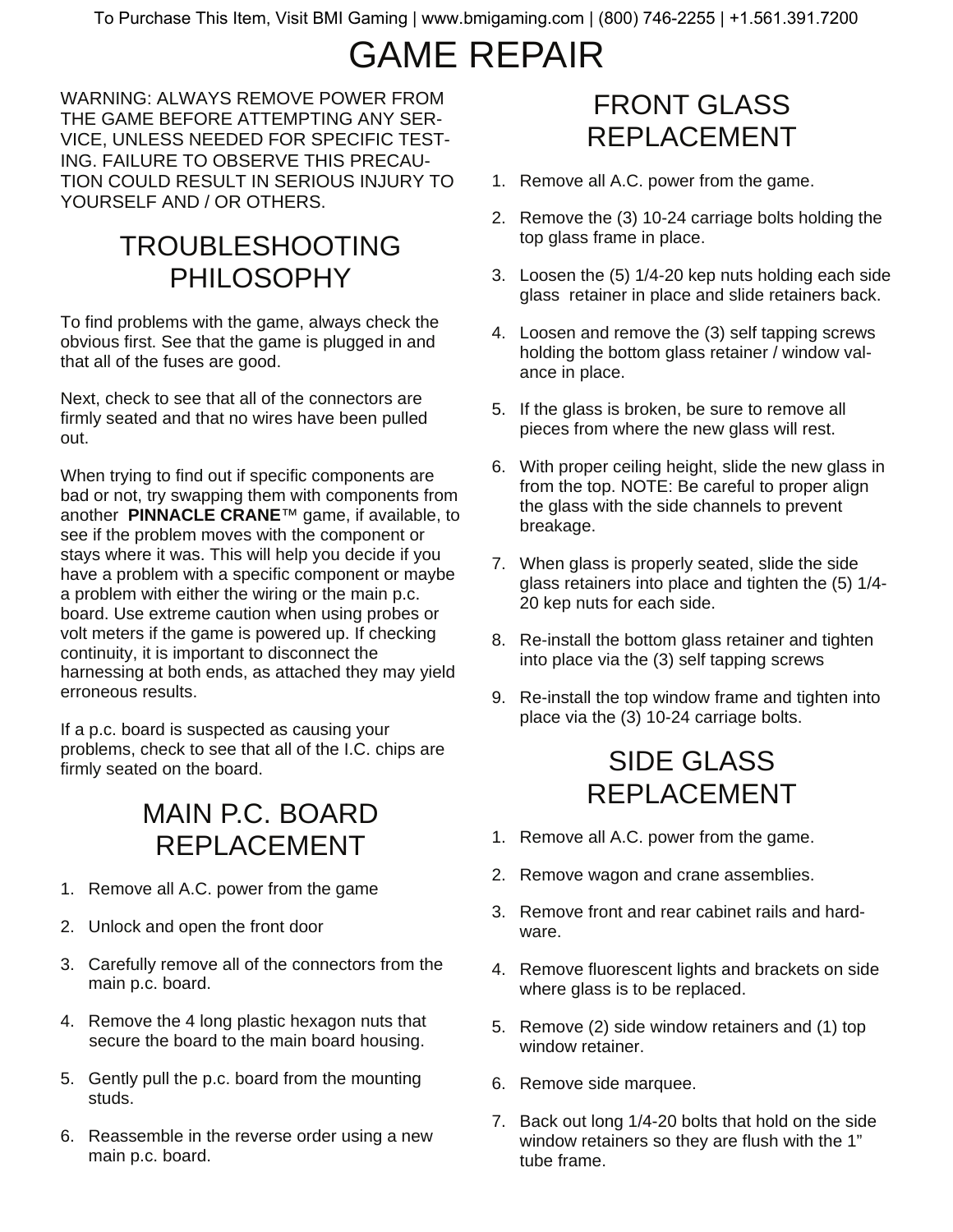# GAME REPAIR

WARNING: ALWAYS REMOVE POWER FROM THE GAME BEFORE ATTEMPTING ANY SERVICE, UNLESS NEEDED FOR SPECIFIC TESTING. FAILURE TO OBSERVE THIS PRECAUTION COULD RESULT IN SERIOUS INJURY TO YOURSELF AND / OR OTHERS.

## TROUBLESHOOTING PHILOSOPHY

To find problems with the game, always check the obvious first. See that the game is plugged in and that all of the fuses are good.

Next, check to see that all of the connectors are firmly seated and that no wires have been pulled out.

When trying to find out if specific components are bad or not, try swapping them with components from another **PINNACLE CRANE**™ game, if available, to see if the problem moves with the component or stays where it was. This will help you decide if you have a problem with a specific component or maybe a problem with either the wiring or the main p.c. board. Use extreme caution when using probes or volt meters if the game is powered up. If checking continuity, it is important to disconnect the harnessing at both ends, as attached they may yield erroneous results.

If a p.c. board is suspected as causing your problems, check to see that all of the I.C. chips are firmly seated on the board.

## MAIN P.C. BOARD REPLACEMENT

1. Remove all A.C. power from the game
2. Unlock and open the front door
3. Carefully remove all of the connectors from the main p.c. board.
4. Remove the 4 long plastic hexagon nuts that secure the board to the main board housing.
5. Gently pull the p.c. board from the mounting studs.
6. Reassemble in the reverse order using a new main p.c. board.

## FRONT GLASS REPLACEMENT

1. Remove all A.C. power from the game.
2. Remove the (3) 10-24 carriage bolts holding the top glass frame in place.
3. Loosen the (5) 1/4-20 kep nuts holding each side glass retainer in place and slide retainers back.
4. Loosen and remove the (3) self tapping screws holding the bottom glass retainer / window valance in place.
5. If the glass is broken, be sure to remove all pieces from where the new glass will rest.
6. With proper ceiling height, slide the new glass in from the top. NOTE: Be careful to proper align the glass with the side channels to prevent breakage.
7. When glass is properly seated, slide the side glass retainers into place and tighten the (5) 1/4-20 kep nuts for each side.
8. Re-install the bottom glass retainer and tighten into place via the (3) self tapping screws
9. Re-install the top window frame and tighten into place via the (3) 10-24 carriage bolts.

## SIDE GLASS REPLACEMENT

1. Remove all A.C. power from the game.
2. Remove wagon and crane assemblies.
3. Remove front and rear cabinet rails and hardware.
4. Remove fluorescent lights and brackets on side where glass is to be replaced.
5. Remove (2) side window retainers and (1) top window retainer.
6. Remove side marquee.
7. Back out long 1/4-20 bolts that hold on the side window retainers so they are flush with the 1" tube frame.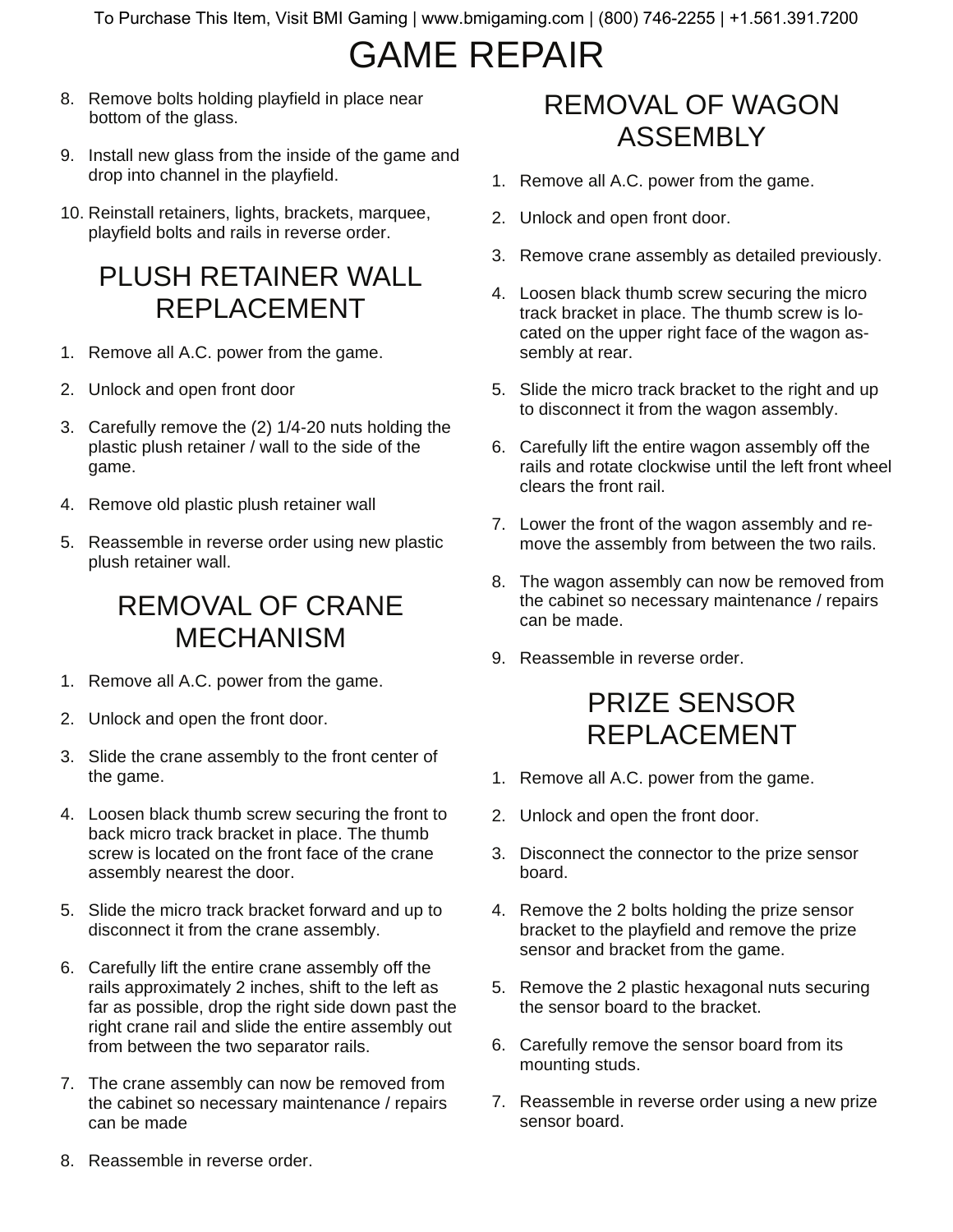# GAME REPAIR

8. Remove bolts holding playfield in place near bottom of the glass.

9. Install new glass from the inside of the game and drop into channel in the playfield.

10. Reinstall retainers, lights, brackets, marquee, playfield bolts and rails in reverse order.

## PLUSH RETAINER WALL REPLACEMENT

1. Remove all A.C. power from the game.

2. Unlock and open front door

3. Carefully remove the (2) 1/4-20 nuts holding the plastic plush retainer / wall to the side of the game.

4. Remove old plastic plush retainer wall

5. Reassemble in reverse order using new plastic plush retainer wall.

## REMOVAL OF CRANE MECHANISM

1. Remove all A.C. power from the game.

2. Unlock and open the front door.

3. Slide the crane assembly to the front center of the game.

4. Loosen black thumb screw securing the front to back micro track bracket in place. The thumb screw is located on the front face of the crane assembly nearest the door.

5. Slide the micro track bracket forward and up to disconnect it from the crane assembly.

6. Carefully lift the entire crane assembly off the rails approximately 2 inches, shift to the left as far as possible, drop the right side down past the right crane rail and slide the entire assembly out from between the two separator rails.

7. The crane assembly can now be removed from the cabinet so necessary maintenance / repairs can be made

8. Reassemble in reverse order.

## REMOVAL OF WAGON ASSEMBLY

1. Remove all A.C. power from the game.

2. Unlock and open front door.

3. Remove crane assembly as detailed previously.

4. Loosen black thumb screw securing the micro track bracket in place. The thumb screw is located on the upper right face of the wagon assembly at rear.

5. Slide the micro track bracket to the right and up to disconnect it from the wagon assembly.

6. Carefully lift the entire wagon assembly off the rails and rotate clockwise until the left front wheel clears the front rail.

7. Lower the front of the wagon assembly and remove the assembly from between the two rails.

8. The wagon assembly can now be removed from the cabinet so necessary maintenance / repairs can be made.

9. Reassemble in reverse order.

## PRIZE SENSOR REPLACEMENT

1. Remove all A.C. power from the game.

2. Unlock and open the front door.

3. Disconnect the connector to the prize sensor board.

4. Remove the 2 bolts holding the prize sensor bracket to the playfield and remove the prize sensor and bracket from the game.

5. Remove the 2 plastic hexagonal nuts securing the sensor board to the bracket.

6. Carefully remove the sensor board from its mounting studs.

7. Reassemble in reverse order using a new prize sensor board.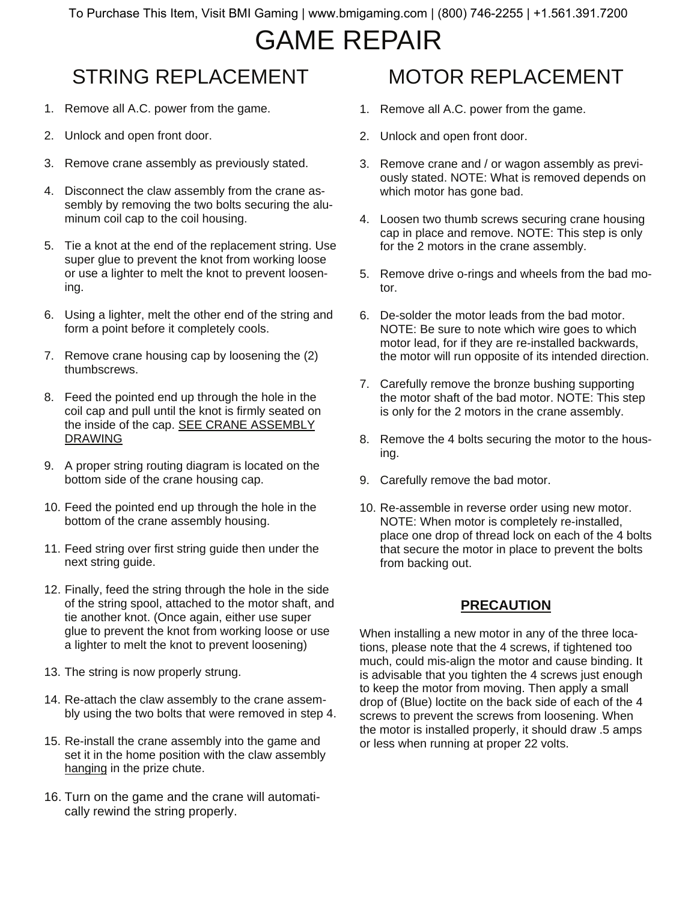# GAME REPAIR

## STRING REPLACEMENT

1. Remove all A.C. power from the game.
2. Unlock and open front door.
3. Remove crane assembly as previously stated.
4. Disconnect the claw assembly from the crane assembly by removing the two bolts securing the aluminum coil cap to the coil housing.
5. Tie a knot at the end of the replacement string. Use super glue to prevent the knot from working loose or use a lighter to melt the knot to prevent loosening.
6. Using a lighter, melt the other end of the string and form a point before it completely cools.
7. Remove crane housing cap by loosening the (2) thumbscrews.
8. Feed the pointed end up through the hole in the coil cap and pull until the knot is firmly seated on the inside of the cap. SEE CRANE ASSEMBLY DRAWING
9. A proper string routing diagram is located on the bottom side of the crane housing cap.
10. Feed the pointed end up through the hole in the bottom of the crane assembly housing.
11. Feed string over first string guide then under the next string guide.
12. Finally, feed the string through the hole in the side of the string spool, attached to the motor shaft, and tie another knot. (Once again, either use super glue to prevent the knot from working loose or use a lighter to melt the knot to prevent loosening)
13. The string is now properly strung.
14. Re-attach the claw assembly to the crane assembly using the two bolts that were removed in step 4.
15. Re-install the crane assembly into the game and set it in the home position with the claw assembly hanging in the prize chute.
16. Turn on the game and the crane will automatically rewind the string properly.

## MOTOR REPLACEMENT

1. Remove all A.C. power from the game.
2. Unlock and open front door.
3. Remove crane and / or wagon assembly as previously stated. NOTE: What is removed depends on which motor has gone bad.
4. Loosen two thumb screws securing crane housing cap in place and remove. NOTE: This step is only for the 2 motors in the crane assembly.
5. Remove drive o-rings and wheels from the bad motor.
6. De-solder the motor leads from the bad motor. NOTE: Be sure to note which wire goes to which motor lead, for if they are re-installed backwards, the motor will run opposite of its intended direction.
7. Carefully remove the bronze bushing supporting the motor shaft of the bad motor. NOTE: This step is only for the 2 motors in the crane assembly.
8. Remove the 4 bolts securing the motor to the housing.
9. Carefully remove the bad motor.
10. Re-assemble in reverse order using new motor. NOTE: When motor is completely re-installed, place one drop of thread lock on each of the 4 bolts that secure the motor in place to prevent the bolts from backing out.

**PRECAUTION**

When installing a new motor in any of the three locations, please note that the 4 screws, if tightened too much, could mis-align the motor and cause binding. It is advisable that you tighten the 4 screws just enough to keep the motor from moving. Then apply a small drop of (Blue) loctite on the back side of each of the 4 screws to prevent the screws from loosening. When the motor is installed properly, it should draw .5 amps or less when running at proper 22 volts.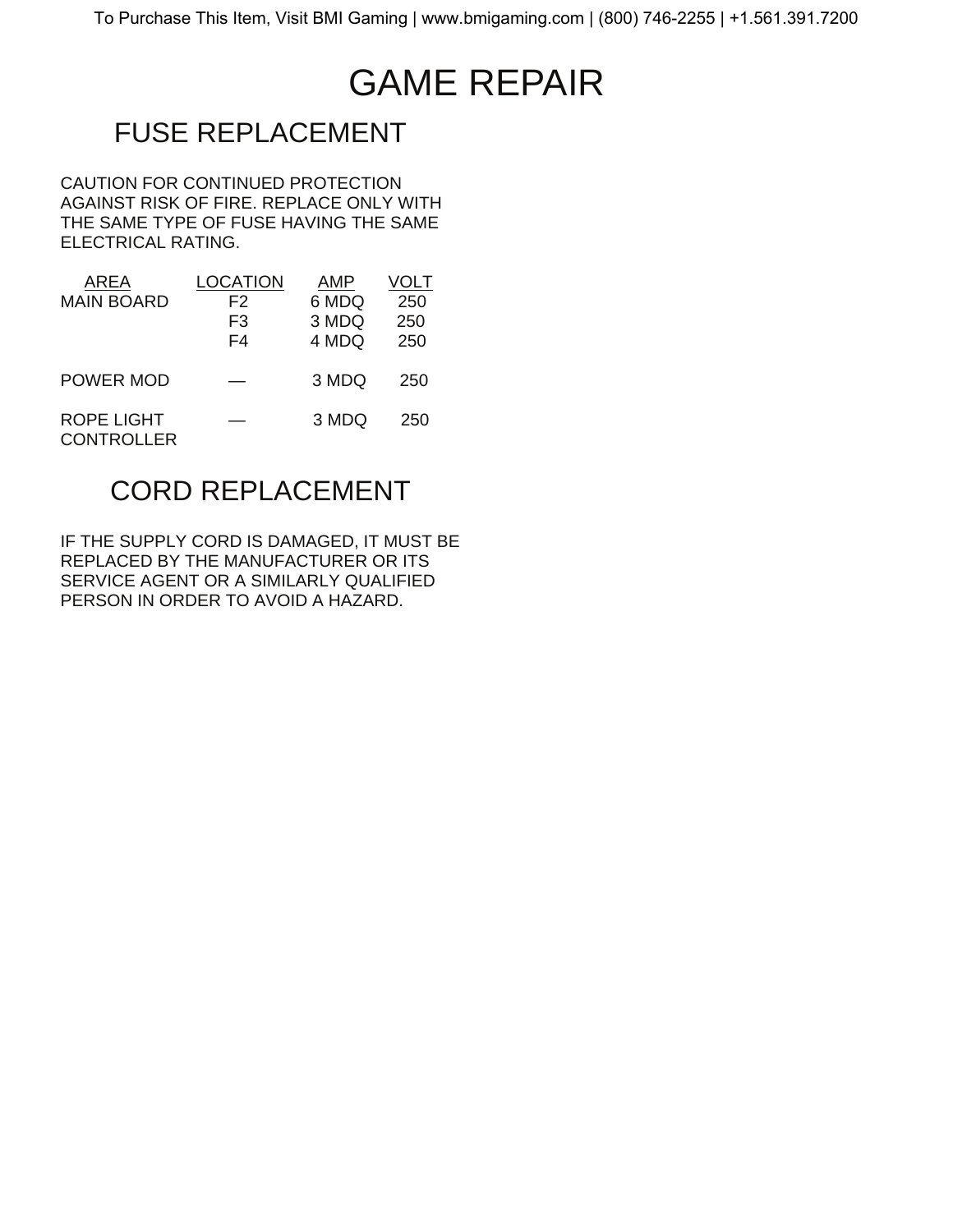# GAME REPAIR

## FUSE REPLACEMENT

CAUTION FOR CONTINUED PROTECTION AGAINST RISK OF FIRE. REPLACE ONLY WITH THE SAME TYPE OF FUSE HAVING THE SAME ELECTRICAL RATING.

| AREA | LOCATION | AMP | VOLT |
|---|---|---|---|
| MAIN BOARD | F2 | 6 MDQ | 250 |
| | F3 | 3 MDQ | 250 |
| | F4 | 4 MDQ | 250 |
| POWER MOD | — | 3 MDQ | 250 |
| ROPE LIGHT CONTROLLER | — | 3 MDQ | 250 |

## CORD REPLACEMENT

IF THE SUPPLY CORD IS DAMAGED, IT MUST BE REPLACED BY THE MANUFACTURER OR ITS SERVICE AGENT OR A SIMILARLY QUALIFIED PERSON IN ORDER TO AVOID A HAZARD.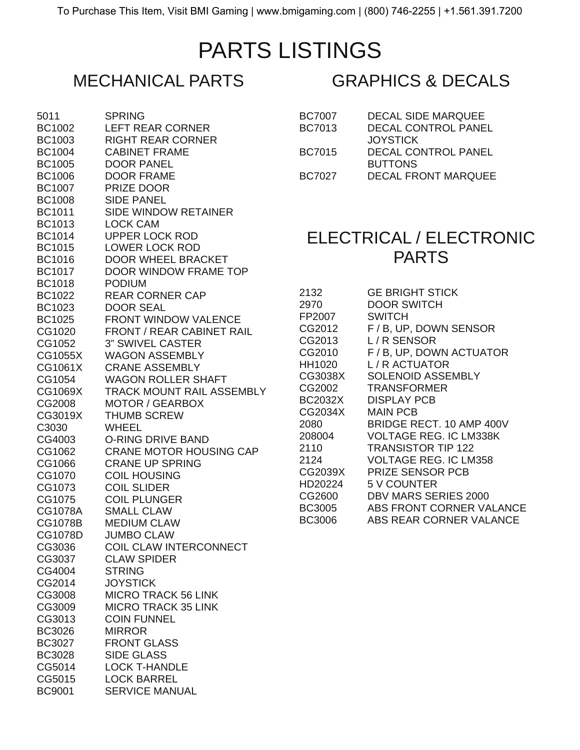# PARTS LISTINGS

## MECHANICAL PARTS

| | |
|---|---|
| 5011 | SPRING |
| BC1002 | LEFT REAR CORNER |
| BC1003 | RIGHT REAR CORNER |
| BC1004 | CABINET FRAME |
| BC1005 | DOOR PANEL |
| BC1006 | DOOR FRAME |
| BC1007 | PRIZE DOOR |
| BC1008 | SIDE PANEL |
| BC1011 | SIDE WINDOW RETAINER |
| BC1013 | LOCK CAM |
| BC1014 | UPPER LOCK ROD |
| BC1015 | LOWER LOCK ROD |
| BC1016 | DOOR WHEEL BRACKET |
| BC1017 | DOOR WINDOW FRAME TOP |
| BC1018 | PODIUM |
| BC1022 | REAR CORNER CAP |
| BC1023 | DOOR SEAL |
| BC1025 | FRONT WINDOW VALENCE |
| CG1020 | FRONT / REAR CABINET RAIL |
| CG1052 | 3" SWIVEL CASTER |
| CG1055X | WAGON ASSEMBLY |
| CG1061X | CRANE ASSEMBLY |
| CG1054 | WAGON ROLLER SHAFT |
| CG1069X | TRACK MOUNT RAIL ASSEMBLY |
| CG2008 | MOTOR / GEARBOX |
| CG3019X | THUMB SCREW |
| C3030 | WHEEL |
| CG4003 | O-RING DRIVE BAND |
| CG1062 | CRANE MOTOR HOUSING CAP |
| CG1066 | CRANE UP SPRING |
| CG1070 | COIL HOUSING |
| CG1073 | COIL SLIDER |
| CG1075 | COIL PLUNGER |
| CG1078A | SMALL CLAW |
| CG1078B | MEDIUM CLAW |
| CG1078D | JUMBO CLAW |
| CG3036 | COIL CLAW INTERCONNECT |
| CG3037 | CLAW SPIDER |
| CG4004 | STRING |
| CG2014 | JOYSTICK |
| CG3008 | MICRO TRACK 56 LINK |
| CG3009 | MICRO TRACK 35 LINK |
| CG3013 | COIN FUNNEL |
| BC3026 | MIRROR |
| BC3027 | FRONT GLASS |
| BC3028 | SIDE GLASS |
| CG5014 | LOCK T-HANDLE |
| CG5015 | LOCK BARREL |
| BC9001 | SERVICE MANUAL |

## GRAPHICS & DECALS

| | |
|---|---|
| BC7007 | DECAL SIDE MARQUEE |
| BC7013 | DECAL CONTROL PANEL JOYSTICK |
| BC7015 | DECAL CONTROL PANEL BUTTONS |
| BC7027 | DECAL FRONT MARQUEE |

## ELECTRICAL / ELECTRONIC PARTS

| | |
|---|---|
| 2132 | GE BRIGHT STICK |
| 2970 | DOOR SWITCH |
| FP2007 | SWITCH |
| CG2012 | F / B, UP, DOWN SENSOR |
| CG2013 | L / R SENSOR |
| CG2010 | F / B, UP, DOWN ACTUATOR |
| HH1020 | L / R ACTUATOR |
| CG3038X | SOLENOID ASSEMBLY |
| CG2002 | TRANSFORMER |
| BC2032X | DISPLAY PCB |
| CG2034X | MAIN PCB |
| 2080 | BRIDGE RECT. 10 AMP 400V |
| 208004 | VOLTAGE REG. IC LM338K |
| 2110 | TRANSISTOR TIP 122 |
| 2124 | VOLTAGE REG. IC LM358 |
| CG2039X | PRIZE SENSOR PCB |
| HD20224 | 5 V COUNTER |
| CG2600 | DBV MARS SERIES 2000 |
| BC3005 | ABS FRONT CORNER VALANCE |
| BC3006 | ABS REAR CORNER VALANCE |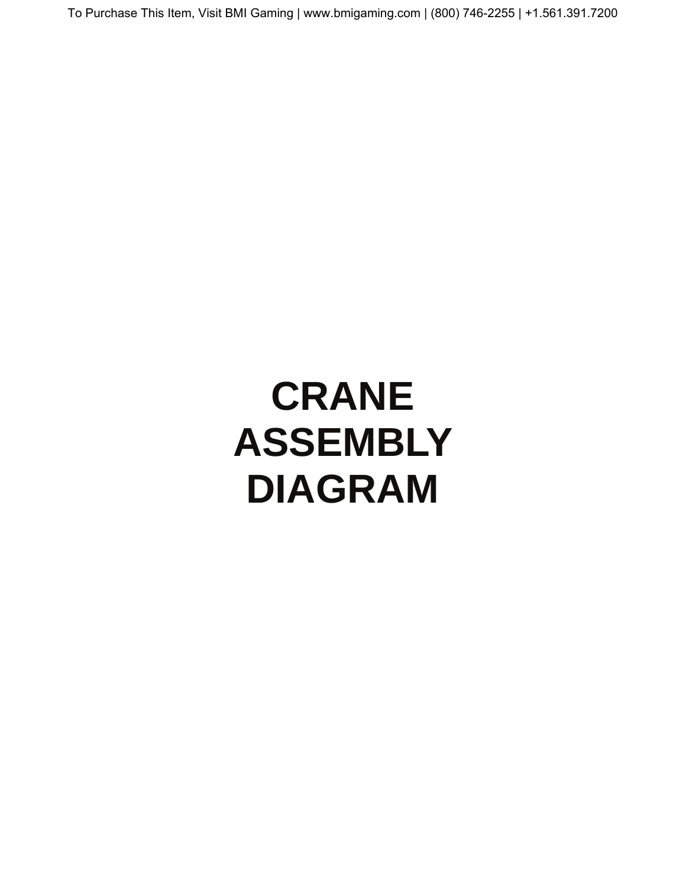# CRANE ASSEMBLY DIAGRAM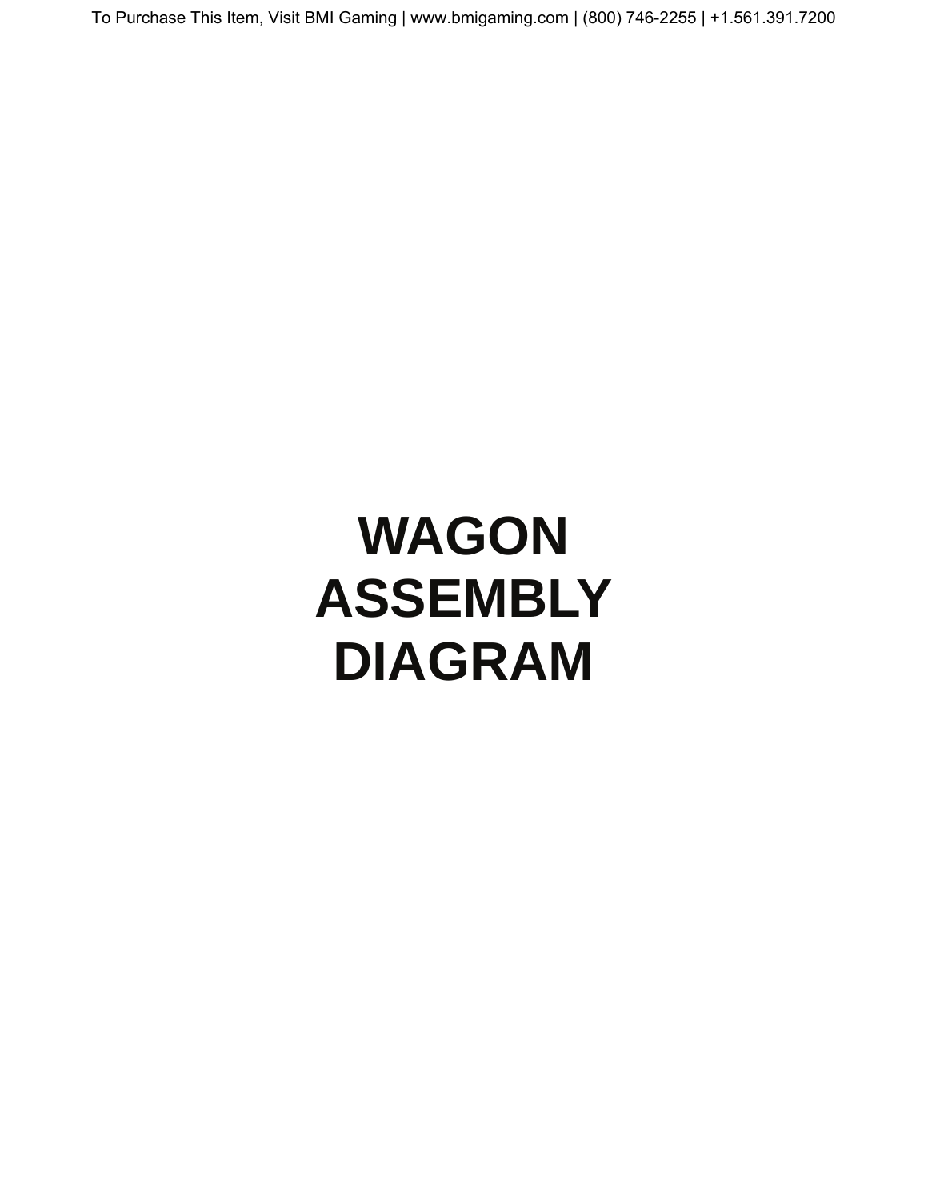# WAGON ASSEMBLY DIAGRAM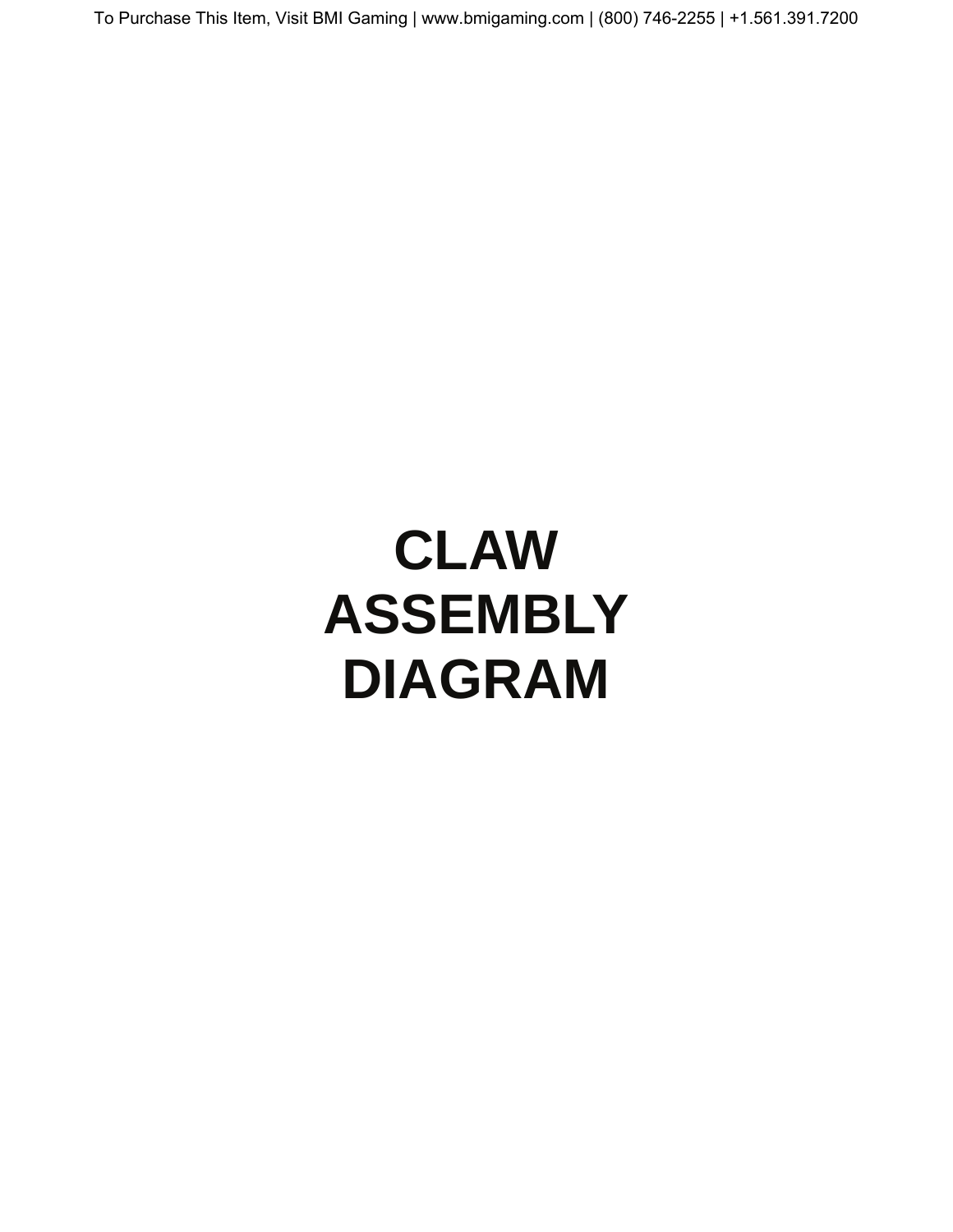# CLAW ASSEMBLY DIAGRAM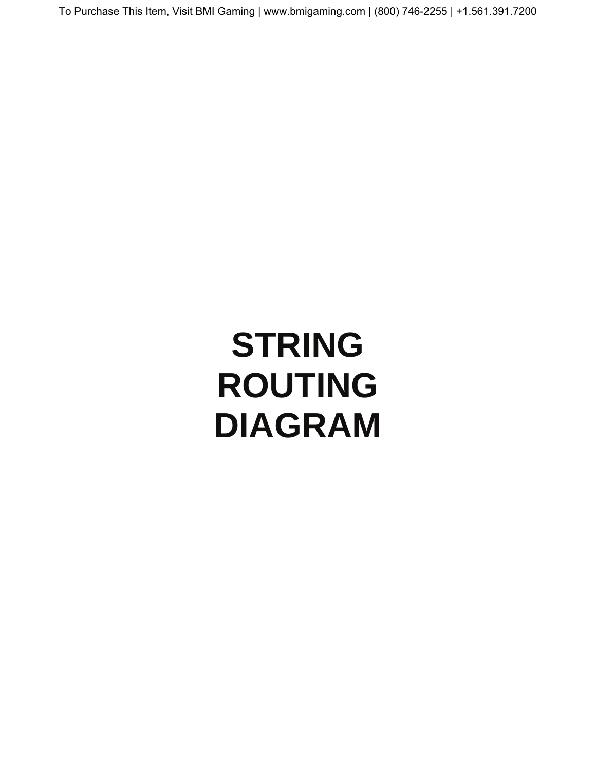# STRING ROUTING DIAGRAM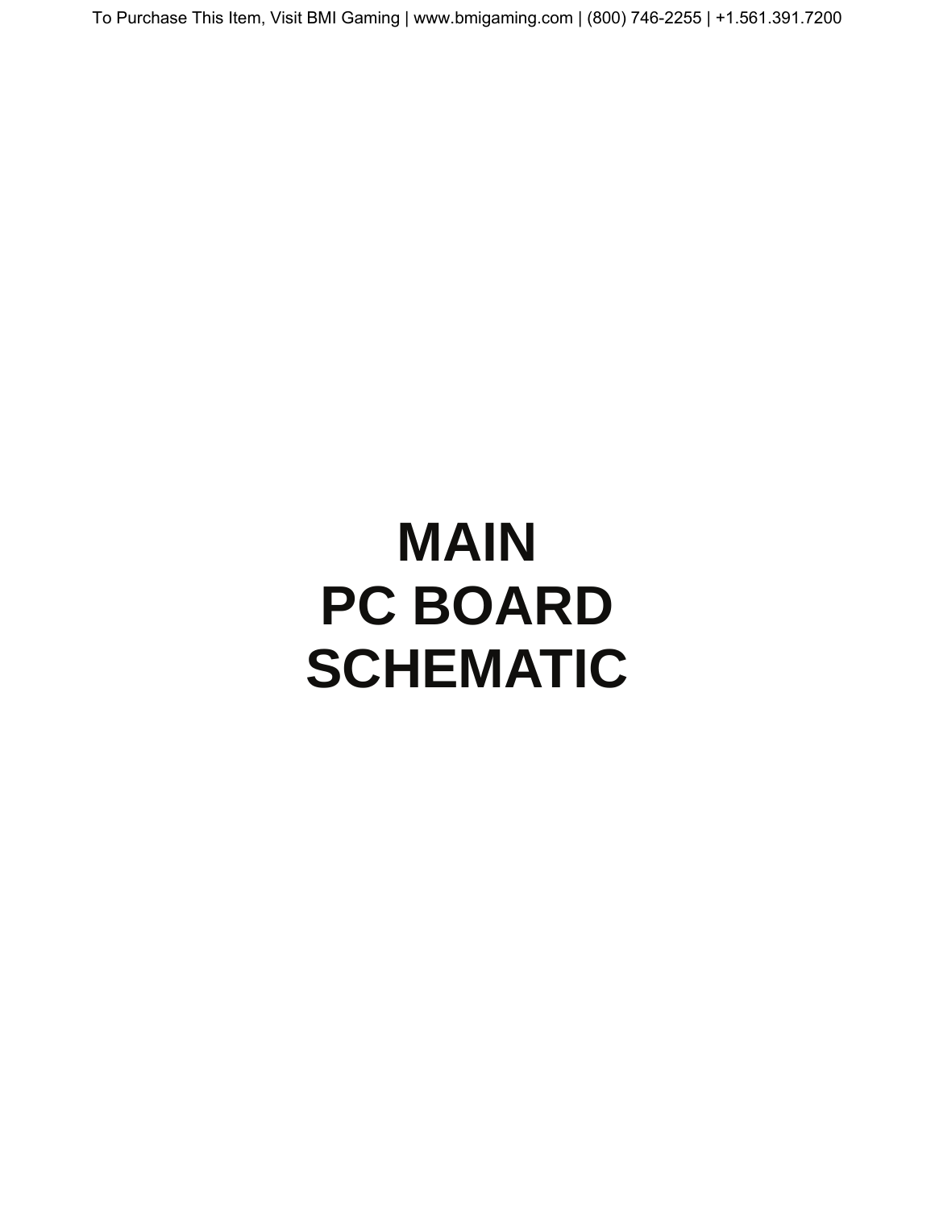# MAIN
# PC BOARD
# SCHEMATIC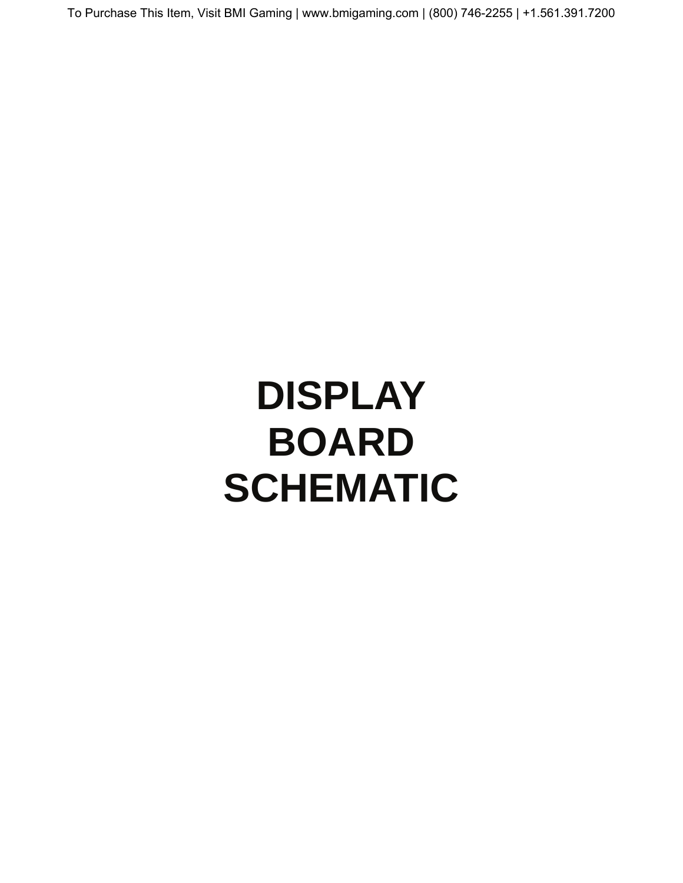# DISPLAY BOARD SCHEMATIC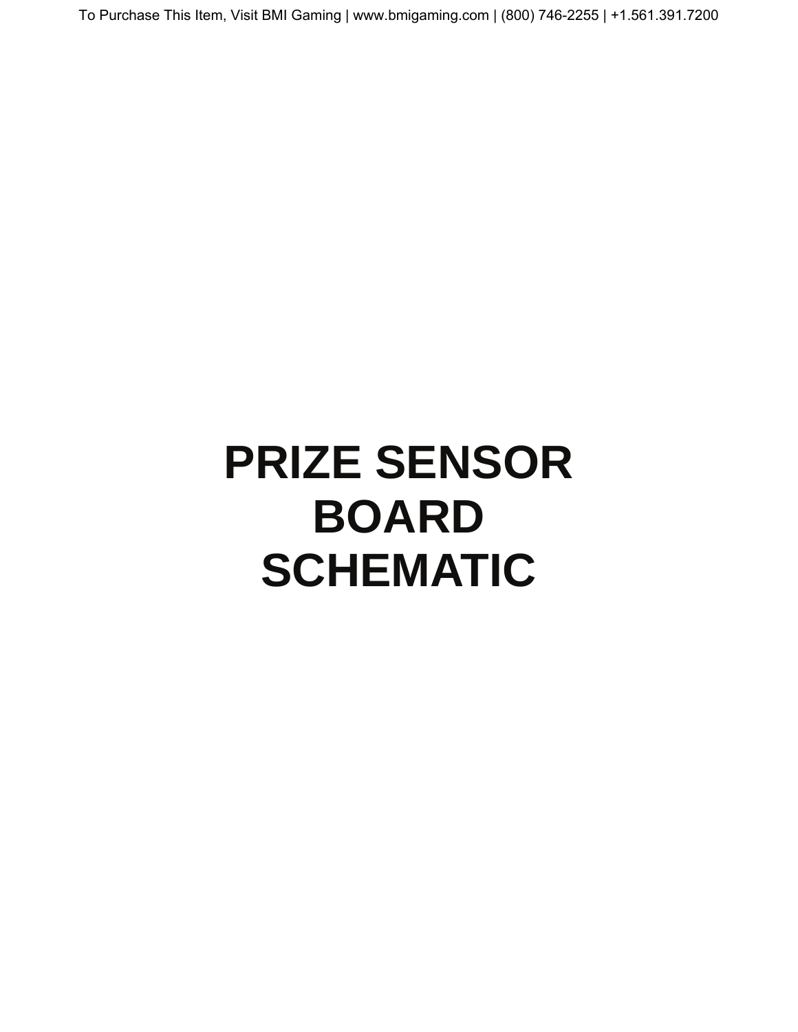# PRIZE SENSOR BOARD SCHEMATIC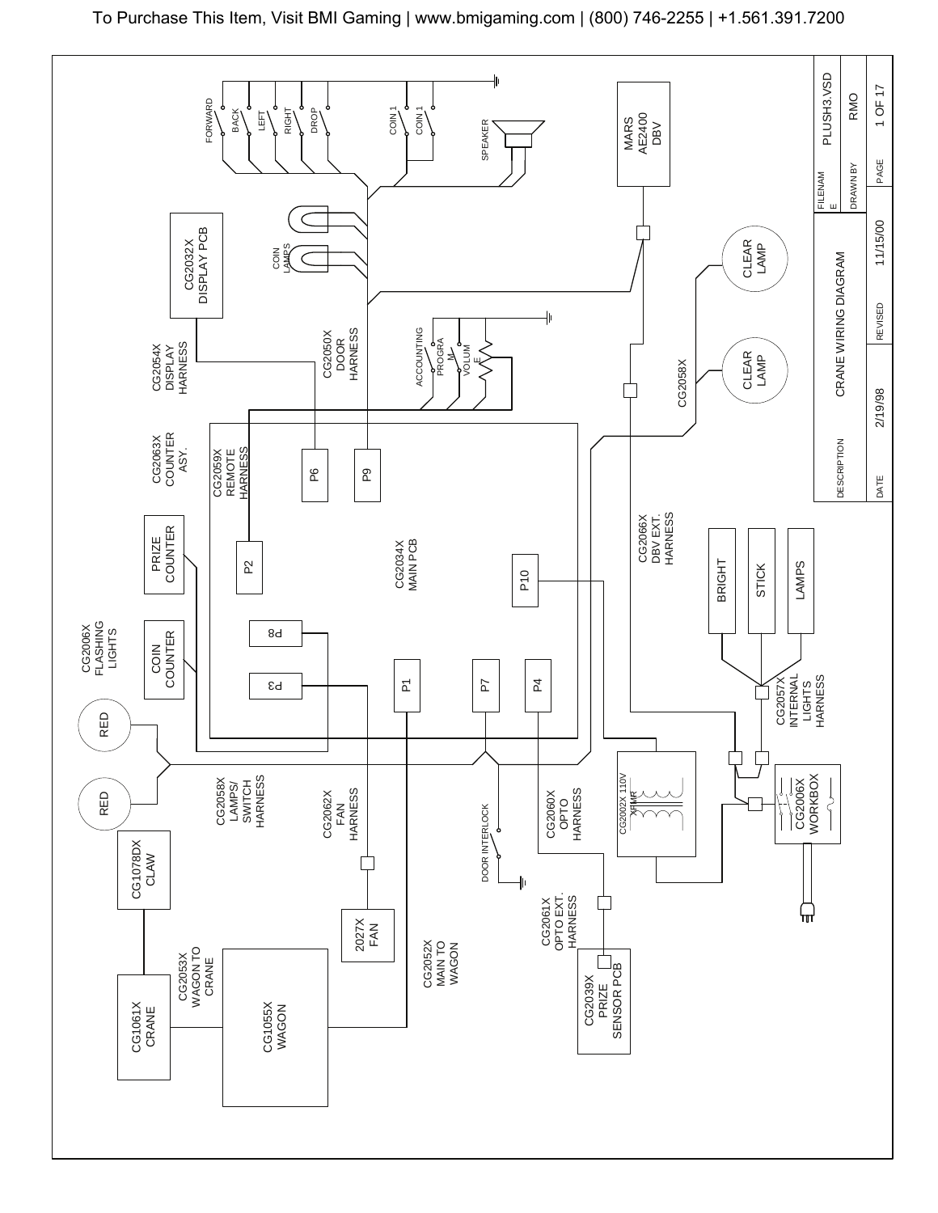To Purchase This Item, Visit BMI Gaming | www.bmigaming.com | (800) 746-2255 | +1.561.391.7200

FORWARD
BACK
LEFT
RIGHT
DROP
COIN 1
COIN 1
SPEAKER
MARS AE2400 DBV

CG2032X DISPLAY PCB
COIN LAMPS
CG2054X DISPLAY HARNESS
CG2050X DOOR HARNESS
ACCOUNTING
PROGRAM
VOLUME
CLEAR LAMP
CLEAR LAMP
CG2058X

CG2063X COUNTER ASY.
CG2059X REMOTE HARNESS
P6
P9
P2
CG2034X MAIN PCB
P10
CG2066X DBV EXT. HARNESS

PRIZE COUNTER
COIN COUNTER
CG2006X FLASHING LIGHTS
P8
P3
P1
P7
P4
BRIGHT
STICK
LAMPS
CG2057X INTERNAL LIGHTS HARNESS

RED
RED
CG2058X LAMPS/ SWITCH HARNESS
CG2062X FAN HARNESS
DOOR INTERLOCK
CG2060X OPTO HARNESS
CG2002X 110V XFMR
CG2006X WORKBOX

CG1078DX CLAW
2027X FAN
CG2061X OPTO EXT. HARNESS
CG1061X CRANE
CG2053X WAGON TO CRANE
CG1055X WAGON
CG2052X MAIN TO WAGON
CG2039X PRIZE SENSOR PCB

| DESCRIPTION | CRANE WIRING DIAGRAM | | FILENAME | PLUSH3.VSD |
|---|---|---|---|---|
| | | | DRAWN BY | RMO |
| DATE | 2/19/98 | REVISED 11/15/00 | PAGE | 1 OF 17 |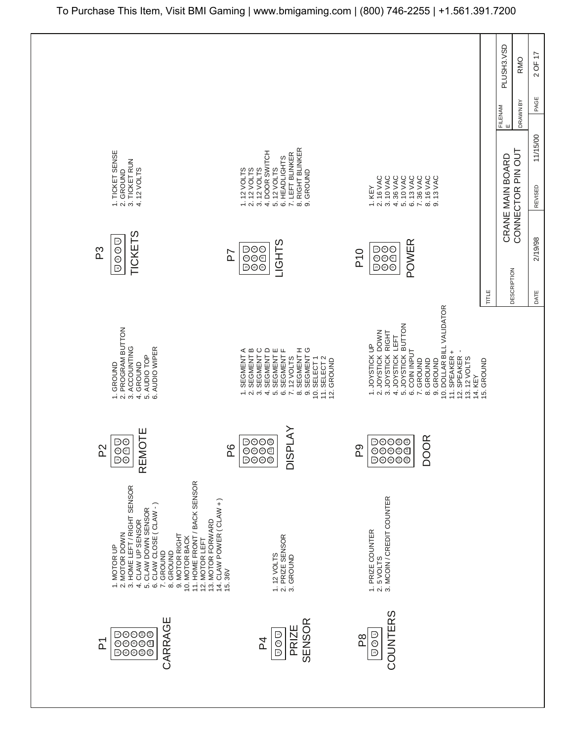To Purchase This Item, Visit BMI Gaming | www.bmigaming.com | (800) 746-2255 | +1.561.391.7200

## P1 — CARRAGE

1. MOTOR UP
2. MOTOR DOWN
3. HOME LEFT / RIGHT SENSOR
4. CLAW UP SENSOR
5. CLAW DOWN SENSOR
6. CLAW CLOSE ( CLAW - )
7. GROUND
8. GROUND
9. MOTOR RIGHT
10. MOTOR BACK
11. HOME FRONT / BACK SENSOR
12. MOTOR LEFT
13. MOTOR FORWARD
14. CLAW POWER (CLAW + )
15. 36V

## P2 — REMOTE

1. GROUND
2. PROGRAM BUTTON
3. ACCOUNTING
4. GROUND
5. AUDIO TOP
6. AUDIO WIPER

## P3 — TICKETS

1. TICKET SENSE
2. GROUND
3. TICKET RUN
4. 12 VOLTS

## P4 — PRIZE SENSOR

1. 12 VOLTS
2. PRIZE SENSOR
3. GROUND

## P6 — DISPLAY

1. SEGMENT A
2. SEGMENT B
3. SEGMENT C
4. SEGMENT D
5. SEGMENT E
6. SEGMENT F
7. 12 VOLTS
8. SEGMENT H
9. SEGMENT G
10. SELECT 1
11. SELECT 2
12. GROUND

## P7 — LIGHTS

1. 12 VOLTS
2. 12 VOLTS
3. 12 VOLTS
4. DOOR SWITCH
5. 12 VOLTS
6. HEADLIGHTS
7. LEFT BLINKER
8. RIGHT BLINKER
9. GROUND

## P8 — COUNTERS

1. PRIZE COUNTER
2. 5 VOLTS
3. MCOIN / CREDIT COUNTER

## P9 — DOOR

1. JOYSTICK UP
2. JOYSTICK DOWN
3. JOYSTICK RIGHT
4. JOYSTICK LEFT
5. JOYSTICK BUTTON
6. COIN INPUT
7. GROUND
8. GROUND
9. GROUND
10. DOLLAR BILL VALIDATOR
11. SPEAKER +
12. SPEAKER -
13. 12 VOLTS
14. KEY
15. GROUND

## P10 — POWER

1. KEY
2. 16 VAC
3. 10 VAC
4. 36 VAC
5. 10 VAC
6. 13 VAC
7. 36 VAC
8. 16 VAC
9. 13 VAC

| TITLE | | | |
|---|---|---|---|
| DESCRIPTION | CRANE MAIN BOARD CONNECTOR PIN OUT | FILENAME | PLUSH3.VSD |
| | | DRAWN BY | RMO |
| DATE | 2/19/98 | REVISED | 11/15/00 |
| PAGE | 2 OF 17 | | |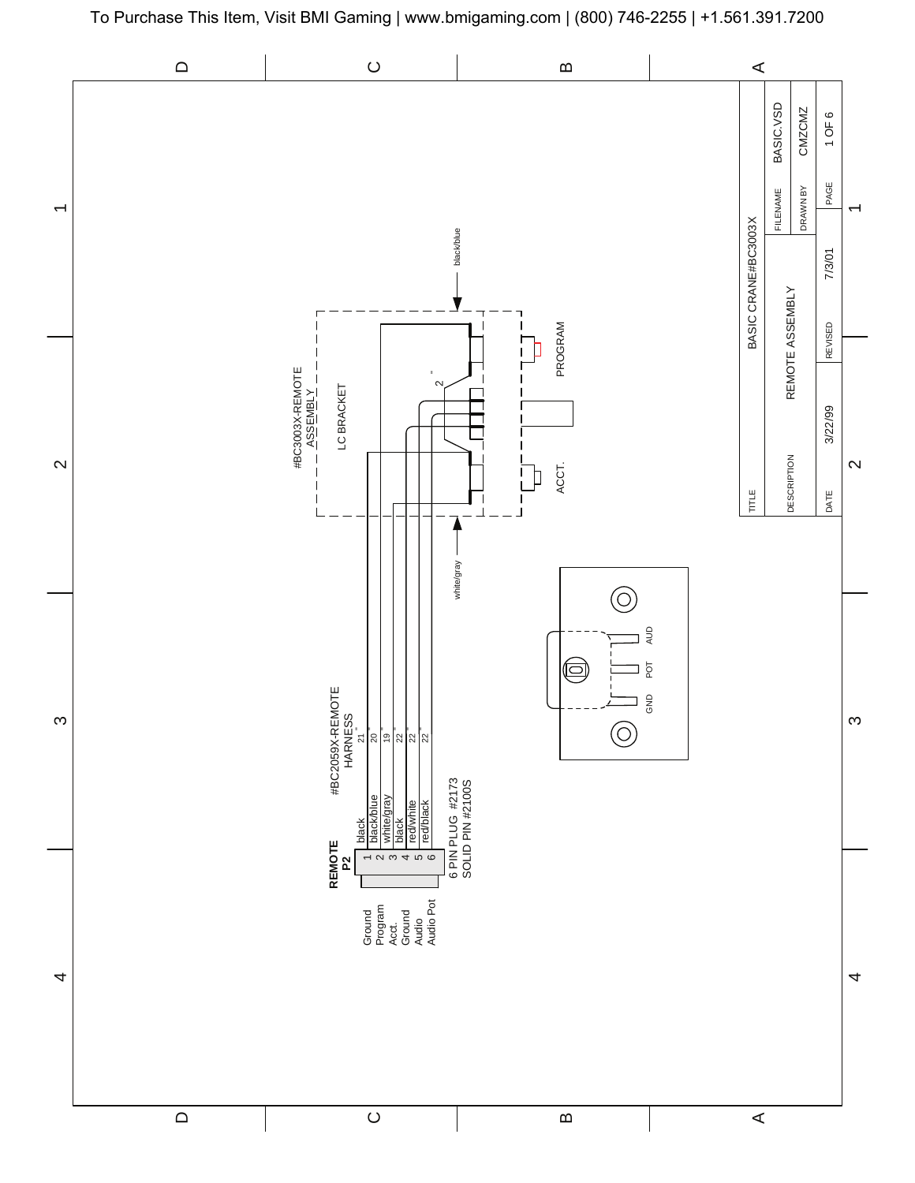To Purchase This Item, Visit BMI Gaming | www.bmigaming.com | (800) 746-2255 | +1.561.391.7200

#BC3003X-REMOTE ASSEMBLY

LC BRACKET

PROGRAM

ACCT.

black/blue

white/gray

2"

GND POT AUD

#BC2059X-REMOTE HARNESS

**REMOTE P2**

| Function | Pin | Wire | Length |
|---|---|---|---|
| Ground | 1 | black | 21" |
| Program | 2 | black/blue | 20" |
| Acct. | 3 | white/gray | 19" |
| Ground | 4 | black | 22" |
| Audio | 5 | red/white | 22" |
| Audio Pot | 6 | red/black | 22" |

6 PIN PLUG #2173
SOLID PIN #2100S

| | |
|---|---|
| TITLE | BASIC CRANE#BC3003X |
| DESCRIPTION | REMOTE ASSEMBLY |
| FILENAME | BASIC.VSD |
| DRAWN BY | CMZCMZ |
| DATE | 3/22/99 |
| REVISED | 7/3/01 |
| PAGE | 1 OF 6 |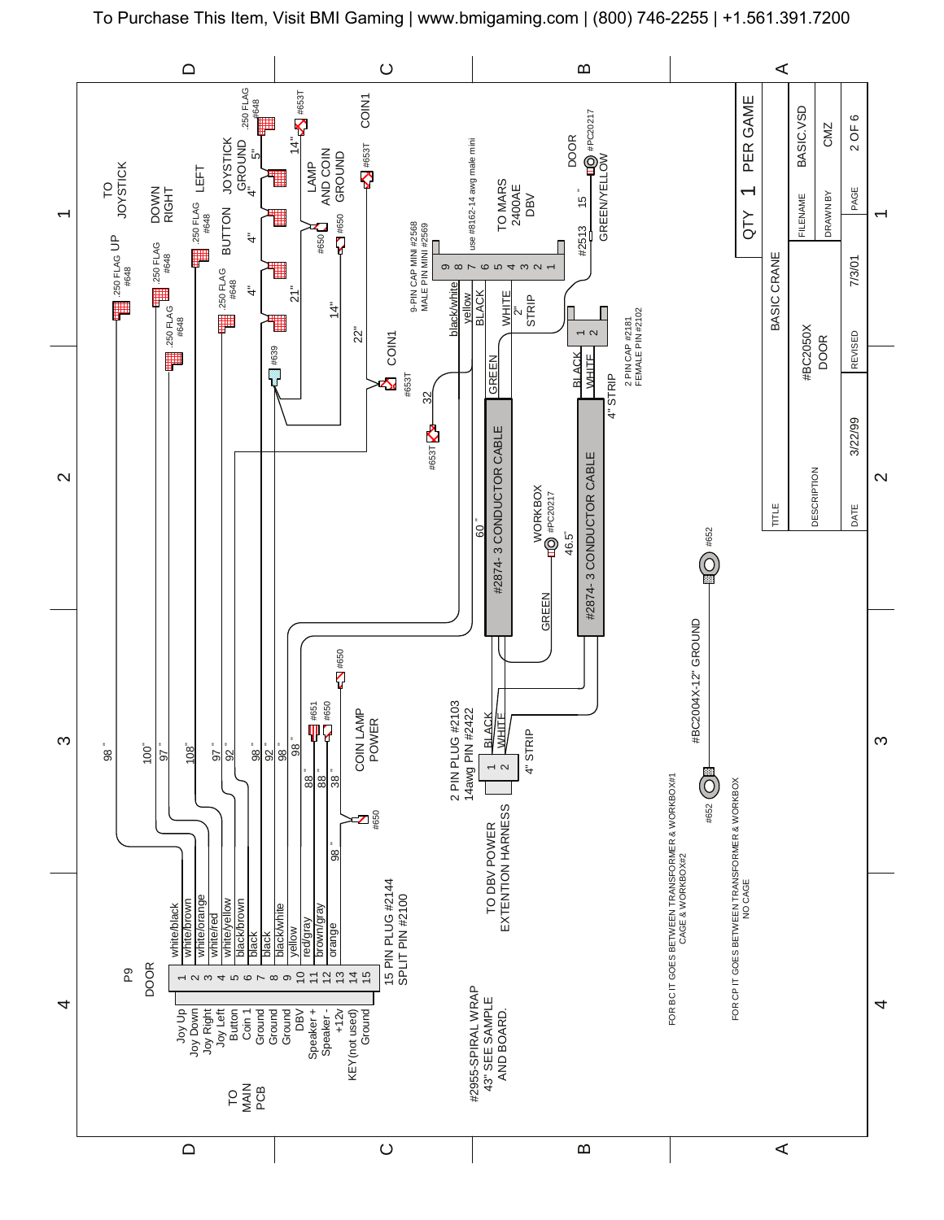To Purchase This Item, Visit BMI Gaming | www.bmigaming.com | (800) 746-2255 | +1.561.391.7200

**P9 DOOR — TO MAIN PCB**

15 PIN PLUG #2144
SPLIT PIN #2100

| Pin | Function | Wire Color | Length |
|---|---|---|---|
| 1 | Joy Up | white/black | 98" |
| 2 | Joy Down | white/brown | 100" |
| 3 | Joy Right | white/orange | 97" |
| 4 | Joy Left | white/red | 108" |
| 5 | Button | white/yellow | 97" |
| 6 | Coin 1 | black/brown | 92" |
| 7 | Ground | black | 98" |
| 8 | Ground | black | 92" |
| 9 | Ground | black/white | 98" |
| 10 | DBV | yellow | 98" |
| 11 | Speaker + | red/gray | 88" |
| 12 | Speaker - | brown/gray | 88" |
| 13 | +12v | orange | 38" / 98" |
| 14 | KEY(not used) | | |
| 15 | Ground | | |

TO JOYSTICK: UP (.250 FLAG #648), DOWN (.250 FLAG #648), RIGHT (.250 FLAG #648), LEFT (.250 FLAG #648)

BUTTON (.250 FLAG #648)

JOYSTICK GROUND (.250 FLAG #648) — 4", 4", 4", 4", 5"

#639

LAMP AND COIN GROUND — #650, #650, 21", 14"

COIN1 — #653T, 14"

COIN1 — #653T, 22"

#653T — 32

COIN LAMP POWER — #650, #651, #650

9-PIN CAP MINI #2568
MALE PIN MINI #2569

use #8162-14 awg male mini

TO MARS 2400AE DBV

| Pin | Wire |
|---|---|
| 9 | black/white |
| 8 | yellow |
| 7 | BLACK |
| 6 | |
| 5 | WHITE |
| 4 | |
| 3 | |
| 2 | |
| 1 | |

2" STRIP

DOOR #PC20217 — #2513 15" GREEN/YELLOW

2 PIN CAP #2181
FEMALE PIN #2102

1 BLACK, 2 WHITE — 4" STRIP

#2874- 3 CONDUCTOR CABLE — 60", GREEN

#2874- 3 CONDUCTOR CABLE

WORKBOX #PC20217 — 46.5", GREEN

2 PIN PLUG #2103
14awg PIN #2422

1 BLACK, 2 WHITE — 4" STRIP

TO DBV POWER EXTENTION HARNESS

#2955-SPIRAL WRAP 43" SEE SAMPLE AND BOARD.

#BC2004X-12" GROUND — #652, #652

FOR BC IT GOES BETWEEN TRANSFORMER & WORKBOX#1 CAGE & WORKBOX#2

FOR CP IT GOES BETWEEN TRANSFORMER & WORKBOX NO CAGE

QTY 1 PER GAME

| TITLE | BASIC CRANE | FILENAME | BASIC.VSD |
|---|---|---|---|
| DESCRIPTION | #BC2050X DOOR | DRAWN BY | CMZ |
| DATE | 3/22/99 | REVISED | 7/3/01 |
| PAGE | 2 OF 6 | | |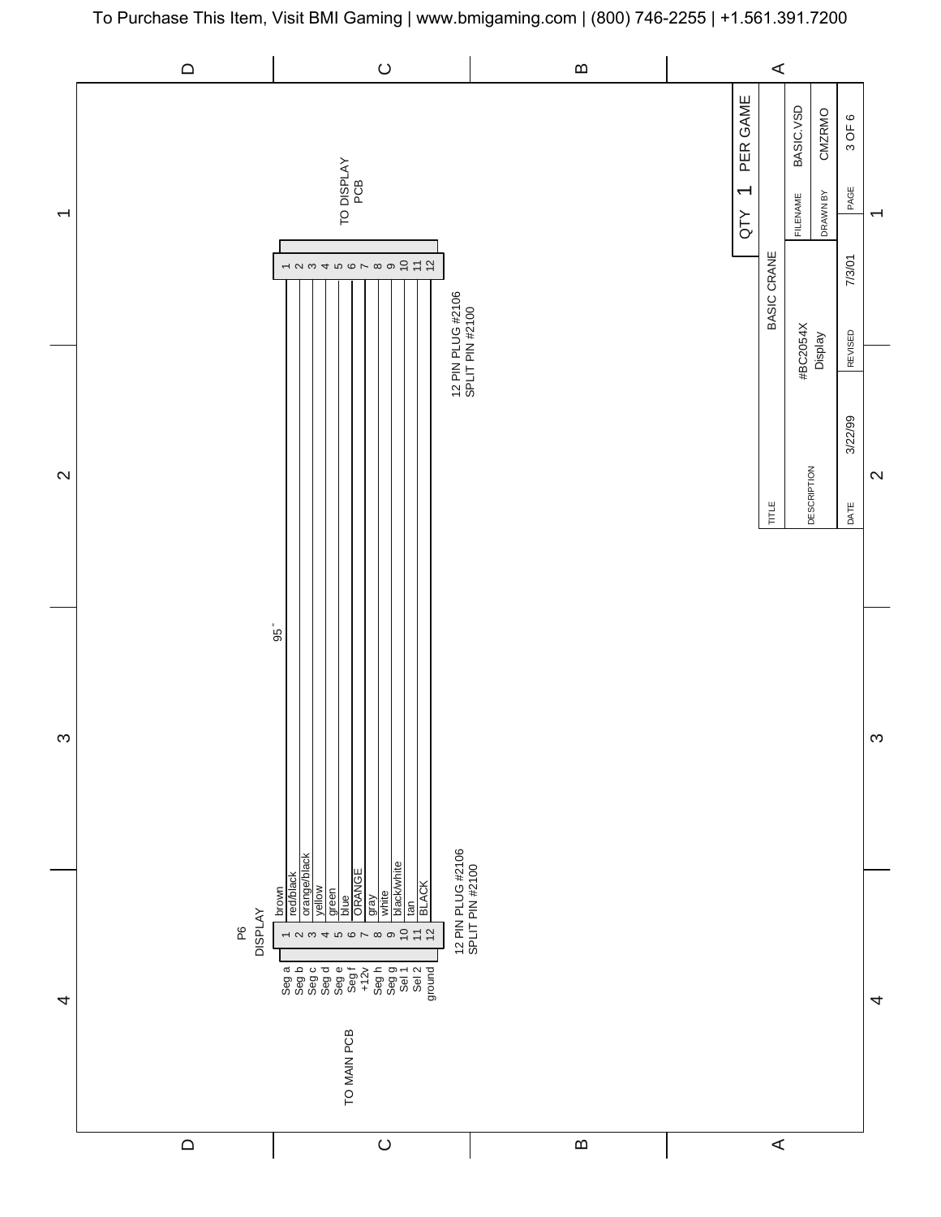To Purchase This Item, Visit BMI Gaming | www.bmigaming.com | (800) 746-2255 | +1.561.391.7200

TO DISPLAY PCB

12 PIN PLUG #2106
SPLIT PIN #2100

95"

P6
DISPLAY

TO MAIN PCB

| Signal | Pin | Wire Color | Pin (Display PCB) |
|---|---|---|---|
| Seg a | 1 | brown | 1 |
| Seg b | 2 | red/black | 2 |
| Seg c | 3 | orange/black | 3 |
| Seg d | 4 | yellow | 4 |
| Seg e | 5 | green | 5 |
| Seg f | 6 | blue | 6 |
| +12v | 7 | ORANGE | 7 |
| Seg h | 8 | gray | 8 |
| Seg g | 9 | white | 9 |
| Sel 1 | 10 | black/white | 10 |
| Sel 2 | 11 | tan | 11 |
| ground | 12 | BLACK | 12 |

12 PIN PLUG #2106
SPLIT PIN #2100

QTY 1 PER GAME

| TITLE | BASIC CRANE | | |
|---|---|---|---|
| DESCRIPTION | #BC2054X Display | FILENAME | BASIC.VSD |
| | | DRAWN BY | CMZRMO |
| DATE | 3/22/99 | REVISED | 7/3/01 |
| PAGE | 3 OF 6 | | |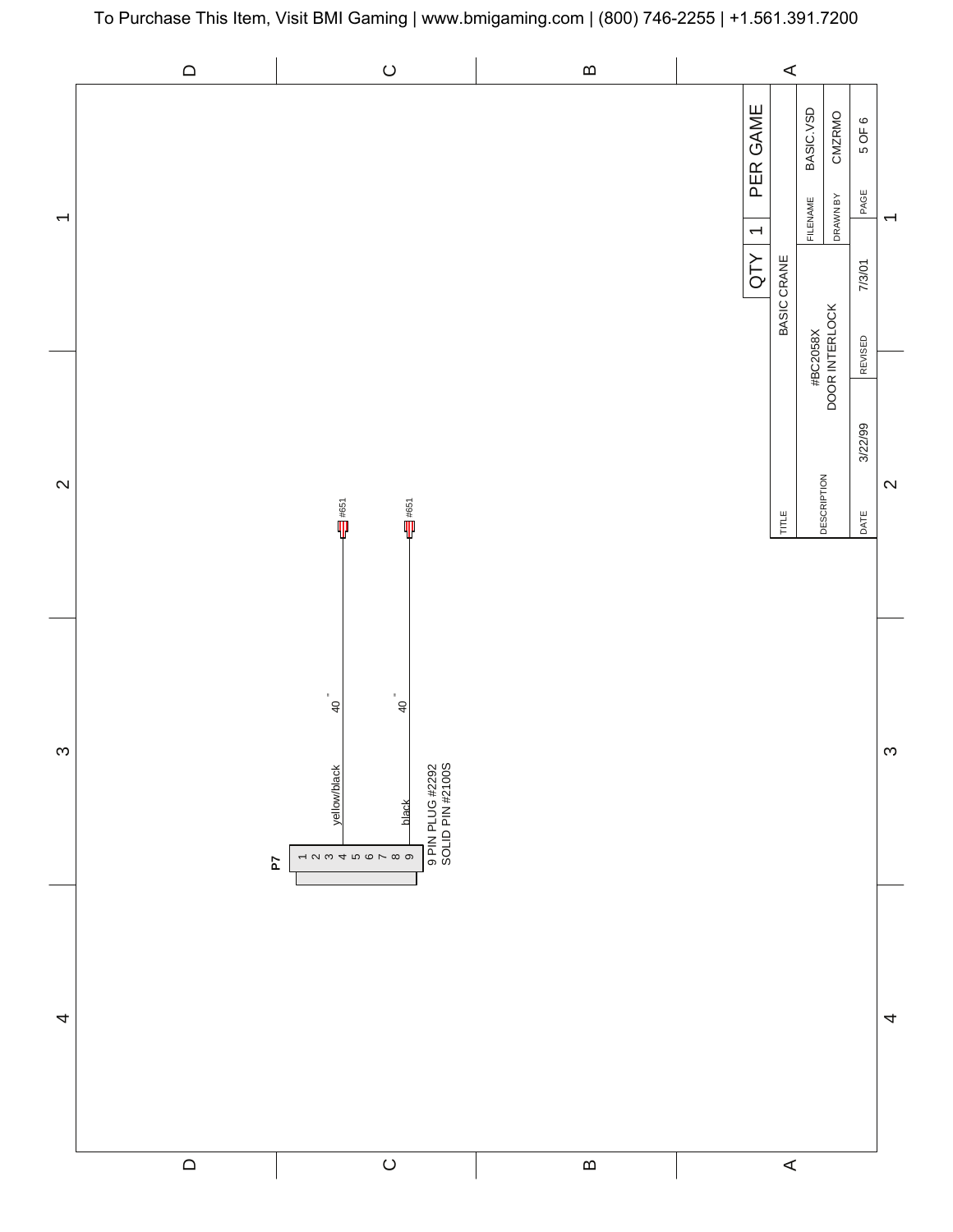To Purchase This Item, Visit BMI Gaming | www.bmigaming.com | (800) 746-2255 | +1.561.391.7200

**P7**

1 2 3 4 5 6 7 8 9

9 PIN PLUG #2292
SOLID PIN #2100S

| Pin | Wire Color | Length | Terminal |
|---|---|---|---|
| 4 | yellow/black | 40 " | #651 |
| 9 | black | 40 " | #651 |

| | |
|---|---|
| QTY | 1 PER GAME |
| TITLE | BASIC CRANE |
| DESCRIPTION | #BC2058X DOOR INTERLOCK |
| FILENAME | BASIC.VSD |
| DRAWN BY | CMZRMO |
| DATE | 3/22/99 |
| REVISED | 7/3/01 |
| PAGE | 5 OF 6 |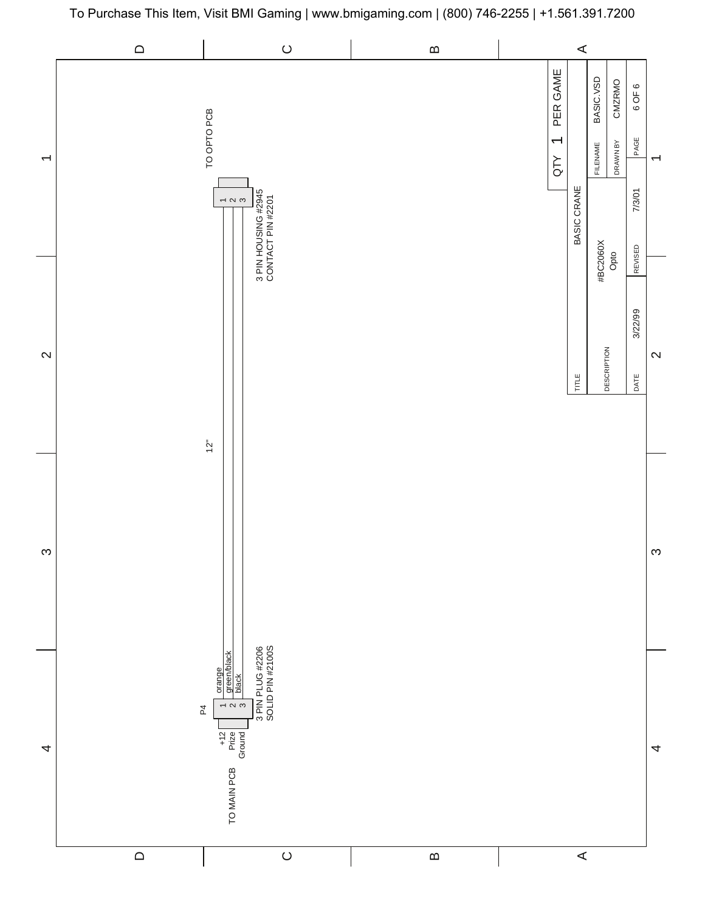To Purchase This Item, Visit BMI Gaming | www.bmigaming.com | (800) 746-2255 | +1.561.391.7200

TO MAIN PCB

P4

| Pin | Signal | Wire Color |
|---|---|---|
| 1 | +12 | orange |
| 2 | Prize | green/black |
| 3 | Ground | black |

3 PIN PLUG #2206
SOLID PIN #2100S

12"

TO OPTO PCB

3 PIN HOUSING #2945
CONTACT PIN #2201

QTY 1 PER GAME

| | |
|---|---|
| TITLE | BASIC CRANE |
| DESCRIPTION | #BC2060X Opto |
| FILENAME | BASIC.VSD |
| DRAWN BY | CMZRMO |
| DATE | 3/22/99 |
| REVISED | 7/3/01 |
| PAGE | 6 OF 6 |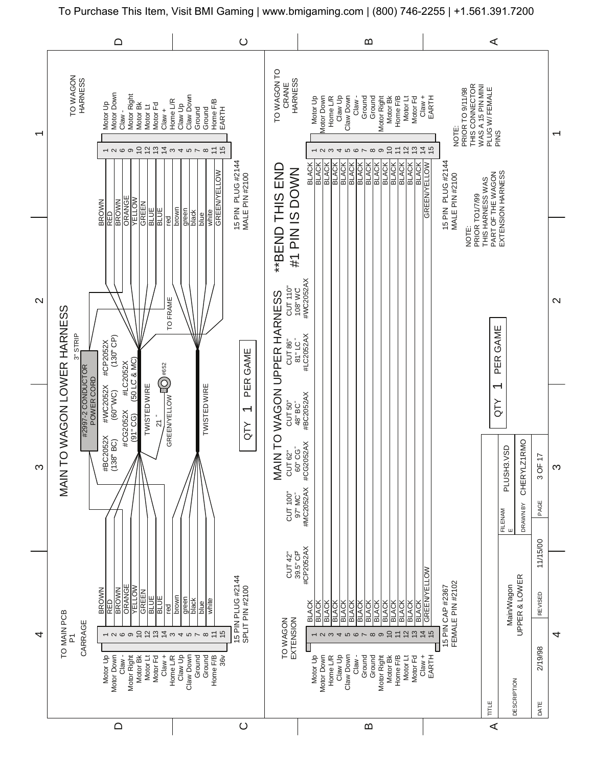To Purchase This Item, Visit BMI Gaming | www.bmigaming.com | (800) 746-2255 | +1.561.391.7200

# MAIN TO WAGON LOWER HARNESS

**TO MAIN PCB P1 CARRAGE** — 15 PIN PLUG #2144, SPLIT PIN #2100

**TO WAGON HARNESS** — 15 PIN PLUG #2144, MALE PIN #2100

| Function (Main PCB) | Pin | Wire Color | Wire Color | Pin | Function (Wagon Harness) |
|---|---|---|---|---|---|
| Motor Up | 1 | BROWN | BROWN | 1 | Motor Up |
| Motor Down | 2 | RED | RED | 2 | Motor Down |
| Claw - | 6 | BROWN | BROWN | 6 | Claw - |
| Motor Right | 9 | ORANGE | ORANGE | 9 | Motor Right |
| Motor Bk | 10 | YELLOW | YELLOW | 10 | Motor Bk |
| Motor Lt | 12 | GREEN | GREEN | 12 | Motor Lt |
| Motor Fd | 13 | BLUE | BLUE | 13 | Motor Fd |
| Claw + | 14 | BLUE | BLUE | 14 | Claw + |
| Home L/R | 3 | red | red | 3 | Home L/R |
| Claw Up | 4 | brown | brown | 4 | Claw Up |
| Claw Down | 5 | green | green | 5 | Claw Down |
| Ground | 7 | black | black | 7 | Ground |
| Ground | 8 | blue | blue | 8 | Ground |
| Home F/B | 11 | white | white | 11 | Home F/B |
| 36v | 15 | | GREEN/YELLOW | 15 | EARTH |

#2997-2 CONDUCTOR POWER CORD — 3" STRIP

#BC2052X (138" BC) #WC2052X (60" WC) #CP2052X (130" CP)

#CG2052X (91" CG) #LC2052X (50 LC & MC)

TWISTED WIRE

GREEN/YELLOW 21" #652 TO FRAME

TWISTED WIRE

QTY 1 PER GAME

# MAIN TO WAGON UPPER HARNESS

| CUT | Length | Part # |
|---|---|---|
| CUT 42" | 39.5" CP | #CP2052AX |
| CUT 100" | 97" MC" | #MC2052AX |
| CUT 62" | 60" CG" | #CG2052AX |
| CUT 50" | 48" BC" | #BC2052AX |
| CUT 86" | 81" LC" | #LC2052AX |
| CUT 110" | 108" WC | #WC2052AX |

**BEND THIS END #1 PIN IS DOWN

**TO WAGON EXTENSION** — 15 PIN CAP #2367, FEMALE PIN #2102

**TO WAGON TO CRANE HARNESS** — 15 PIN PLUG #2144, MALE PIN #2100

| Function | Pin | Wire Color | Wire Color | Pin | Function |
|---|---|---|---|---|---|
| Motor Up | 1 | BLACK | BLACK | 1 | Motor Up |
| Motor Down | 2 | BLACK | BLACK | 2 | Motor Down |
| Home L/R | 3 | BLACK | BLACK | 3 | Home L/R |
| Claw Up | 4 | BLACK | BLACK | 4 | Claw Up |
| Claw Down | 5 | BLACK | BLACK | 5 | Claw Down |
| Claw - | 6 | BLACK | BLACK | 6 | Claw - |
| Ground | 7 | BLACK | BLACK | 7 | Ground |
| Ground | 8 | BLACK | BLACK | 8 | Ground |
| Motor Right | 9 | BLACK | BLACK | 9 | Motor Right |
| Motor Bk | 10 | BLACK | BLACK | 10 | Motor Bk |
| Home F/B | 11 | BLACK | BLACK | 11 | Home F/B |
| Motor Lt | 12 | BLACK | BLACK | 12 | Motor Lt |
| Motor Fd | 13 | BLACK | BLACK | 13 | Motor Fd |
| Claw + | 14 | BLACK | BLACK | 14 | Claw + |
| EARTH | 15 | GREEN/YELLOW | GREEN/YELLOW | 15 | EARTH |

NOTE: PRIOR TO1/7/99 THIS HARNESS WAS PART OF THE WAGON EXTENSION HARNESS

NOTE: PRIOR TO 9/11/98 THIS CONNECTOR WAS A 15 PIN MINI PLUG W/ FEMALE PINS

QTY 1 PER GAME

| TITLE | | | |
|---|---|---|---|
| DESCRIPTION | Main/Wagon UPPER & LOWER | FILENAME | PLUSH3.VSD |
| | | DRAWN BY | CHERYLZ1RMO |
| DATE 2/19/98 | REVISED 11/15/00 | PAGE | 3 OF 17 |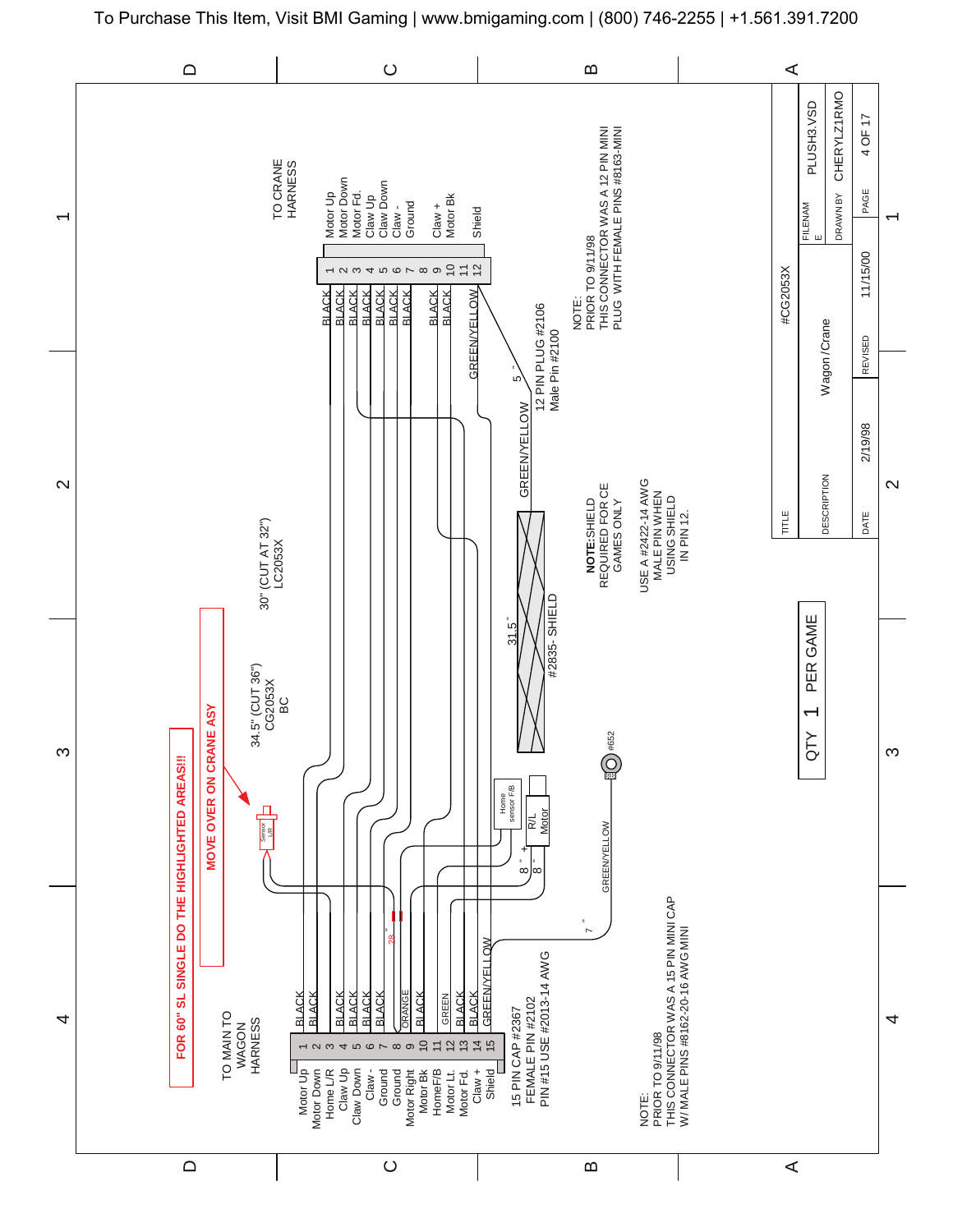To Purchase This Item, Visit BMI Gaming | www.bmigaming.com | (800) 746-2255 | +1.561.391.7200

**FOR 60" SL SINGLE DO THE HIGHLIGHTED AREAS!!!**

**MOVE OVER ON CRANE ASY**

TO MAIN TO WAGON HARNESS

| Pin | Function | Wire |
|---|---|---|
| 1 | Motor Up | BLACK |
| 2 | Motor Down | BLACK |
| 3 | Home L/R | |
| 4 | Claw Up | BLACK |
| 5 | Claw Down | BLACK |
| 6 | Claw - | BLACK |
| 7 | Ground | BLACK |
| 8 | Ground | ORANGE |
| 9 | Motor Right | BLACK |
| 10 | Motor Bk | |
| 11 | HomeF/B | GREEN |
| 12 | Motor Lt. | BLACK |
| 13 | Motor Fd. | BLACK |
| 14 | Claw + | GREEN/YELLOW |
| 15 | Shield | |

15 PIN CAP #2367
FEMALE PIN #2102
PIN #15 USE #2013-14 AWG

NOTE:
PRIOR TO 9/11/98
THIS CONNECTOR WAS A 15 PIN MINI CAP
W/ MALE PINS #8162-20-16 AWG MINI

TO CRANE HARNESS

| Pin | Function | Wire |
|---|---|---|
| 1 | Motor Up | BLACK |
| 2 | Motor Down | BLACK |
| 3 | Motor Fd. | BLACK |
| 4 | Claw Up | BLACK |
| 5 | Claw Down | BLACK |
| 6 | Claw - | BLACK |
| 7 | Ground | BLACK |
| 8 | | |
| 9 | Claw + | BLACK |
| 10 | Motor Bk | BLACK |
| 11 | | |
| 12 | Shield | GREEN/YELLOW |

12 PIN PLUG #2106
Male Pin #2100

NOTE:
PRIOR TO 9/11/98
THIS CONNECTOR WAS A 12 PIN MINI
PLUG WITH FEMALE PINS #8163-MINI

30" (CUT AT 32")
LC2053X

34.5" (CUT 36")
CG2053X
BC

28"

Sensor L/R

Home sensor F/B

R/L Motor

8" 8"

31.5"

#2835- SHIELD

5"

GREEN/YELLOW

#652

GREEN/YELLOW

7"

**NOTE:** SHIELD REQUIRED FOR CE GAMES ONLY

USE A #2422-14 AWG MALE PIN WHEN USING SHIELD IN PIN 12.

QTY 1 PER GAME

| | |
|---|---|
| TITLE | #CG2053X |
| DESCRIPTION | Wagon/Crane |
| FILENAME | PLUSH3.VSD |
| DRAWN BY | CHERYLZ1RMO |
| DATE | 2/19/98 |
| REVISED | 11/15/00 |
| PAGE | 4 OF 17 |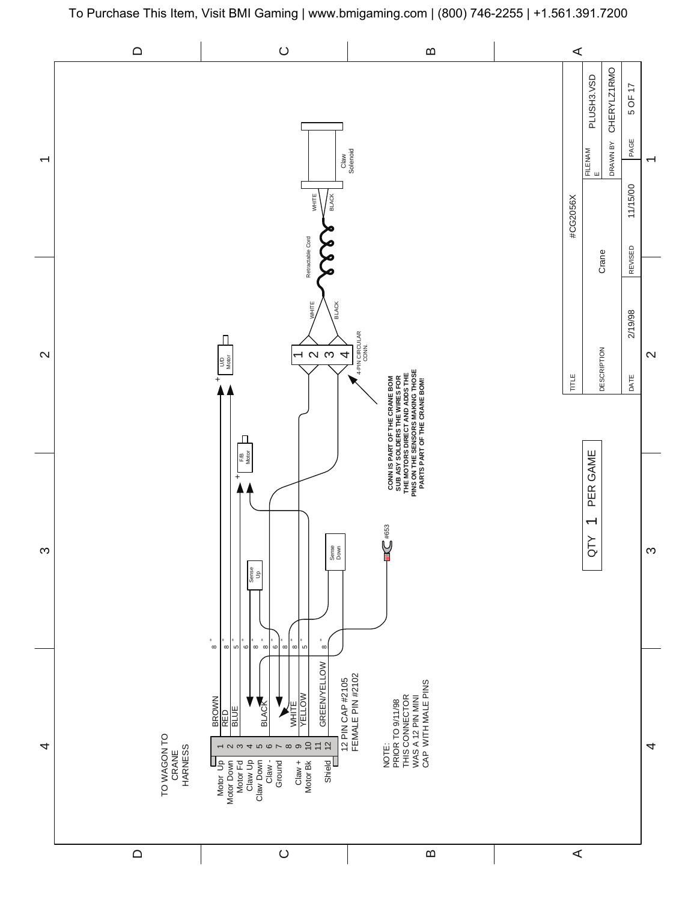To Purchase This Item, Visit BMI Gaming | www.bmigaming.com | (800) 746-2255 | +1.561.391.7200

TO WAGON TO CRANE HARNESS

| Pin | Function | Wire Color | Length |
|---|---|---|---|
| 1 | Motor Up | BROWN | 8" |
| 2 | Motor Down | RED | 8" |
| 3 | Motor Fd | BLUE | 5" |
| 4 | Claw Up | | 6" |
| 5 | Claw Down | | 8" |
| 6 | Claw - | BLACK | 6" |
| 7 | Ground | | 8" |
| 8 | | WHITE | 8" |
| 9 | Claw + | | |
| 10 | Motor Bk | YELLOW | 5" |
| 11 | | | |
| 12 | Shield | GREEN/YELLOW | 8" |

12 PIN CAP #2105
FEMALE PIN #2102

NOTE:
PRIOR TO 9/11/98
THIS CONNECTOR
WAS A 12 PIN MINI
CAP WITH MALE PINS

U/D Motor (+)

F/B Motor (+)

Sense Up

Sense Down

#653

4-PIN CIRCULAR CONN. (1, 2, 3, 4)

WHITE / BLACK — Retractable Cord — WHITE / BLACK — Claw Solenoid

**CONN IS PART OF THE CRANE BOM SUB ASY SOLDERS THE WIRES FOR THE MOTORS DIRECT AND ADDS THE PINS ON THE SENSORS MAKING THOSE PARTS PART OF THE CRANE BOM!**

QTY 1 PER GAME

| | | | |
|---|---|---|---|
| TITLE | #CG2056X | | |
| DESCRIPTION | Crane | FILENAME | PLUSH3.VSD |
| | | DRAWN BY | CHERYLZ1RMO |
| DATE | 2/19/98 | REVISED | 11/15/00 |
| PAGE | 5 OF 17 | | |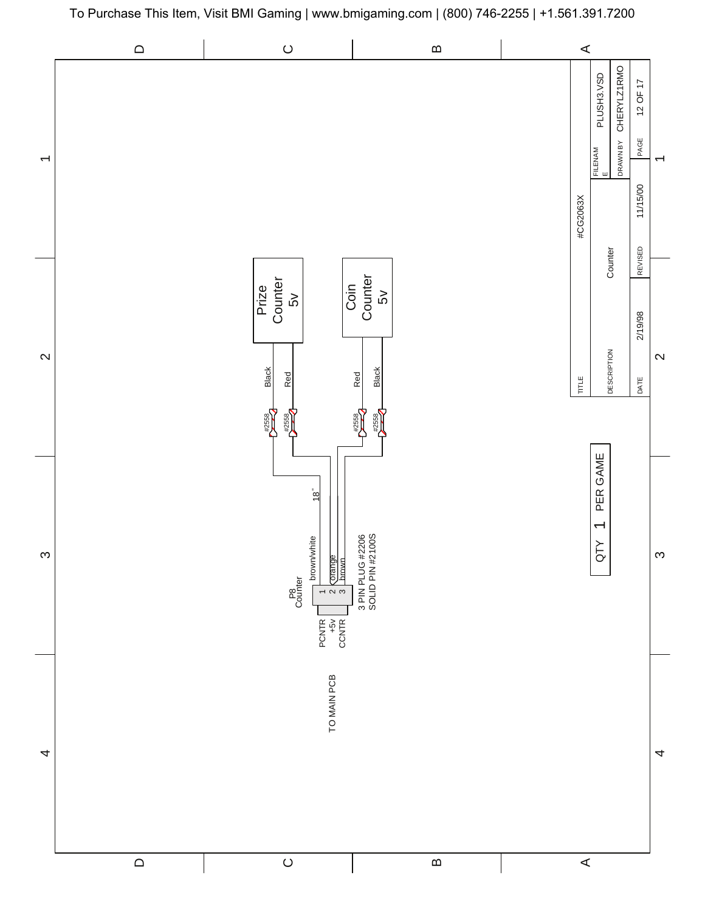To Purchase This Item, Visit BMI Gaming | www.bmigaming.com | (800) 746-2255 | +1.561.391.7200

Prize Counter 5v

Black

Red

#2558

#2558

Coin Counter 5v

Red

Black

#2558

#2558

18"

brown/white

orange

brown

P8 Counter

1 2 3

PCNTR

+5v

CCNTR

3 PIN PLUG #2206
SOLID PIN #2100S

TO MAIN PCB

QTY 1 PER GAME

| TITLE | #CG2063X | FILENAME | PLUSH3.VSD |
| --- | --- | --- | --- |
| DESCRIPTION | Counter | DRAWN BY | CHERYLZ1RMO |
| DATE | 2/19/98 | REVISED | 11/15/00 |
| PAGE | 12 OF 17 | | |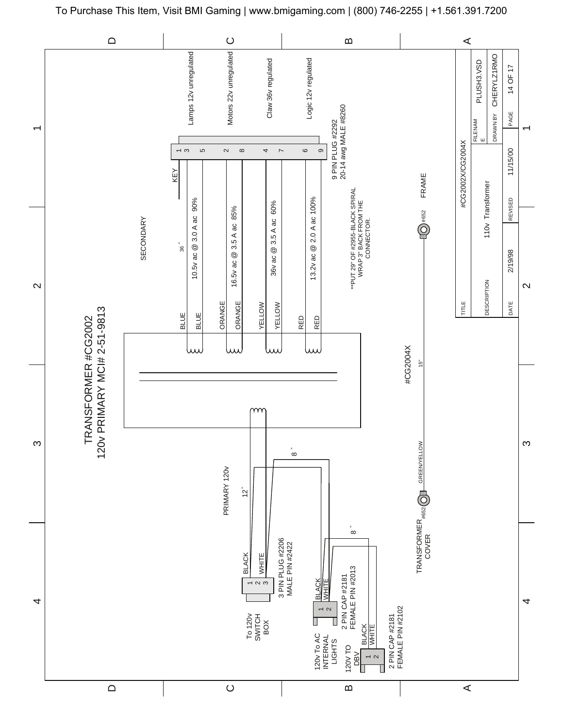To Purchase This Item, Visit BMI Gaming | www.bmigaming.com | (800) 746-2255 | +1.561.391.7200

# TRANSFORMER #CG2002
## 120v PRIMARY MCI# 2-51-9813

**SECONDARY**

36"

| Wire | Wire | Rating | Pins | Use |
|---|---|---|---|---|
| BLUE | BLUE | 10.5v ac @ 3.0 A ac 90% | 3, 5 | Lamps 12v unregulated |
| ORANGE | ORANGE | 16.5v ac @ 3.5 A ac 85% | 2, 8 | Motors 22v unregulated |
| YELLOW | YELLOW | 36v ac @ 3.5 A ac 60% | 4, 7 | Claw 36v regulated |
| RED | RED | 13.2v ac @ 2.0 A ac 100% | 6, 9 | Logic 12v regulated |

KEY: 1

9 PIN PLUG #2292
20-14 awg MALE #8260

**PUT 29" OF #2955-BLACK SPIRAL WRAP 3" BACK FROM THE CONNECTOR.

FRAME

#652

#CG2004X

15"

GREEN/YELLOW

#652

TRANSFORMER COVER

**PRIMARY 120v**

12"

8"

BLACK 1, 2, WHITE 3

3 PIN PLUG #2206
MALE PIN #2422

To 120v SWITCH BOX

BLACK 1, WHITE 2

2 PIN CAP #2181
FEMALE PIN #2013

120v To AC INTERNAL LIGHTS

8"

BLACK 1, WHITE 2

120V TO DBV

2 PIN CAP #2181
FEMALE PIN #2102

| TITLE | #CG2002X/CG2004X | | |
|---|---|---|---|
| DESCRIPTION | 110v Transformer | FILENAME | PLUSH3.VSD |
| | | DRAWN BY | CHERYLZ1RMO |
| DATE | 2/19/98 | REVISED | 11/15/00 |
| PAGE | 14 OF 17 | | |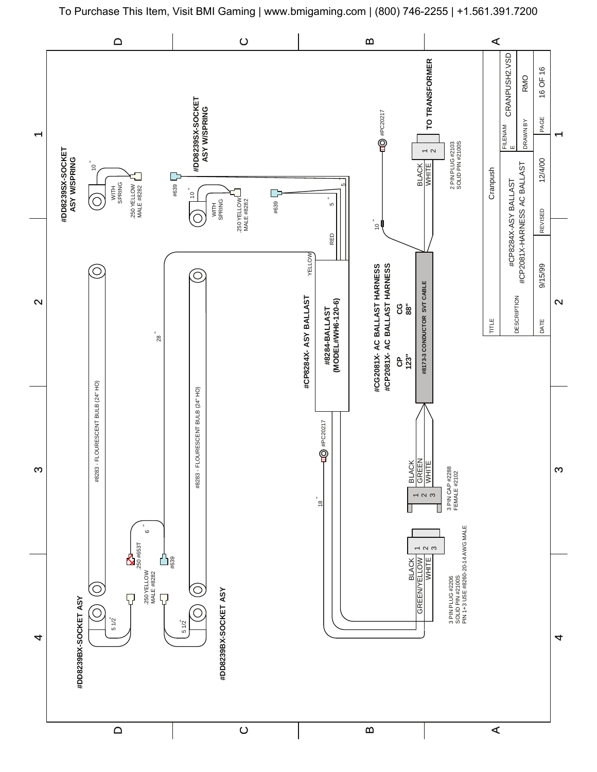To Purchase This Item, Visit BMI Gaming | www.bmigaming.com | (800) 746-2255 | +1.561.391.7200

**#DD8239SX-SOCKET ASY W/SPRING**

10"

WITH SPRING

.250 YELLOW MALE #8282

**#DD8239SX-SOCKET ASY W/SPRING**

#639

10"

WITH SPRING

.250 YELLOW MALE #8282

#639

5"

5"

RED

YELLOW

#PC20217

10"

TO TRANSFORMER

BLACK 1
WHITE 2

2 PIN PLUG #2103
SOLID PIN #2100S

#8283 - FLOURESCENT BULB (24" HO)

#8283 - FLOURESCENT BULB (24" HO)

28"

**#CP8284X- ASY BALLAST**

**#8284-BALLAST (MODEL#WH6-120-6)**

**#CG2081X- AC BALLAST HARNESS**
**#CP2081X- AC BALLAST HARNESS**

| CP | CG |
|---|---|
| 123" | 88" |

**#8173-3 CONDUCTOR SVT CABLE**

#PC20217

18"

BLACK 1
GREEN 2
WHITE 3

3 PIN CAP #2288
FEMALE #2102

6"

.250 #653T

#639

.250 YELLOW MALE #8282

BLACK 1
GREEN/YELLOW 2
WHITE 3

3 PIN PLUG #2206
SOLID PIN #2100S
PIN 1+3 USE #8260-20-14 AWG MALE

5 1/2"

5 1/2"

**#DD8239BX-SOCKET ASY**

**#DD8239BX-SOCKET ASY**

| | |
|---|---|
| TITLE | Cranpush |
| DESCRIPTION | #CP8284X-ASY BALLAST<br>#CP2081X-HARNESS AC BALLAST |
| FILENAME | CRANPUSH2.VSD |
| DRAWN BY | RMO |
| DATE | 9/15/99 |
| REVISED | 12/4/00 |
| PAGE | 16 OF 16 |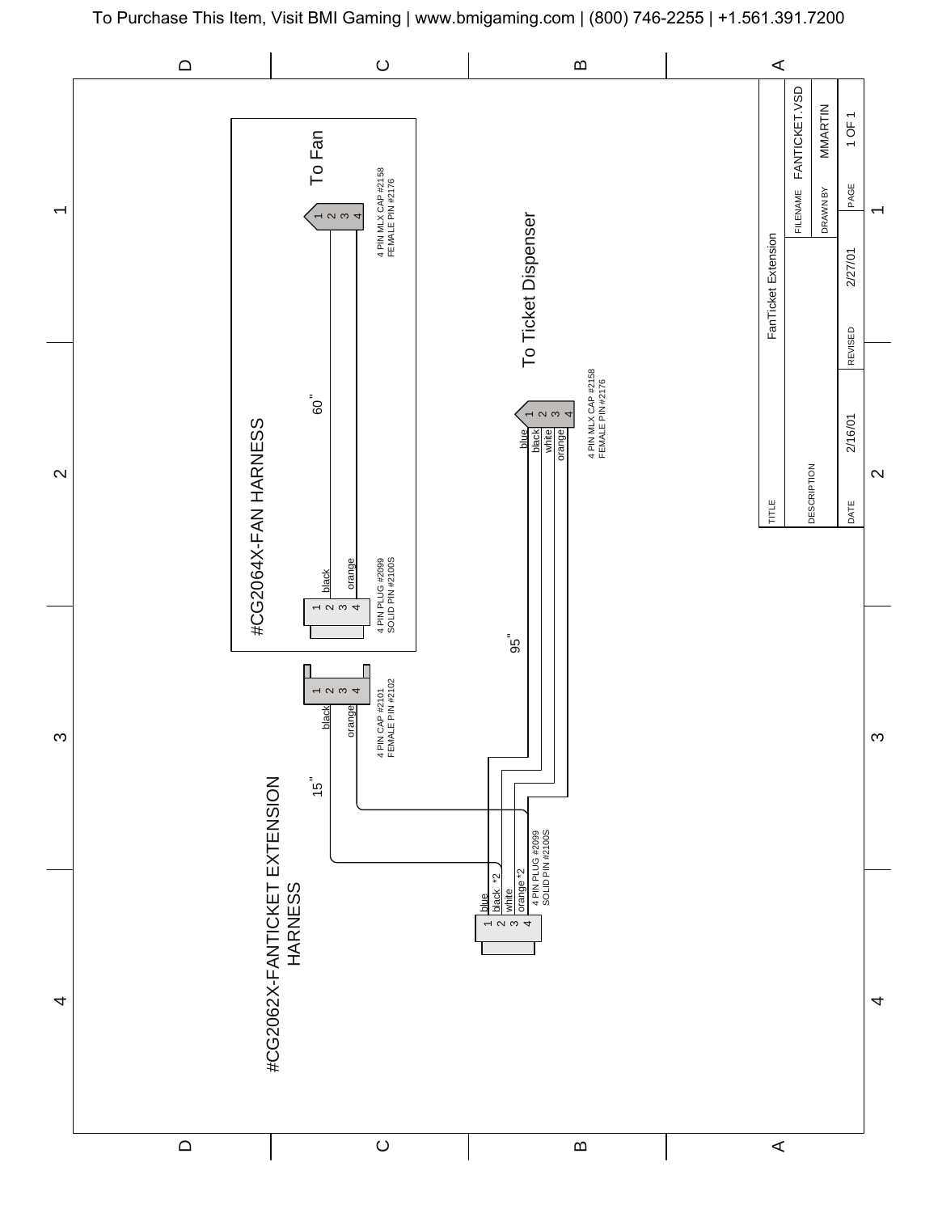To Purchase This Item, Visit BMI Gaming | www.bmigaming.com | (800) 746-2255 | +1.561.391.7200

## #CG2064X-FAN HARNESS

60"

To Fan

4 PIN PLUG #2099
SOLID PIN #2100S

| Pin | Wire |
|---|---|
| 1 | |
| 2 | black |
| 3 | |
| 4 | orange |

4 PIN MLX CAP #2158
FEMALE PIN #2176

| Pin | Wire |
|---|---|
| 1 | |
| 2 | black |
| 3 | |
| 4 | orange |

## #CG2062X-FANTICKET EXTENSION HARNESS

15"

4 PIN CAP #2101
FEMALE PIN #2102

| Pin | Wire |
|---|---|
| 1 | |
| 2 | black |
| 3 | |
| 4 | orange |

95"

To Ticket Dispenser

4 PIN MLX CAP #2158
FEMALE PIN #2176

| Pin | Wire |
|---|---|
| 1 | blue |
| 2 | black |
| 3 | white |
| 4 | orange |

4 PIN PLUG #2099
SOLID PIN #2100S

| Pin | Wire |
|---|---|
| 1 | blue |
| 2 | black *2 |
| 3 | white |
| 4 | orange *2 |

| TITLE | FanTicket Extension | | |
|---|---|---|---|
| DESCRIPTION | | FILENAME | FANTICKET.VSD |
| | | DRAWN BY | MMARTIN |
| DATE | 2/16/01 | REVISED | 2/27/01 |
| PAGE | 1 OF 1 | | |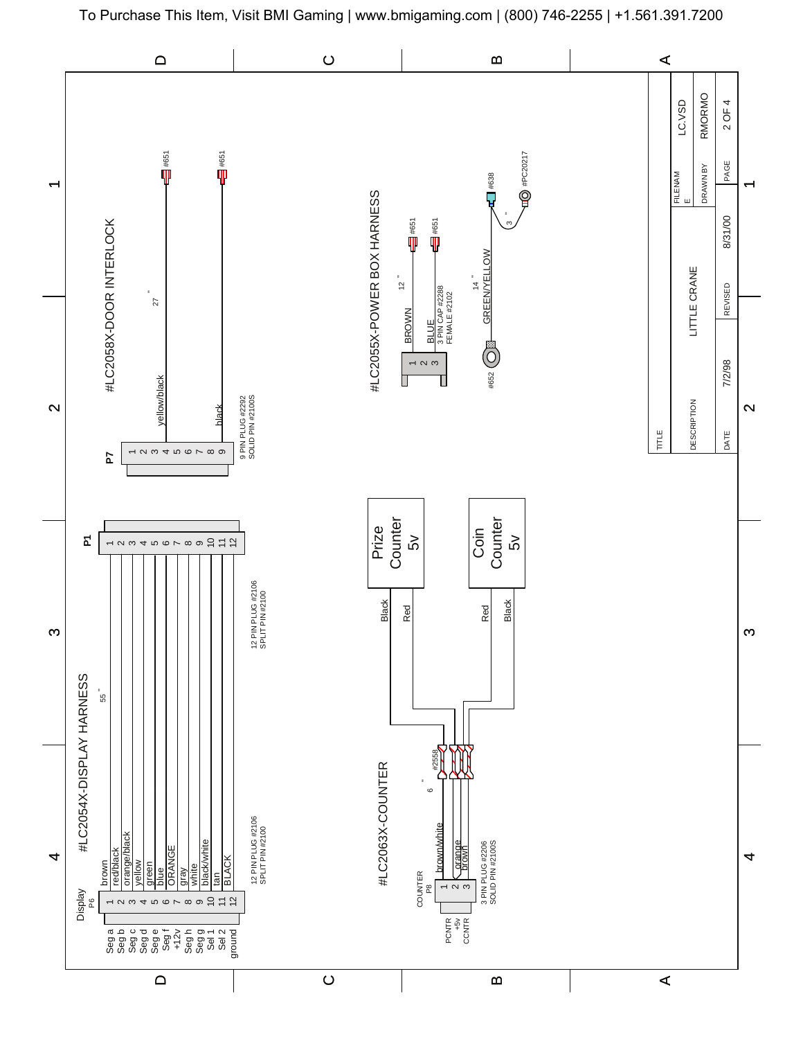To Purchase This Item, Visit BMI Gaming | www.bmigaming.com | (800) 746-2255 | +1.561.391.7200

## #LC2054X-DISPLAY HARNESS

55 "

Display P6 — 12 PIN PLUG #2106, SPLIT PIN #2100

P1 — 12 PIN PLUG #2106, SPLIT PIN #2100

| P6 Pin | Signal | Wire Color | P1 Pin |
|---|---|---|---|
| 1 | Seg a | brown | 1 |
| 2 | Seg b | red/black | 2 |
| 3 | Seg c | orange/black | 3 |
| 4 | Seg d | yellow | 4 |
| 5 | Seg e | green | 5 |
| 6 | Seg f | blue | 6 |
| 7 | +12v | ORANGE | 7 |
| 8 | Seg h | gray | 8 |
| 9 | Seg g | white | 9 |
| 10 | Sel 1 | black/white | 10 |
| 11 | Sel 2 | tan | 11 |
| 12 | ground | BLACK | 12 |

## #LC2058X-DOOR INTERLOCK

27 "

P7 — 9 PIN PLUG #2292, SOLID PIN #2100S

| P7 Pin | Wire Color | Terminal |
|---|---|---|
| 4 | yellow/black | #651 |
| 9 | black | #651 |

## #LC2063X-COUNTER

6 "

COUNTER P8 — 3 PIN PLUG #2206, SOLID PIN #2100S

| P8 Pin | Signal | Wire Color |
|---|---|---|
| 1 | PCNTR | brown/white |
| 2 | +5v | orange |
| 3 | CCNTR | brown |

Splice #2558

- Prize Counter 5v — Black, Red
- Coin Counter 5v — Red, Black

## #LC2055X-POWER BOX HARNESS

12 "

3 PIN CAP #2288, FEMALE #2102

| Pin | Wire Color | Terminal |
|---|---|---|
| 1 | BROWN | #651 |
| 2 | BLUE | #651 |
| 3 | | |

14 " GREEN/YELLOW — #652 ring terminal to #638, 3 " to #PC20217

| TITLE | LITTLE CRANE | FILENAME | LC.VSD |
|---|---|---|---|
| DESCRIPTION | | DRAWN BY | RMORMO |
| DATE 7/2/98 | REVISED 8/31/00 | PAGE | 2 OF 4 |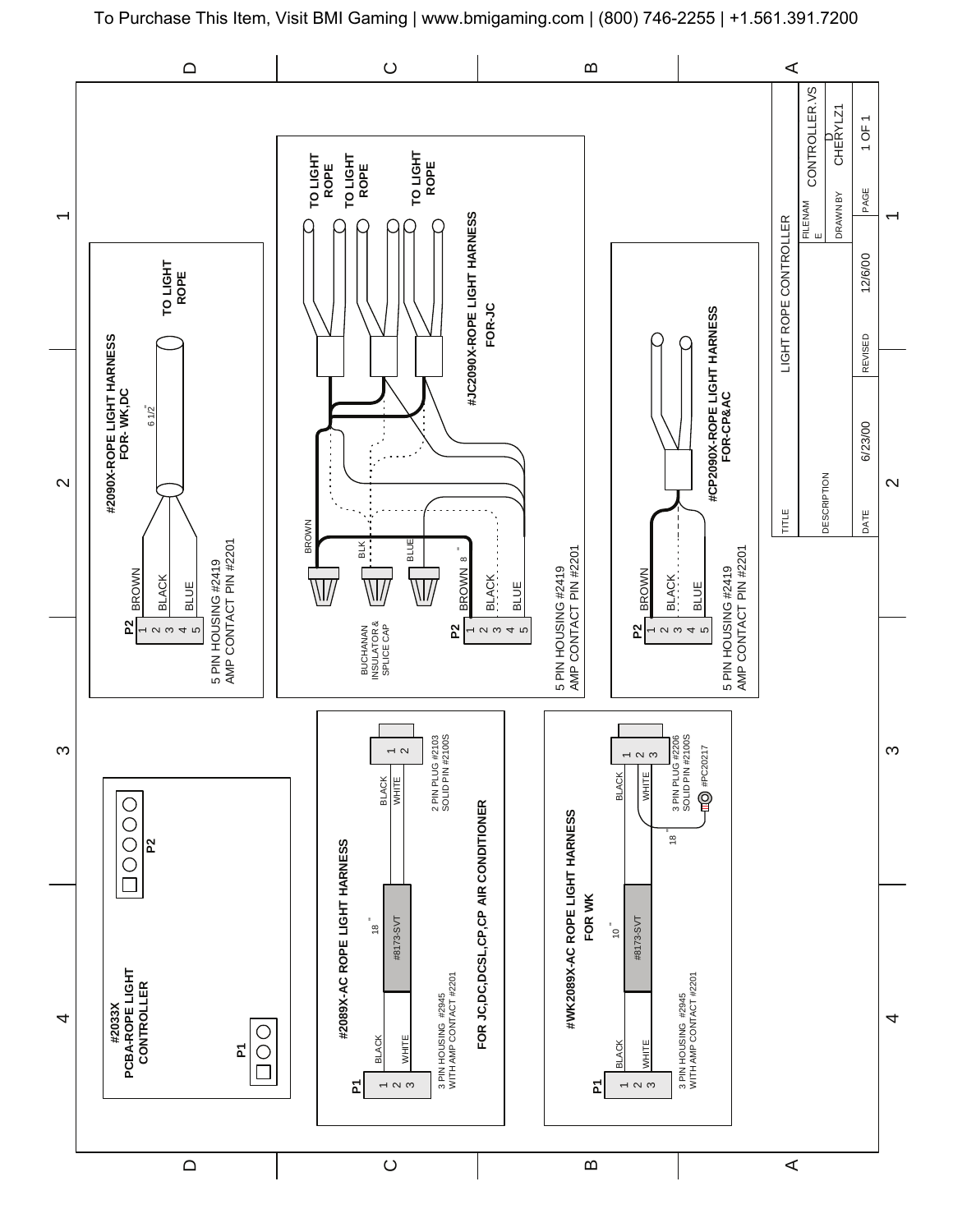To Purchase This Item, Visit BMI Gaming | www.bmigaming.com | (800) 746-2255 | +1.561.391.7200

## #2033X PCBA-ROPE LIGHT CONTROLLER

P1 / P2

## #2090X-ROPE LIGHT HARNESS FOR- WK,DC

P2
1 BROWN
2
3 BLACK
4 BLUE
5

6 1/2"

TO LIGHT ROPE

5 PIN HOUSING #2419
AMP CONTACT PIN #2201

## #JC2090X-ROPE LIGHT HARNESS FOR-JC

P2
1 BROWN 8"
2
3 BLACK
4 BLUE
5

BROWN / BLK / BLUE

BUCHANAN INSULATOR & SPLICE CAP

TO LIGHT ROPE
TO LIGHT ROPE
TO LIGHT ROPE

5 PIN HOUSING #2419
AMP CONTACT PIN #2201

## #CP2090X-ROPE LIGHT HARNESS FOR-CP&AC

P2
1 BROWN
2
3 BLACK
4 BLUE
5

5 PIN HOUSING #2419
AMP CONTACT PIN #2201

## #2089X-AC ROPE LIGHT HARNESS

P1
1 BLACK
2
3 WHITE

#8173-SVT 18"

BLACK 1
WHITE 2

3 PIN HOUSING #2945 WITH AMP CONTACT #2201

2 PIN PLUG #2103 SOLID PIN #2100S

FOR JC,DC,DCSL,CP,CP AIR CONDITIONER

## #WK2089X-AC ROPE LIGHT HARNESS FOR WK

P1
1 BLACK
2
3 WHITE

#8173-SVT 10"

BLACK 1
2
WHITE 3

18"

3 PIN HOUSING #2945 WITH AMP CONTACT #2201

3 PIN PLUG #2206 SOLID PIN #2100S

#PC20217

| TITLE | LIGHT ROPE CONTROLLER | | |
|---|---|---|---|
| DESCRIPTION | | FILENAME | CONTROLLER.VSD |
| | | DRAWN BY | CHERYLZ1 |
| DATE | 6/23/00 | REVISED 12/6/00 | PAGE 1 OF 1 |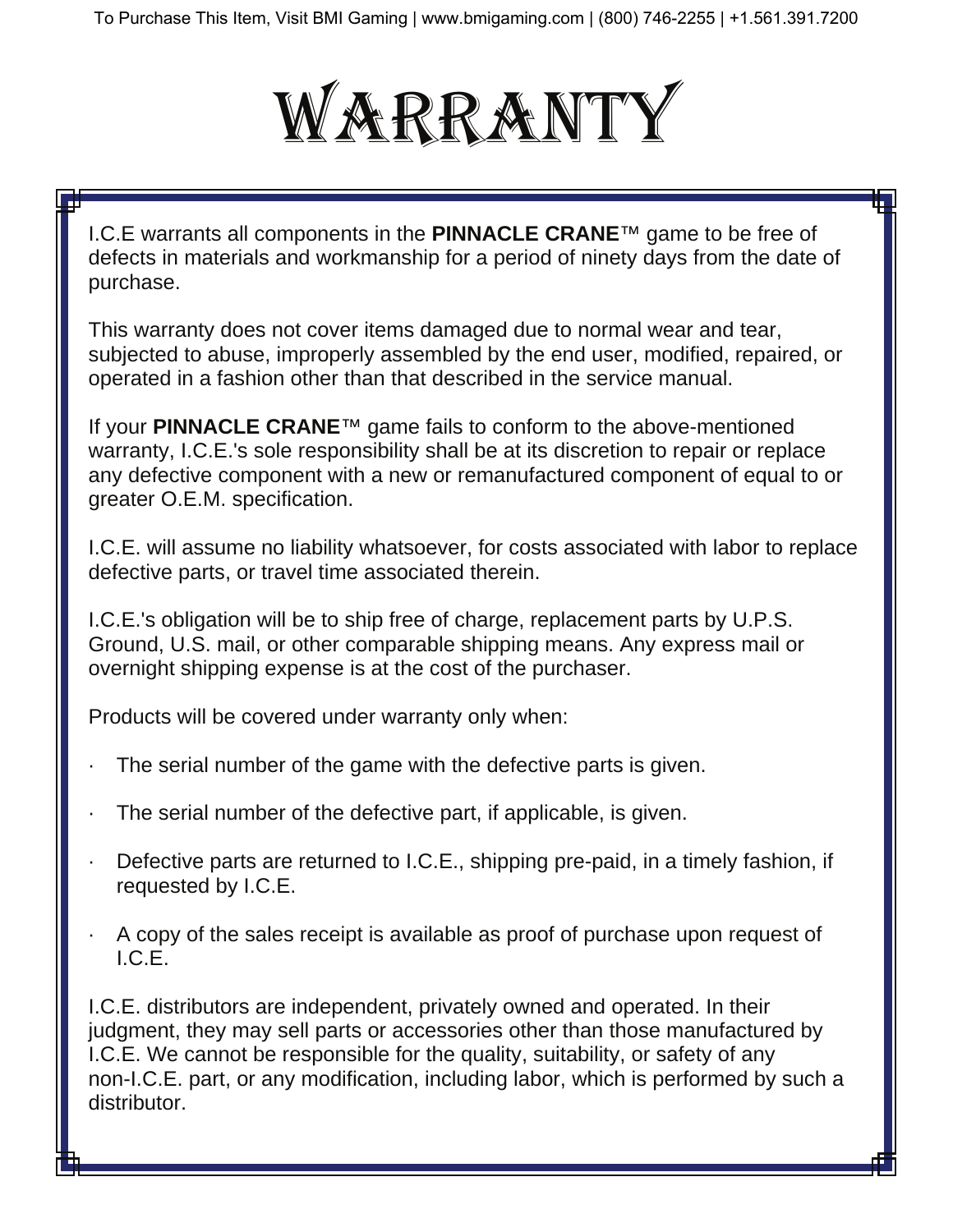# WARRANTY

I.C.E warrants all components in the **PINNACLE CRANE**™ game to be free of defects in materials and workmanship for a period of ninety days from the date of purchase.

This warranty does not cover items damaged due to normal wear and tear, subjected to abuse, improperly assembled by the end user, modified, repaired, or operated in a fashion other than that described in the service manual.

If your **PINNACLE CRANE**™ game fails to conform to the above-mentioned warranty, I.C.E.'s sole responsibility shall be at its discretion to repair or replace any defective component with a new or remanufactured component of equal to or greater O.E.M. specification.

I.C.E. will assume no liability whatsoever, for costs associated with labor to replace defective parts, or travel time associated therein.

I.C.E.'s obligation will be to ship free of charge, replacement parts by U.P.S. Ground, U.S. mail, or other comparable shipping means. Any express mail or overnight shipping expense is at the cost of the purchaser.

Products will be covered under warranty only when:

- The serial number of the game with the defective parts is given.
- The serial number of the defective part, if applicable, is given.
- Defective parts are returned to I.C.E., shipping pre-paid, in a timely fashion, if requested by I.C.E.
- A copy of the sales receipt is available as proof of purchase upon request of I.C.E.

I.C.E. distributors are independent, privately owned and operated. In their judgment, they may sell parts or accessories other than those manufactured by I.C.E. We cannot be responsible for the quality, suitability, or safety of any non-I.C.E. part, or any modification, including labor, which is performed by such a distributor.